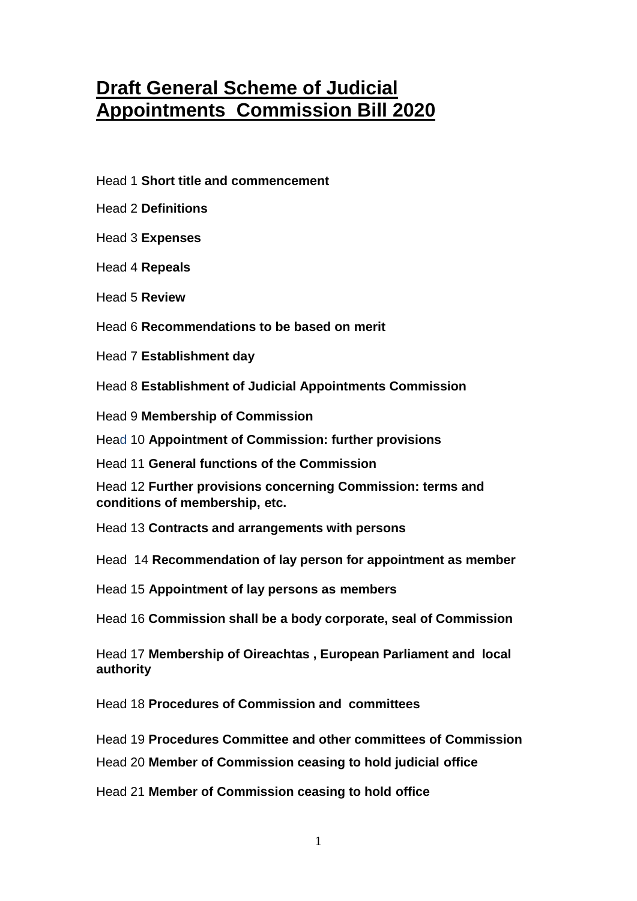# Draft General Scheme of Judicial Appointments Commission Bill 2020

Head 1 **Short title and commencement**

Head 2 **Definitions**

Head 3 **Expenses**

Head 4 **Repeals**

Head 5 **Review**

Head 6 **Recommendations to be based on merit**

Head 7 **Establishment day**

Head 8 **Establishment of Judicial Appointments Commission**

Head 9 **Membership of Commission**

Head 10 **Appointment of Commission: further provisions**

Head 11 **General functions of the Commission**

Head 12 **Further provisions concerning Commission: terms and conditions of membership, etc.**

Head 13 **Contracts and arrangements with persons**

Head 14 **Recommendation of lay person for appointment as member**

Head 15 **Appointment of lay persons as members**

Head 16 **Commission shall be a body corporate, seal of Commission**

Head 17 **Membership of Oireachtas , European Parliament and local authority**

Head 18 **Procedures of Commission and committees**

Head 19 **Procedures Committee and other committees of Commission**

Head 20 **Member of Commission ceasing to hold judicial office**

Head 21 **Member of Commission ceasing to hold office**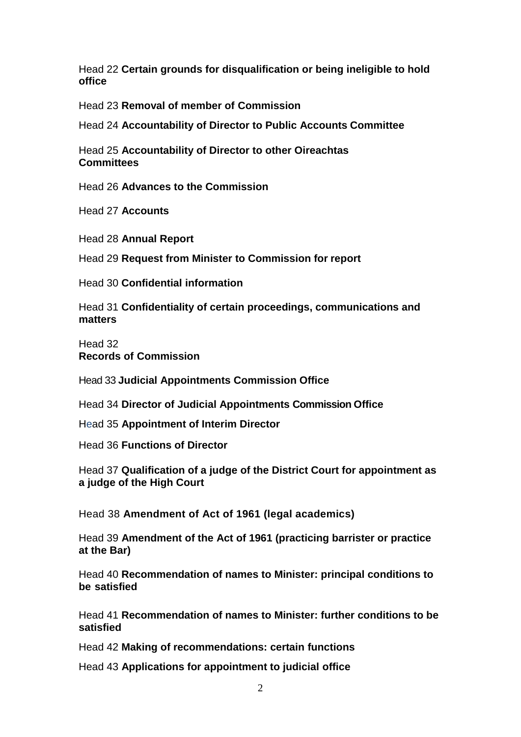Head 22 **Certain grounds for disqualification or being ineligible to hold office**

Head 23 **Removal of member of Commission**

Head 24 **Accountability of Director to Public Accounts Committee**

Head 25 **Accountability of Director to other Oireachtas Committees**

Head 26 **Advances to the Commission**

Head 27 **Accounts**

Head 28 **Annual Report**

Head 29 **Request from Minister to Commission for report**

Head 30 **Confidential information**

Head 31 **Confidentiality of certain proceedings, communications and matters**

Head 32
**Records of Commission**

Head 33 **Judicial Appointments Commission Office**

Head 34 **Director of Judicial Appointments Commission Office**

Head 35 **Appointment of Interim Director**

Head 36 **Functions of Director**

Head 37 **Qualification of a judge of the District Court for appointment as a judge of the High Court**

Head 38 **Amendment of Act of 1961 (legal academics)**

Head 39 **Amendment of the Act of 1961 (practicing barrister or practice at the Bar)**

Head 40 **Recommendation of names to Minister: principal conditions to be satisfied**

Head 41 **Recommendation of names to Minister: further conditions to be satisfied**

Head 42 **Making of recommendations: certain functions**

Head 43 **Applications for appointment to judicial office**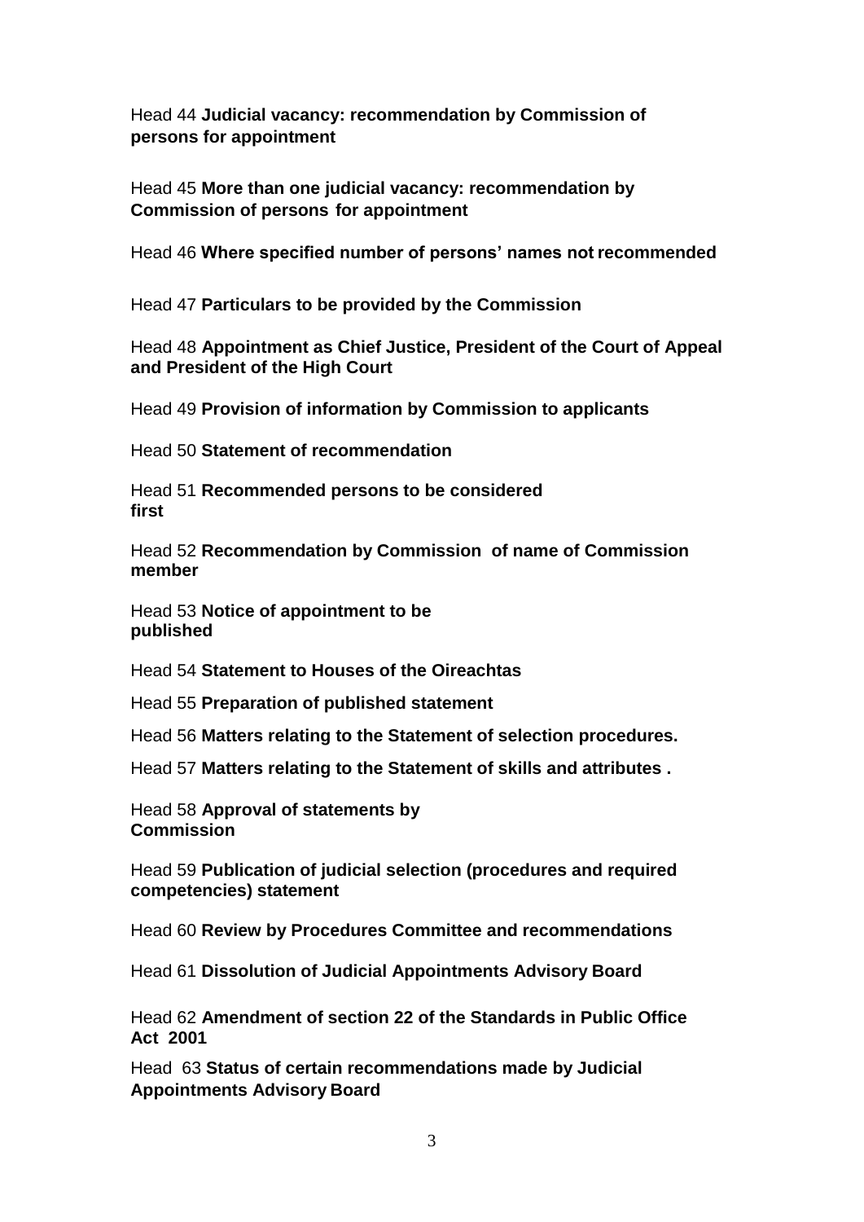Head 44 **Judicial vacancy: recommendation by Commission of persons for appointment**

Head 45 **More than one judicial vacancy: recommendation by Commission of persons for appointment**

Head 46 **Where specified number of persons' names not recommended**

Head 47 **Particulars to be provided by the Commission**

Head 48 **Appointment as Chief Justice, President of the Court of Appeal and President of the High Court**

Head 49 **Provision of information by Commission to applicants**

Head 50 **Statement of recommendation**

Head 51 **Recommended persons to be considered first**

Head 52 **Recommendation by Commission of name of Commission member**

Head 53 **Notice of appointment to be published**

Head 54 **Statement to Houses of the Oireachtas**

Head 55 **Preparation of published statement**

Head 56 **Matters relating to the Statement of selection procedures.**

Head 57 **Matters relating to the Statement of skills and attributes .**

Head 58 **Approval of statements by Commission**

Head 59 **Publication of judicial selection (procedures and required competencies) statement**

Head 60 **Review by Procedures Committee and recommendations**

Head 61 **Dissolution of Judicial Appointments Advisory Board**

Head 62 **Amendment of section 22 of the Standards in Public Office Act 2001**

Head 63 **Status of certain recommendations made by Judicial Appointments Advisory Board**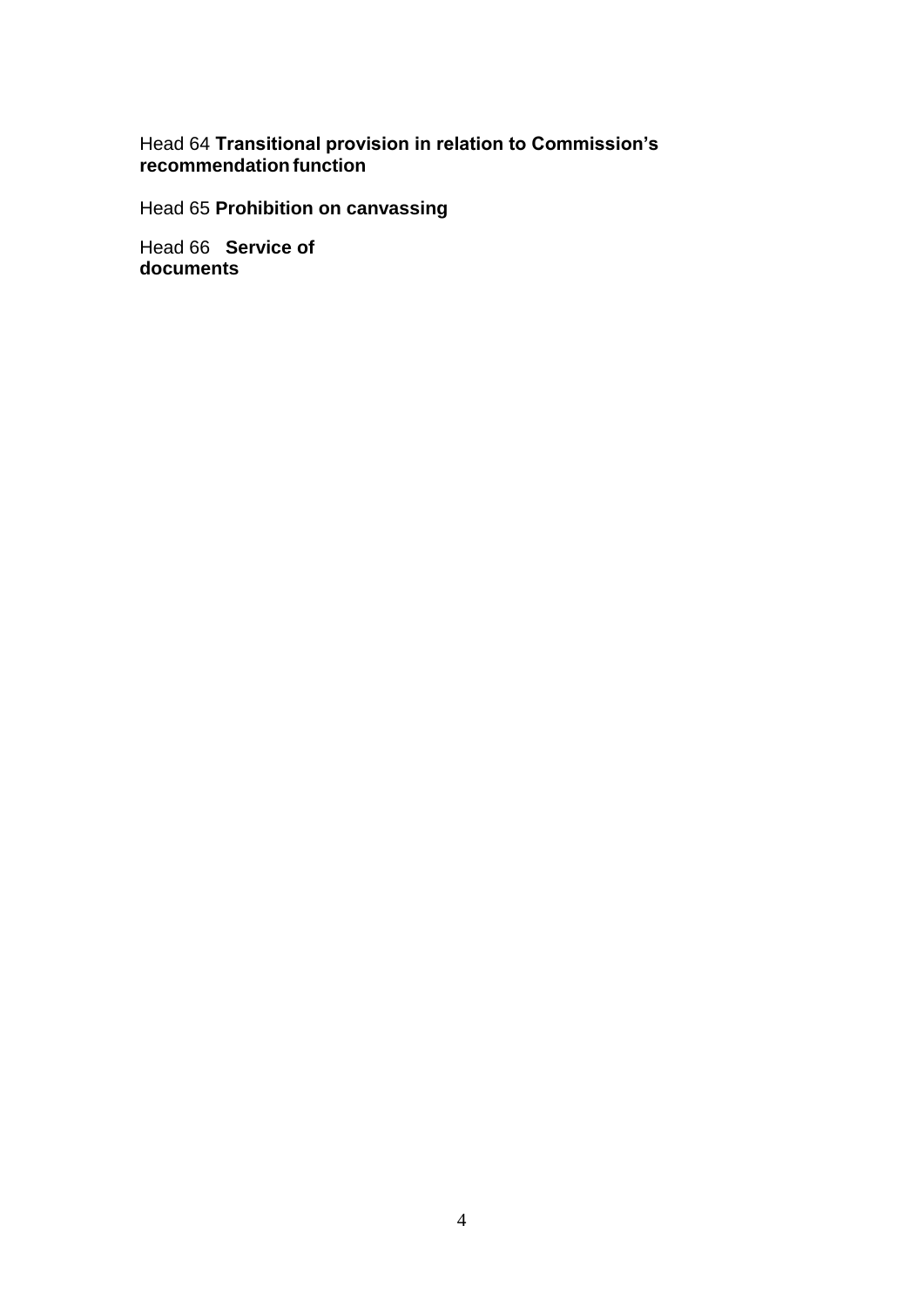Head 64 **Transitional provision in relation to Commission's recommendation function**

Head 65 **Prohibition on canvassing**

Head 66 **Service of documents**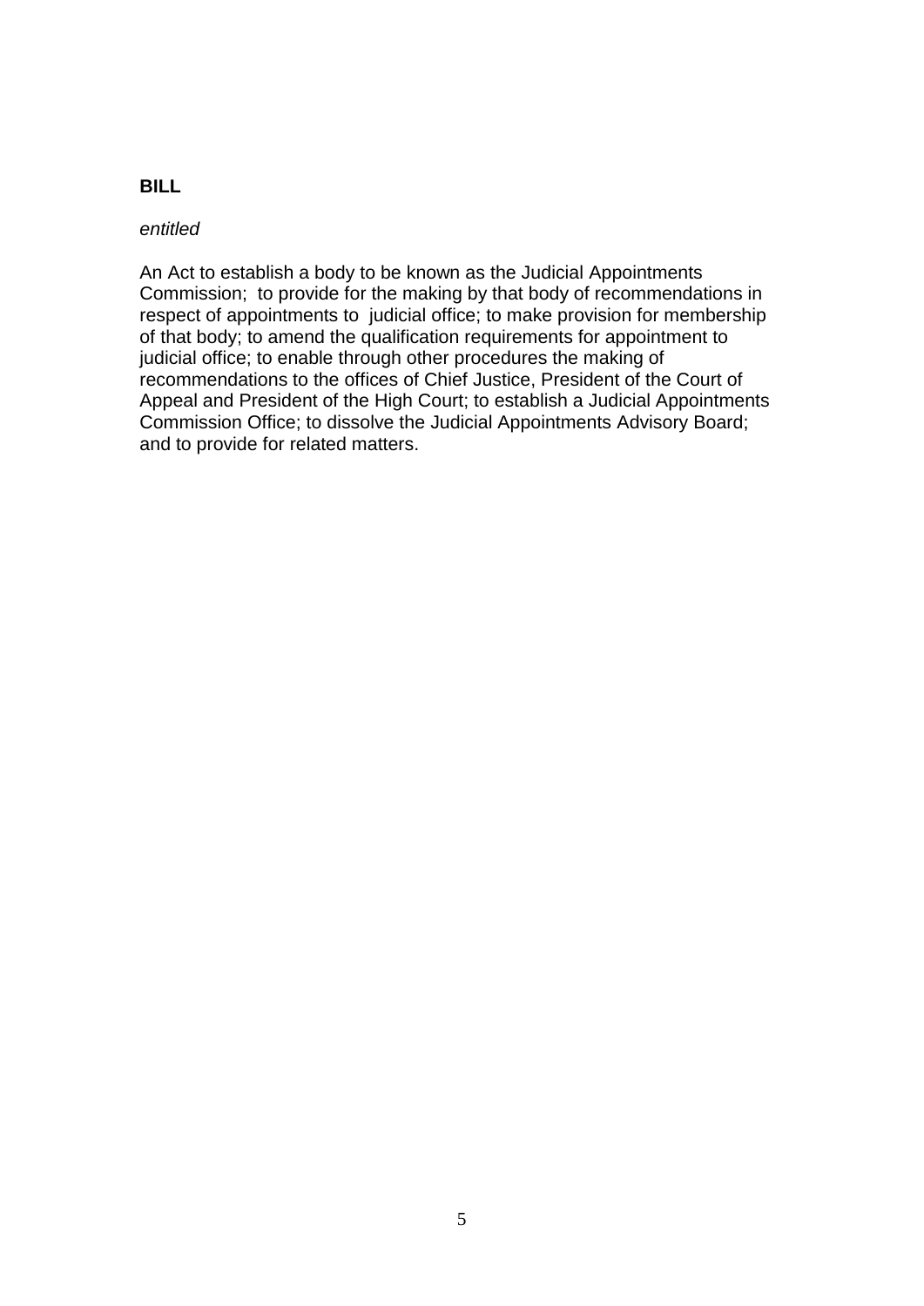**BILL**

*entitled*

An Act to establish a body to be known as the Judicial Appointments Commission; to provide for the making by that body of recommendations in respect of appointments to judicial office; to make provision for membership of that body; to amend the qualification requirements for appointment to judicial office; to enable through other procedures the making of recommendations to the offices of Chief Justice, President of the Court of Appeal and President of the High Court; to establish a Judicial Appointments Commission Office; to dissolve the Judicial Appointments Advisory Board; and to provide for related matters.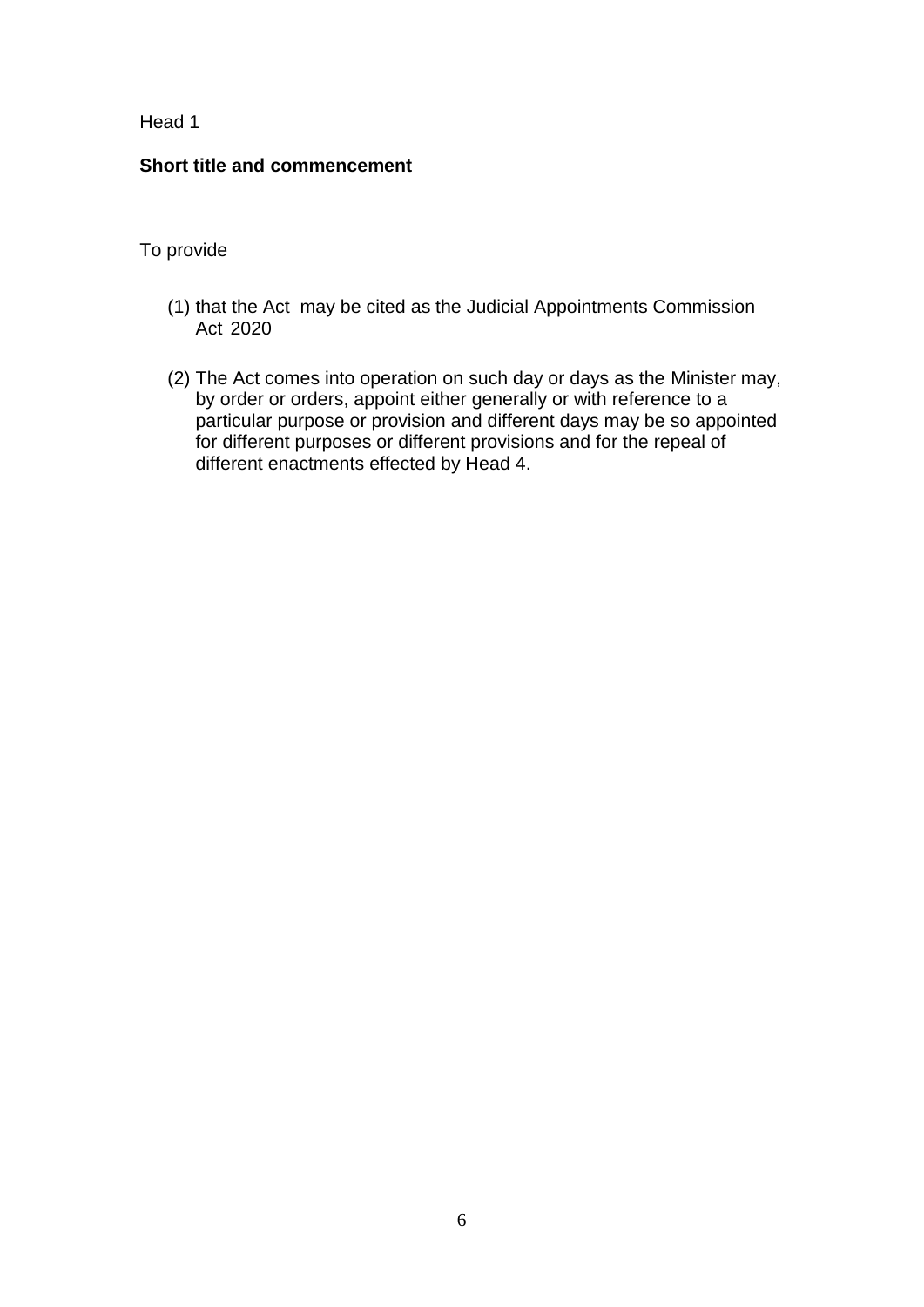Head 1

**Short title and commencement**

To provide

(1) that the Act may be cited as the Judicial Appointments Commission Act 2020

(2) The Act comes into operation on such day or days as the Minister may, by order or orders, appoint either generally or with reference to a particular purpose or provision and different days may be so appointed for different purposes or different provisions and for the repeal of different enactments effected by Head 4.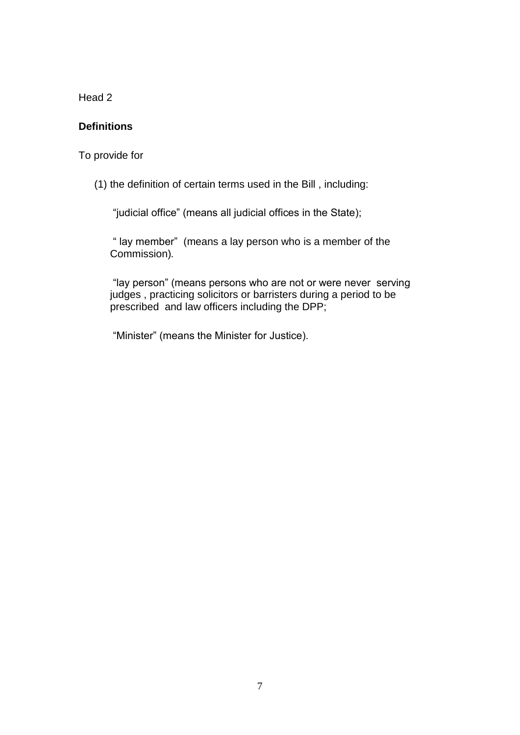Head 2

**Definitions**

To provide for

(1) the definition of certain terms used in the Bill , including:

“judicial office” (means all judicial offices in the State);

“ lay member” (means a lay person who is a member of the Commission).

“lay person” (means persons who are not or were never serving judges , practicing solicitors or barristers during a period to be prescribed and law officers including the DPP;

“Minister” (means the Minister for Justice).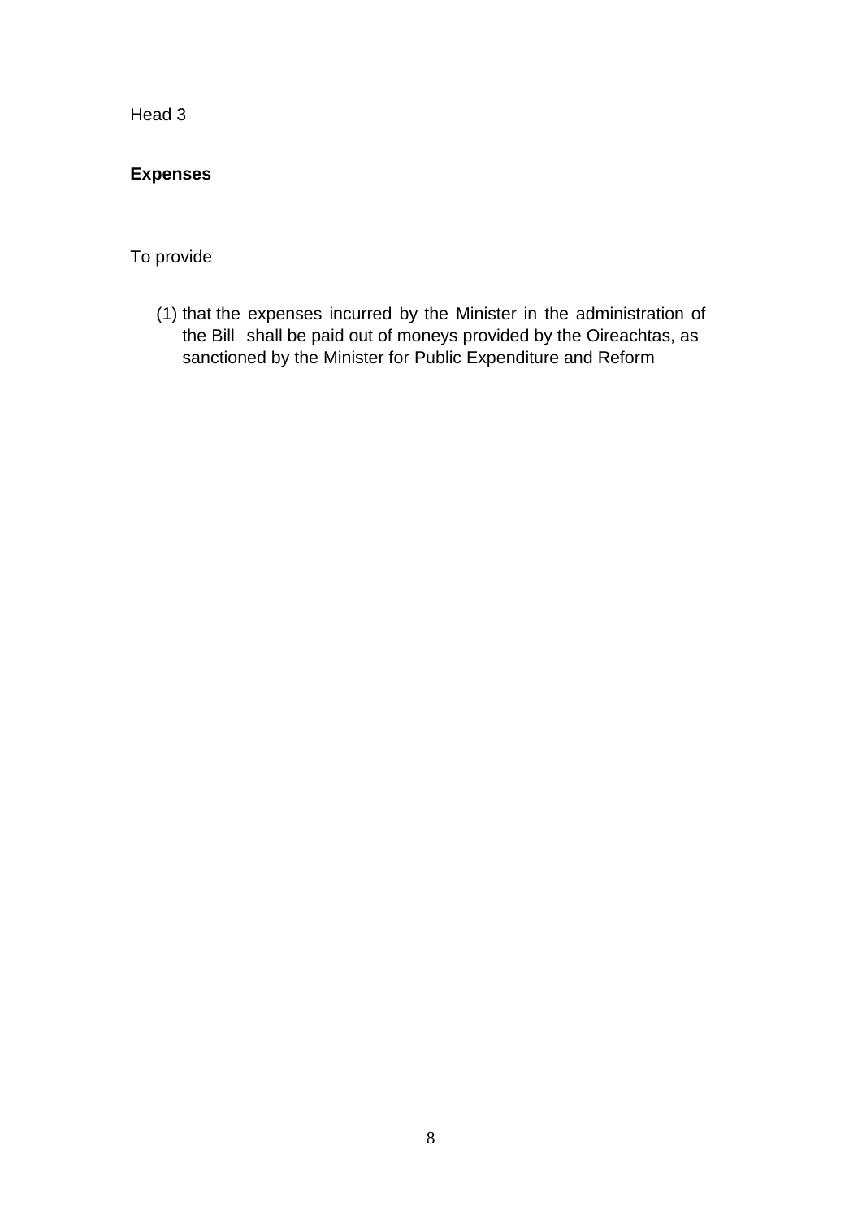Head 3

**Expenses**

To provide

(1) that the expenses incurred by the Minister in the administration of the Bill shall be paid out of moneys provided by the Oireachtas, as sanctioned by the Minister for Public Expenditure and Reform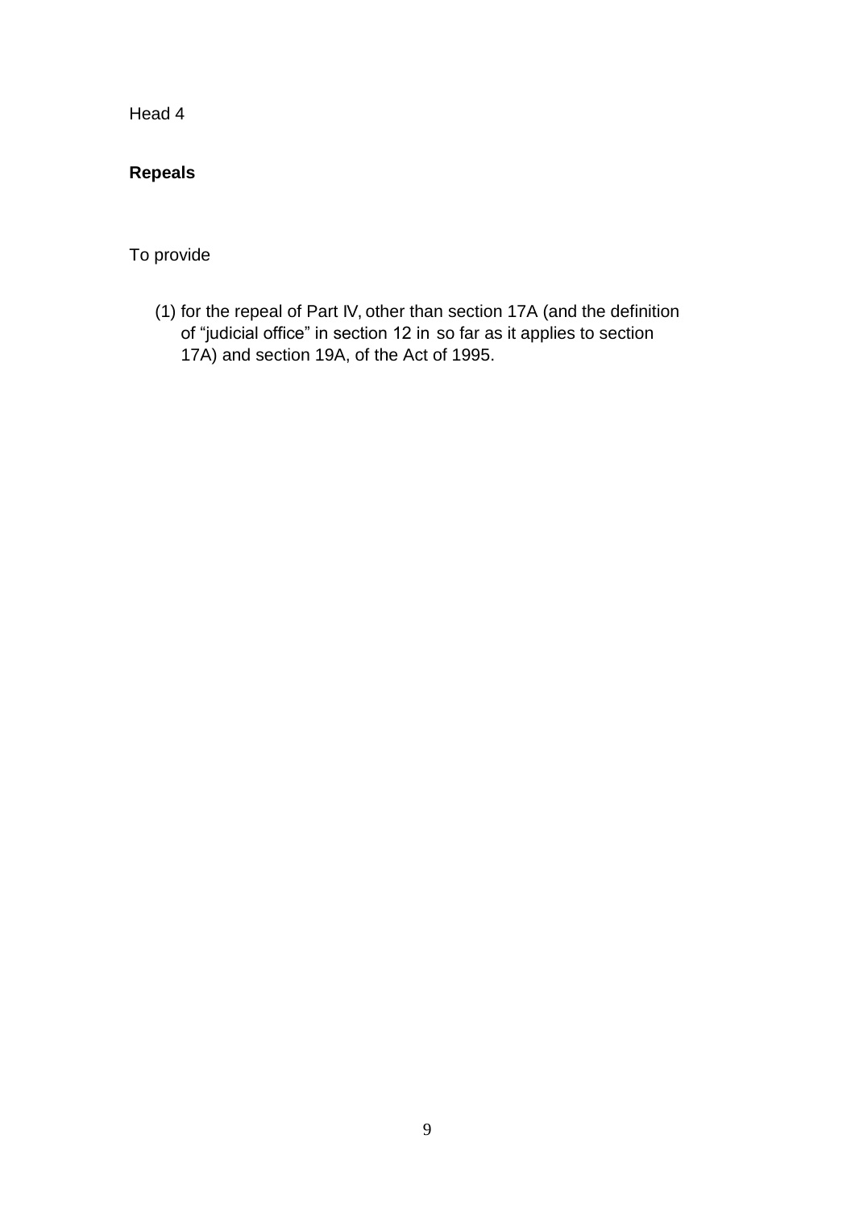Head 4

**Repeals**

To provide

(1) for the repeal of Part IV, other than section 17A (and the definition of "judicial office" in section 12 in so far as it applies to section 17A) and section 19A, of the Act of 1995.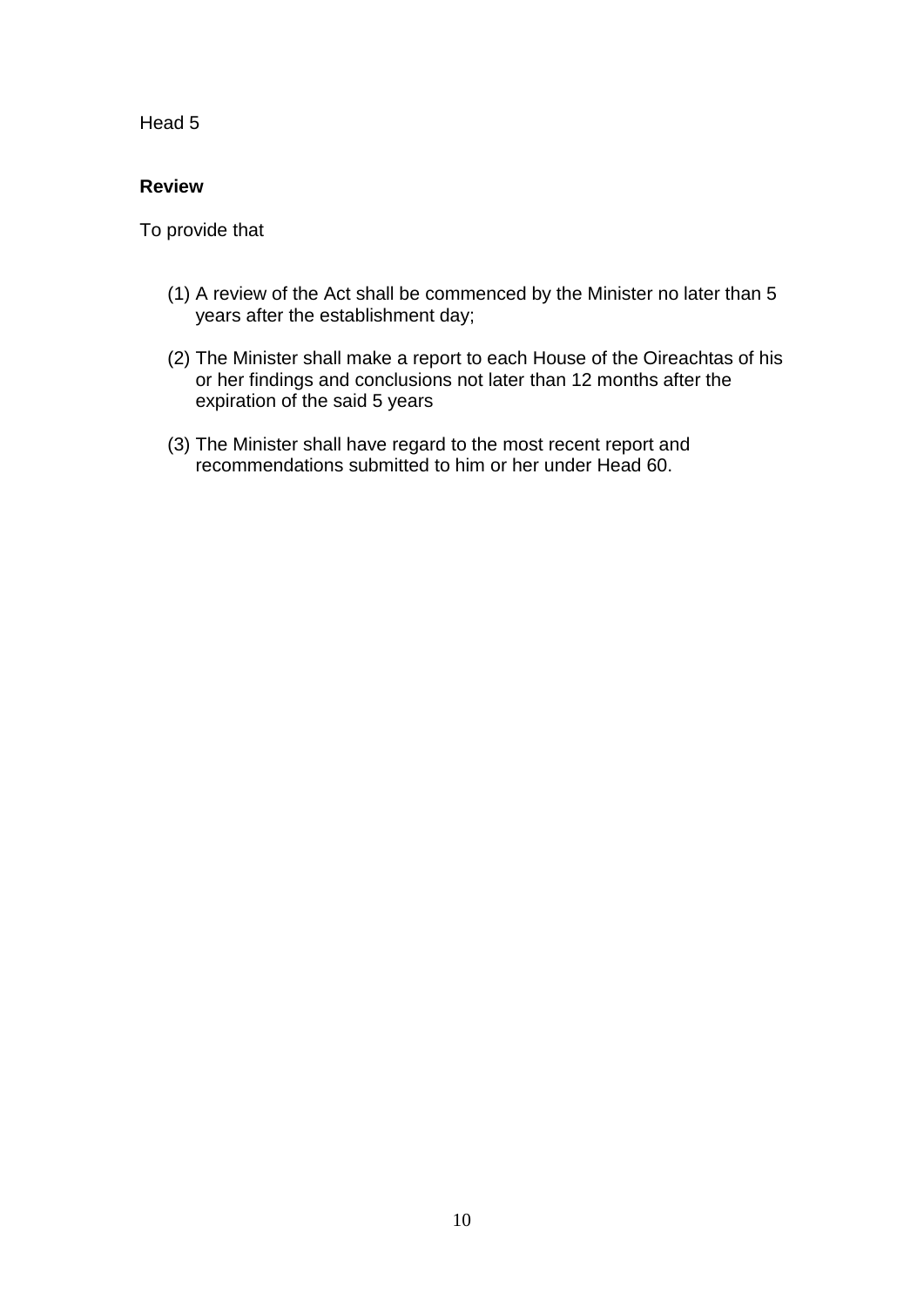Head 5

**Review**

To provide that

(1) A review of the Act shall be commenced by the Minister no later than 5 years after the establishment day;

(2) The Minister shall make a report to each House of the Oireachtas of his or her findings and conclusions not later than 12 months after the expiration of the said 5 years

(3) The Minister shall have regard to the most recent report and recommendations submitted to him or her under Head 60.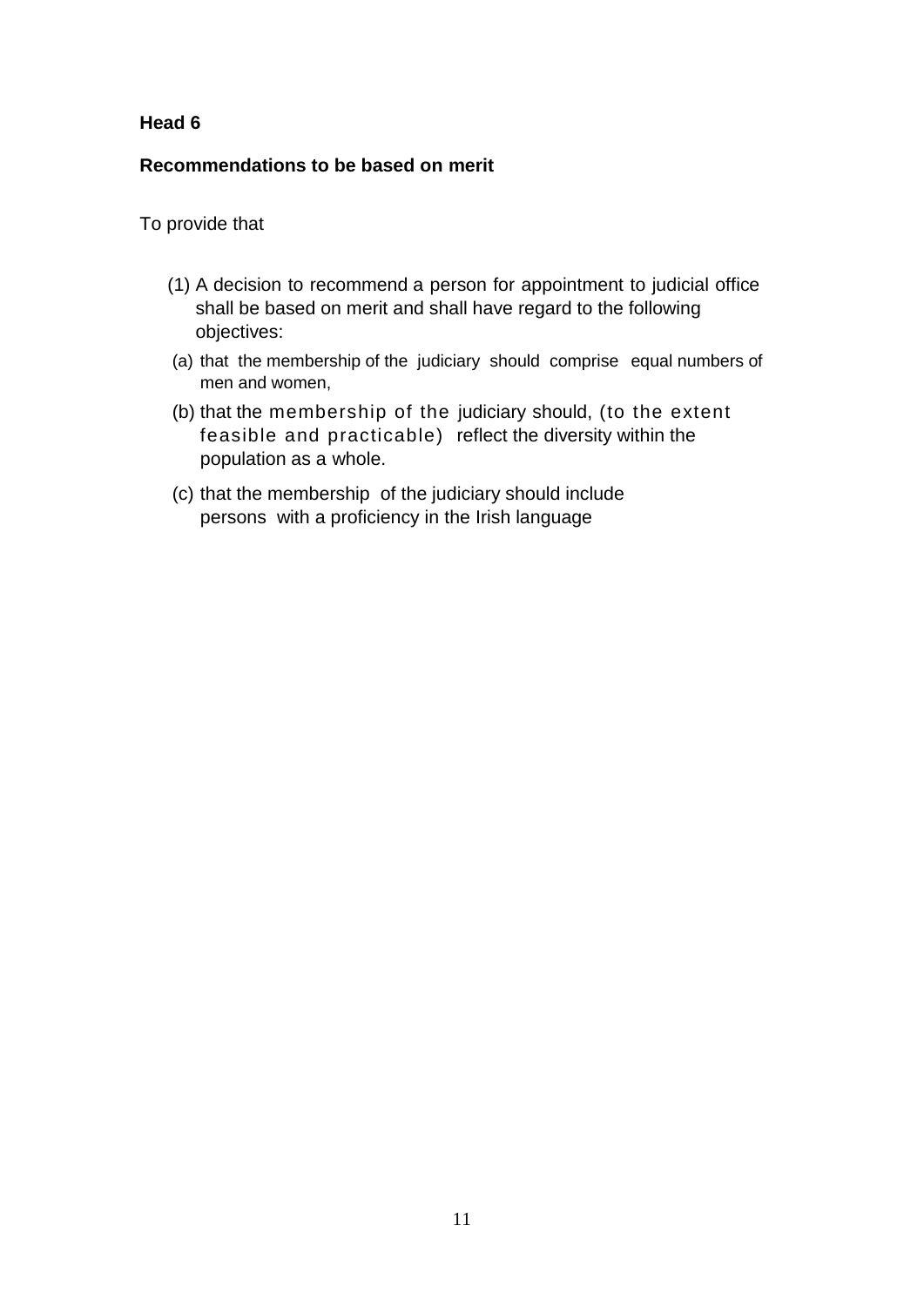**Head 6**

**Recommendations to be based on merit**

To provide that

(1) A decision to recommend a person for appointment to judicial office shall be based on merit and shall have regard to the following objectives:

(a) that the membership of the judiciary should comprise equal numbers of men and women,

(b) that the membership of the judiciary should, (to the extent feasible and practicable) reflect the diversity within the population as a whole.

(c) that the membership of the judiciary should include persons with a proficiency in the Irish language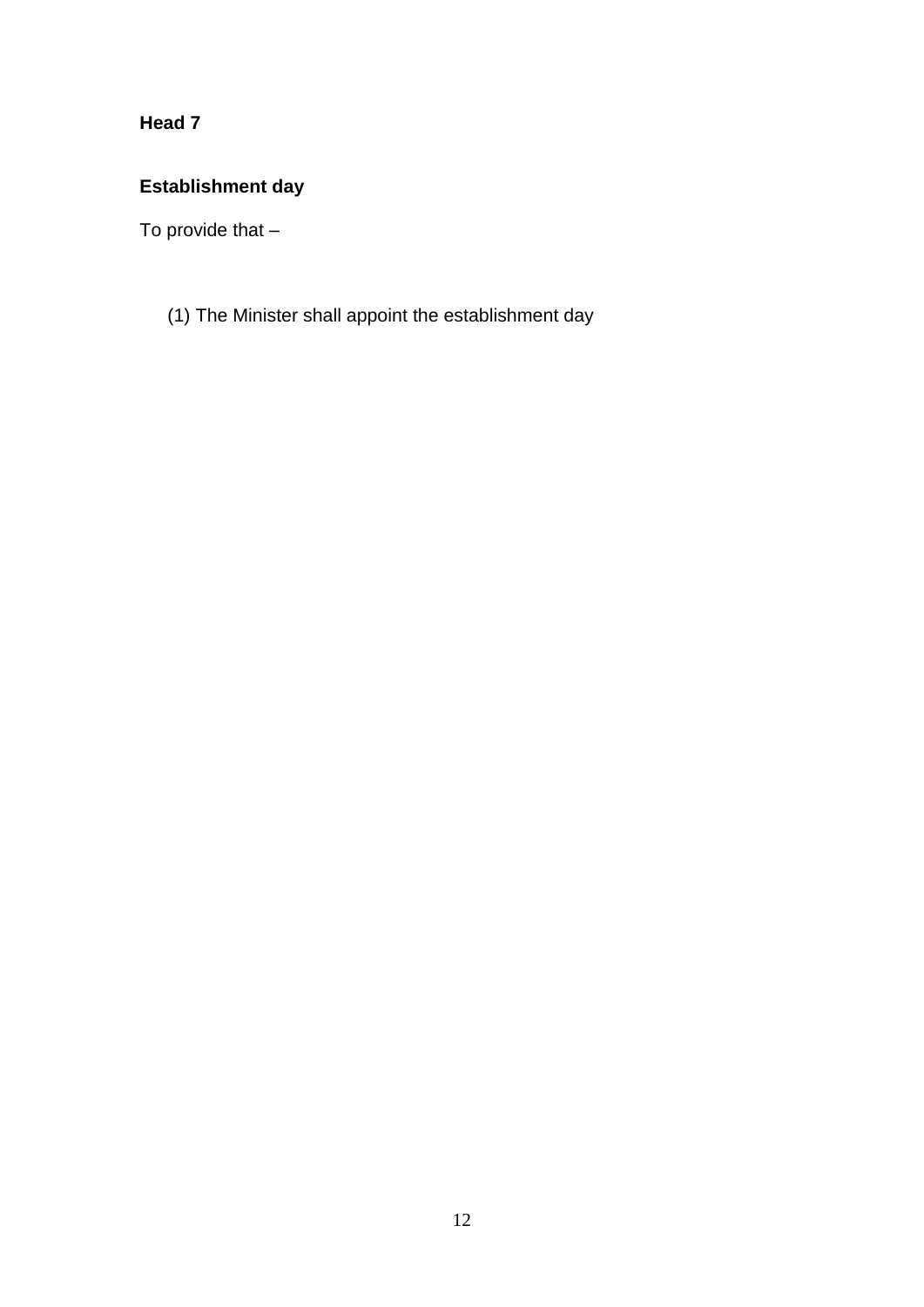**Head 7**

**Establishment day**

To provide that –

(1) The Minister shall appoint the establishment day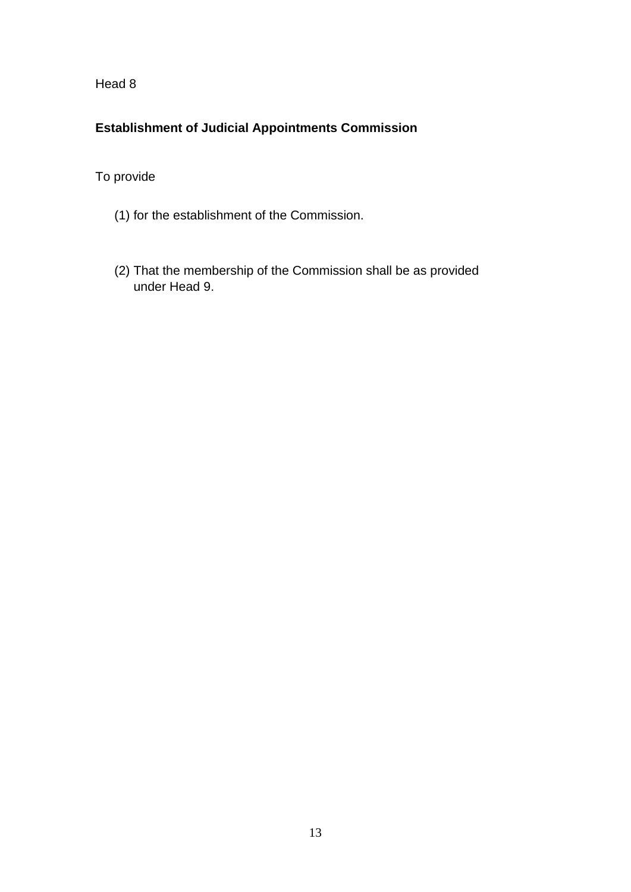Head 8

**Establishment of Judicial Appointments Commission**

To provide

(1) for the establishment of the Commission.

(2) That the membership of the Commission shall be as provided under Head 9.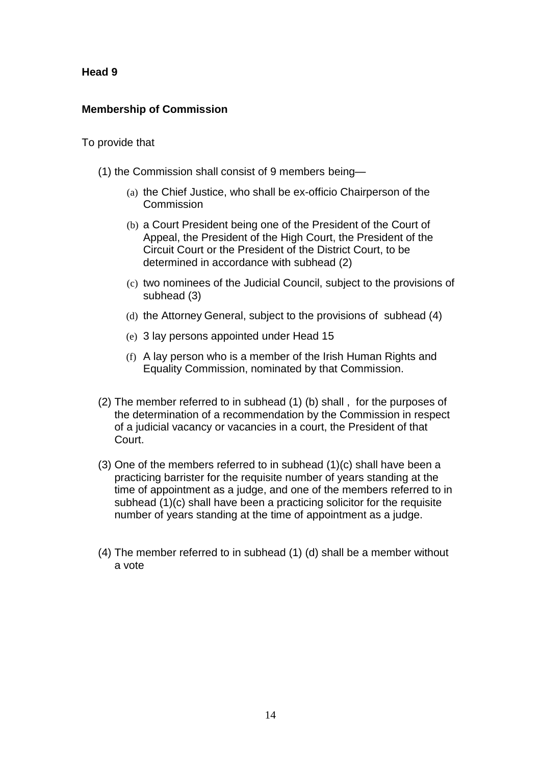**Head 9**

**Membership of Commission**

To provide that

(1) the Commission shall consist of 9 members being—

   (a) the Chief Justice, who shall be ex-officio Chairperson of the Commission

   (b) a Court President being one of the President of the Court of Appeal, the President of the High Court, the President of the Circuit Court or the President of the District Court, to be determined in accordance with subhead (2)

   (c) two nominees of the Judicial Council, subject to the provisions of subhead (3)

   (d) the Attorney General, subject to the provisions of subhead (4)

   (e) 3 lay persons appointed under Head 15

   (f) A lay person who is a member of the Irish Human Rights and Equality Commission, nominated by that Commission.

(2) The member referred to in subhead (1) (b) shall , for the purposes of the determination of a recommendation by the Commission in respect of a judicial vacancy or vacancies in a court, the President of that Court.

(3) One of the members referred to in subhead (1)(c) shall have been a practicing barrister for the requisite number of years standing at the time of appointment as a judge, and one of the members referred to in subhead (1)(c) shall have been a practicing solicitor for the requisite number of years standing at the time of appointment as a judge.

(4) The member referred to in subhead (1) (d) shall be a member without a vote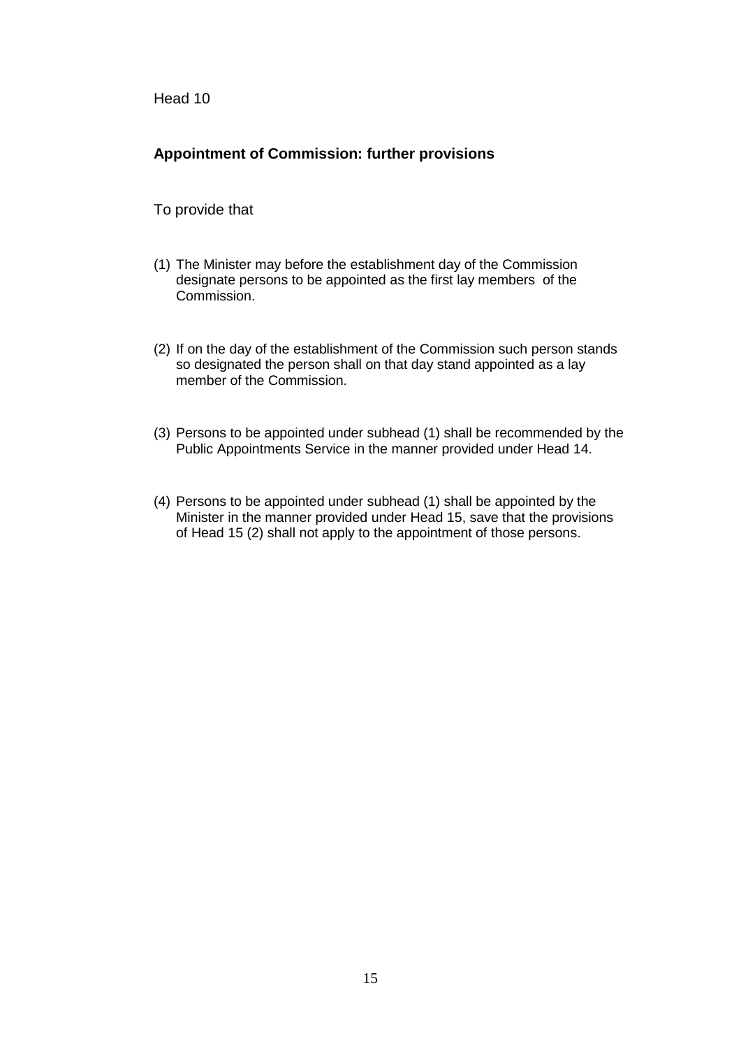Head 10

## Appointment of Commission: further provisions

To provide that

(1) The Minister may before the establishment day of the Commission designate persons to be appointed as the first lay members of the Commission.

(2) If on the day of the establishment of the Commission such person stands so designated the person shall on that day stand appointed as a lay member of the Commission.

(3) Persons to be appointed under subhead (1) shall be recommended by the Public Appointments Service in the manner provided under Head 14.

(4) Persons to be appointed under subhead (1) shall be appointed by the Minister in the manner provided under Head 15, save that the provisions of Head 15 (2) shall not apply to the appointment of those persons.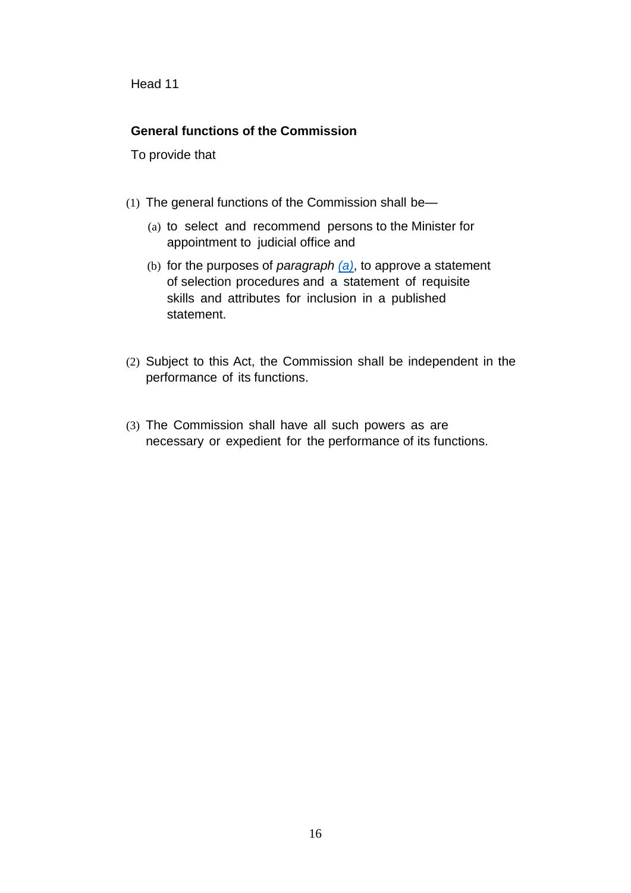Head 11

## General functions of the Commission

To provide that

(1) The general functions of the Commission shall be—

(a) to select and recommend persons to the Minister for appointment to judicial office and

(b) for the purposes of *paragraph (a)*, to approve a statement of selection procedures and a statement of requisite skills and attributes for inclusion in a published statement.

(2) Subject to this Act, the Commission shall be independent in the performance of its functions.

(3) The Commission shall have all such powers as are necessary or expedient for the performance of its functions.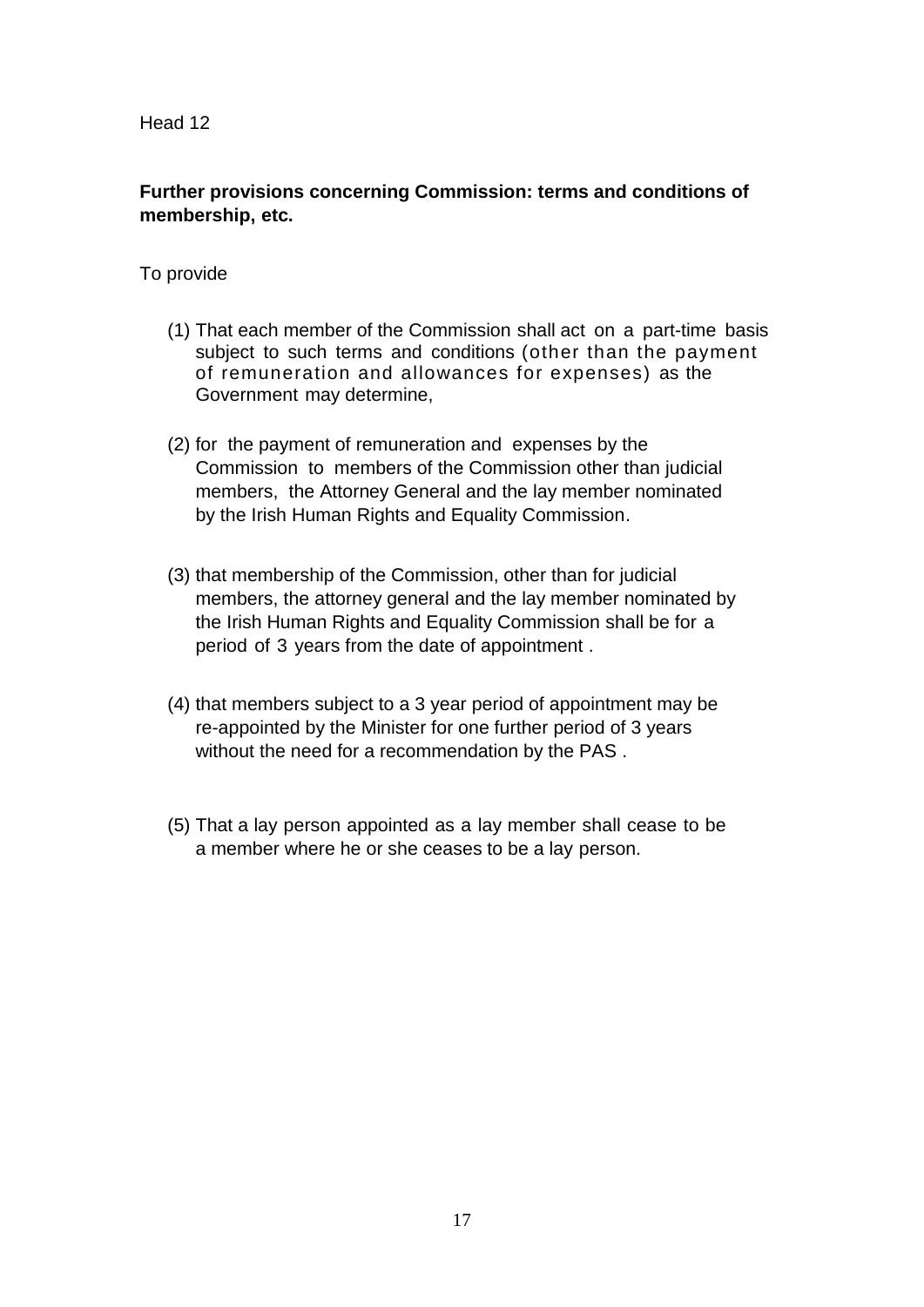Head 12

**Further provisions concerning Commission: terms and conditions of membership, etc.**

To provide

(1) That each member of the Commission shall act on a part-time basis subject to such terms and conditions (other than the payment of remuneration and allowances for expenses) as the Government may determine,

(2) for the payment of remuneration and expenses by the Commission to members of the Commission other than judicial members, the Attorney General and the lay member nominated by the Irish Human Rights and Equality Commission.

(3) that membership of the Commission, other than for judicial members, the attorney general and the lay member nominated by the Irish Human Rights and Equality Commission shall be for a period of 3 years from the date of appointment .

(4) that members subject to a 3 year period of appointment may be re-appointed by the Minister for one further period of 3 years without the need for a recommendation by the PAS .

(5) That a lay person appointed as a lay member shall cease to be a member where he or she ceases to be a lay person.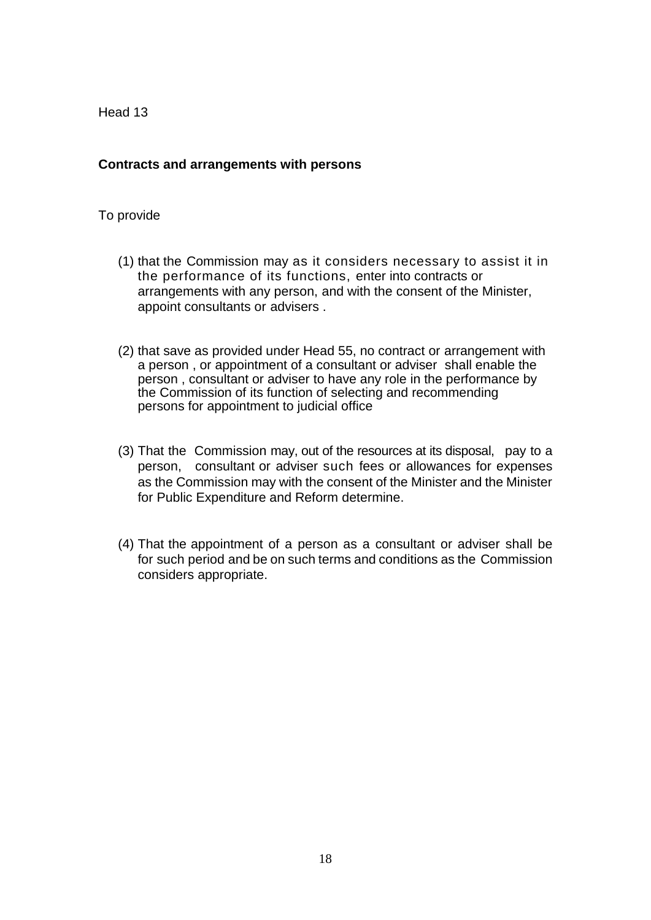Head 13

**Contracts and arrangements with persons**

To provide

(1) that the Commission may as it considers necessary to assist it in the performance of its functions, enter into contracts or arrangements with any person, and with the consent of the Minister, appoint consultants or advisers .

(2) that save as provided under Head 55, no contract or arrangement with a person , or appointment of a consultant or adviser shall enable the person , consultant or adviser to have any role in the performance by the Commission of its function of selecting and recommending persons for appointment to judicial office

(3) That the Commission may, out of the resources at its disposal, pay to a person, consultant or adviser such fees or allowances for expenses as the Commission may with the consent of the Minister and the Minister for Public Expenditure and Reform determine.

(4) That the appointment of a person as a consultant or adviser shall be for such period and be on such terms and conditions as the Commission considers appropriate.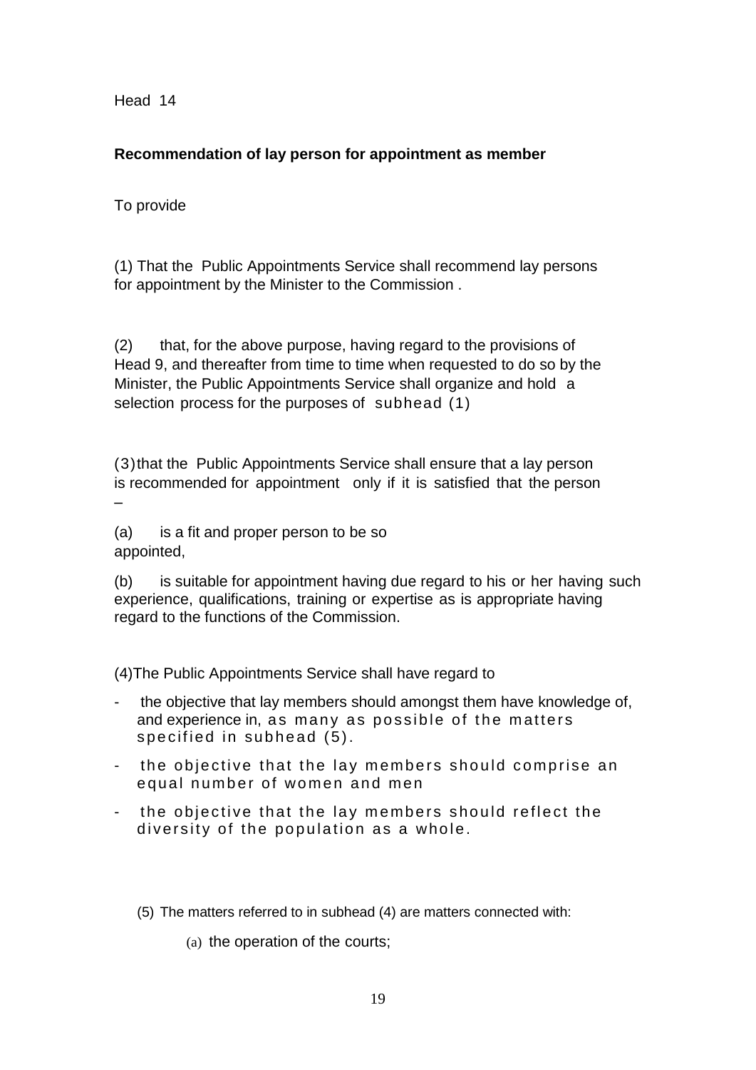Head 14

**Recommendation of lay person for appointment as member**

To provide

(1) That the Public Appointments Service shall recommend lay persons for appointment by the Minister to the Commission .

(2) that, for the above purpose, having regard to the provisions of Head 9, and thereafter from time to time when requested to do so by the Minister, the Public Appointments Service shall organize and hold a selection process for the purposes of subhead (1)

(3) that the Public Appointments Service shall ensure that a lay person is recommended for appointment only if it is satisfied that the person –

(a) is a fit and proper person to be so appointed,

(b) is suitable for appointment having due regard to his or her having such experience, qualifications, training or expertise as is appropriate having regard to the functions of the Commission.

(4)The Public Appointments Service shall have regard to

- the objective that lay members should amongst them have knowledge of, and experience in, as many as possible of the matters specified in subhead (5).
- the objective that the lay members should comprise an equal number of women and men
- the objective that the lay members should reflect the diversity of the population as a whole.

(5) The matters referred to in subhead (4) are matters connected with:

(a) the operation of the courts;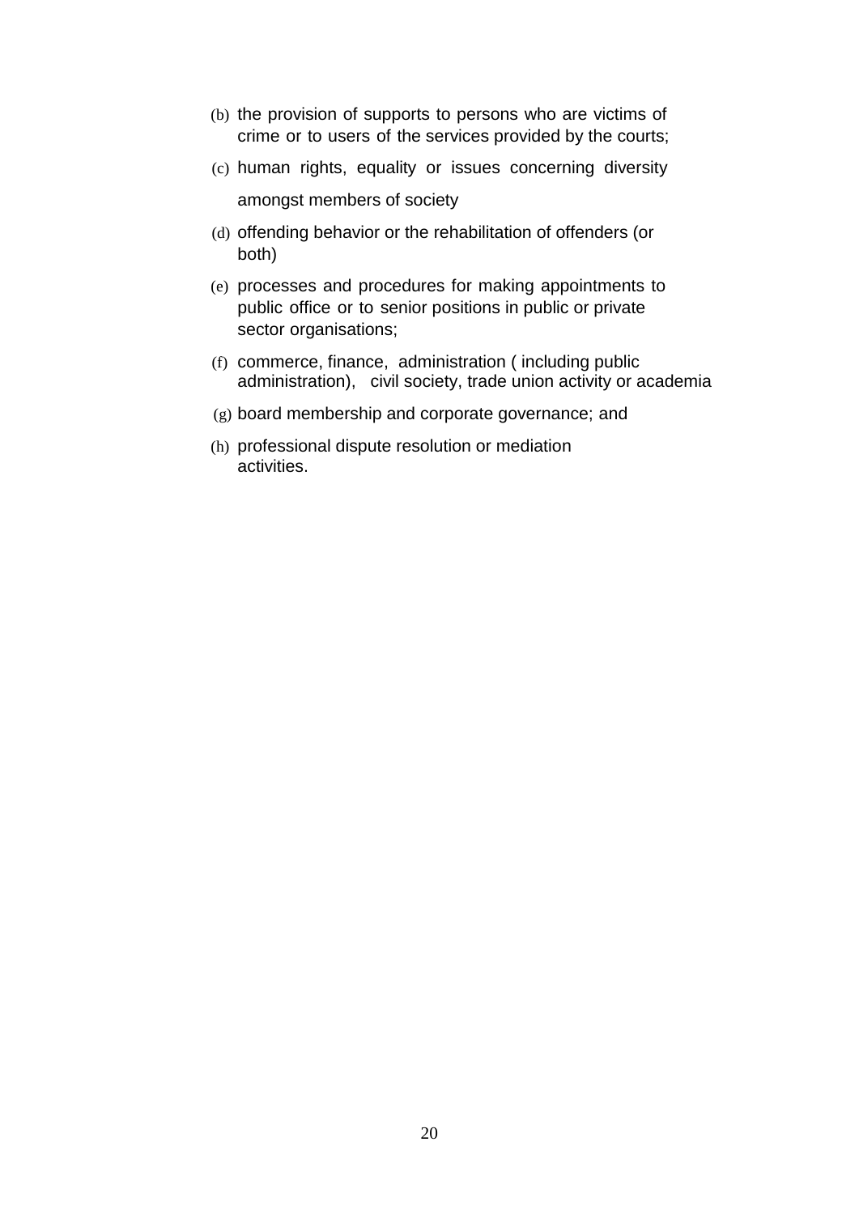(b) the provision of supports to persons who are victims of crime or to users of the services provided by the courts;

(c) human rights, equality or issues concerning diversity amongst members of society

(d) offending behavior or the rehabilitation of offenders (or both)

(e) processes and procedures for making appointments to public office or to senior positions in public or private sector organisations;

(f) commerce, finance, administration ( including public administration), civil society, trade union activity or academia

(g) board membership and corporate governance; and

(h) professional dispute resolution or mediation activities.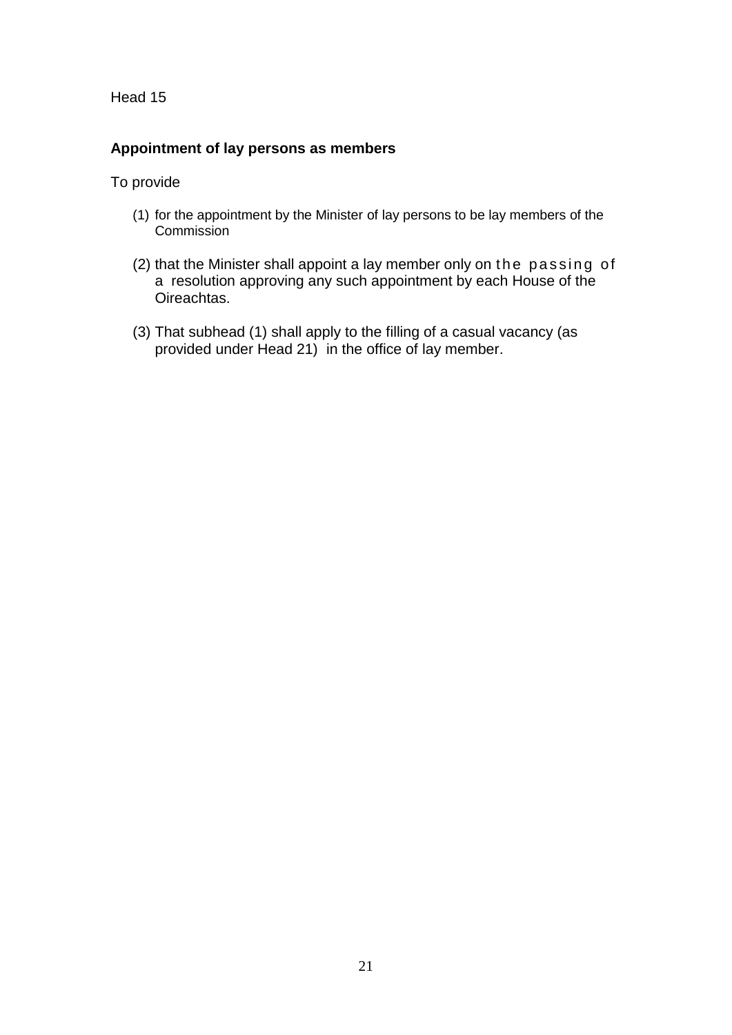Head 15

**Appointment of lay persons as members**

To provide

(1) for the appointment by the Minister of lay persons to be lay members of the Commission

(2) that the Minister shall appoint a lay member only on the passing of a resolution approving any such appointment by each House of the Oireachtas.

(3) That subhead (1) shall apply to the filling of a casual vacancy (as provided under Head 21) in the office of lay member.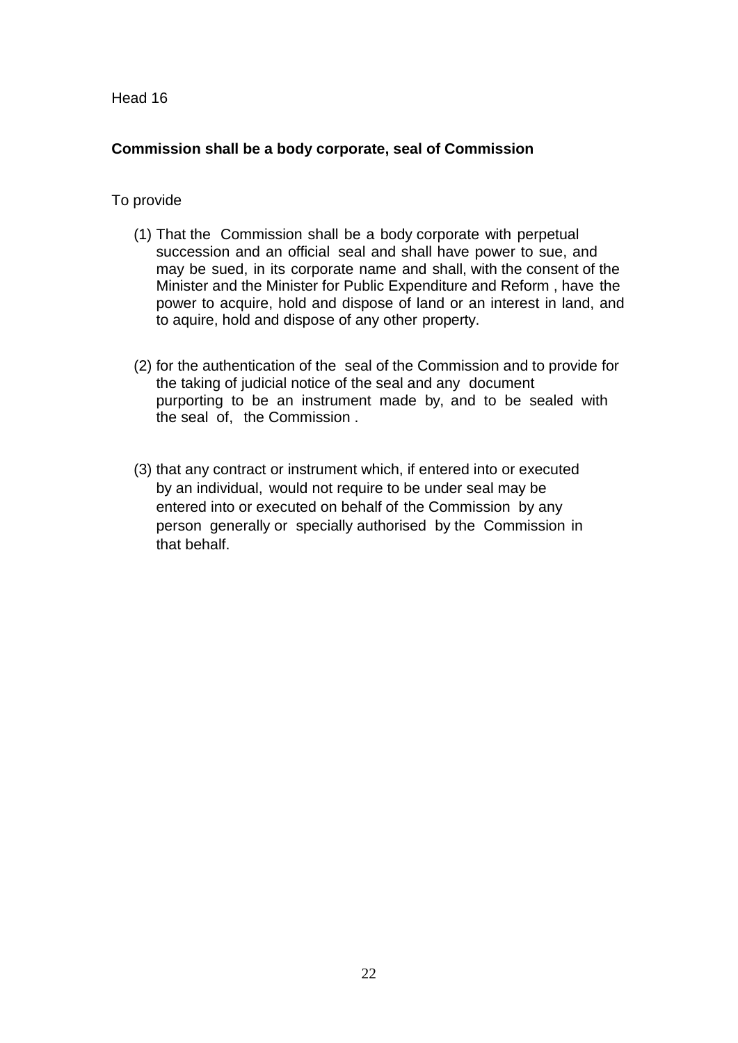Head 16

**Commission shall be a body corporate, seal of Commission**

To provide

(1) That the Commission shall be a body corporate with perpetual succession and an official seal and shall have power to sue, and may be sued, in its corporate name and shall, with the consent of the Minister and the Minister for Public Expenditure and Reform , have the power to acquire, hold and dispose of land or an interest in land, and to aquire, hold and dispose of any other property.

(2) for the authentication of the seal of the Commission and to provide for the taking of judicial notice of the seal and any document purporting to be an instrument made by, and to be sealed with the seal of, the Commission .

(3) that any contract or instrument which, if entered into or executed by an individual, would not require to be under seal may be entered into or executed on behalf of the Commission by any person generally or specially authorised by the Commission in that behalf.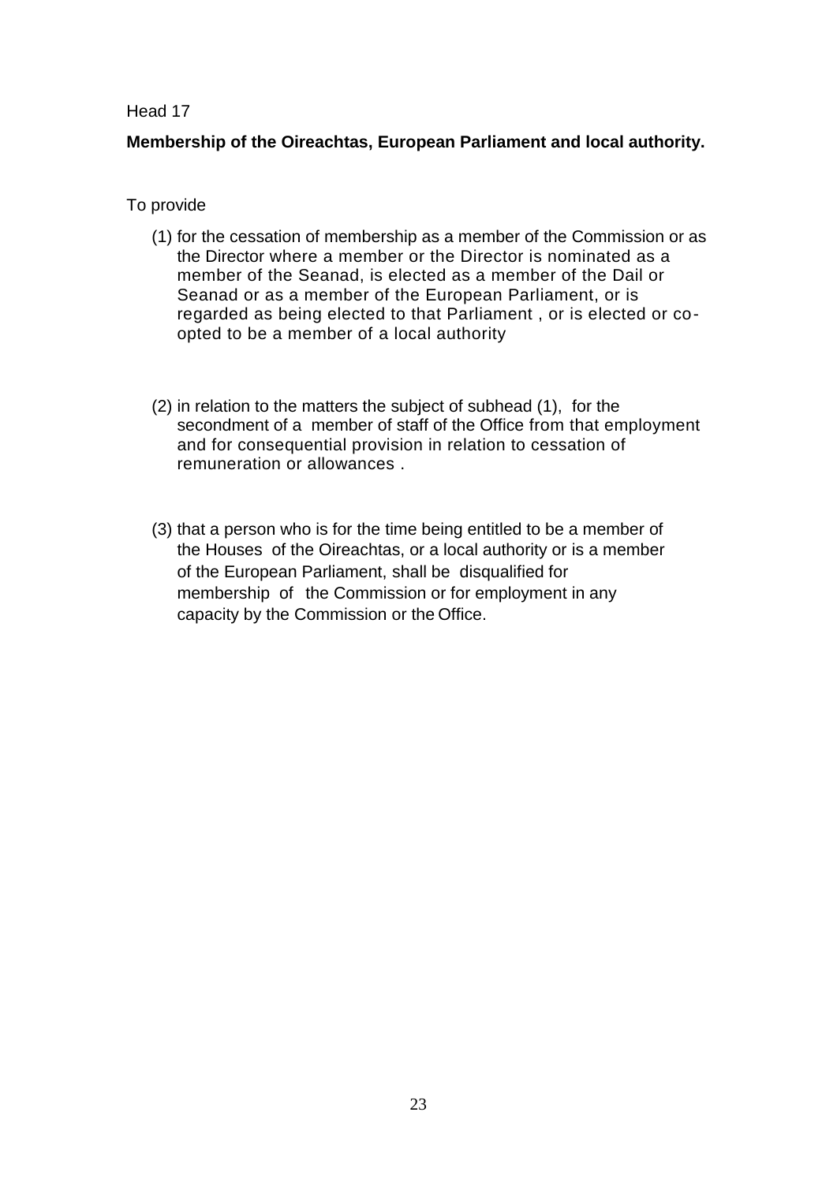Head 17

**Membership of the Oireachtas, European Parliament and local authority.**

To provide

(1) for the cessation of membership as a member of the Commission or as the Director where a member or the Director is nominated as a member of the Seanad, is elected as a member of the Dail or Seanad or as a member of the European Parliament, or is regarded as being elected to that Parliament , or is elected or co-opted to be a member of a local authority

(2) in relation to the matters the subject of subhead (1), for the secondment of a member of staff of the Office from that employment and for consequential provision in relation to cessation of remuneration or allowances .

(3) that a person who is for the time being entitled to be a member of the Houses of the Oireachtas, or a local authority or is a member of the European Parliament, shall be disqualified for membership of the Commission or for employment in any capacity by the Commission or the Office.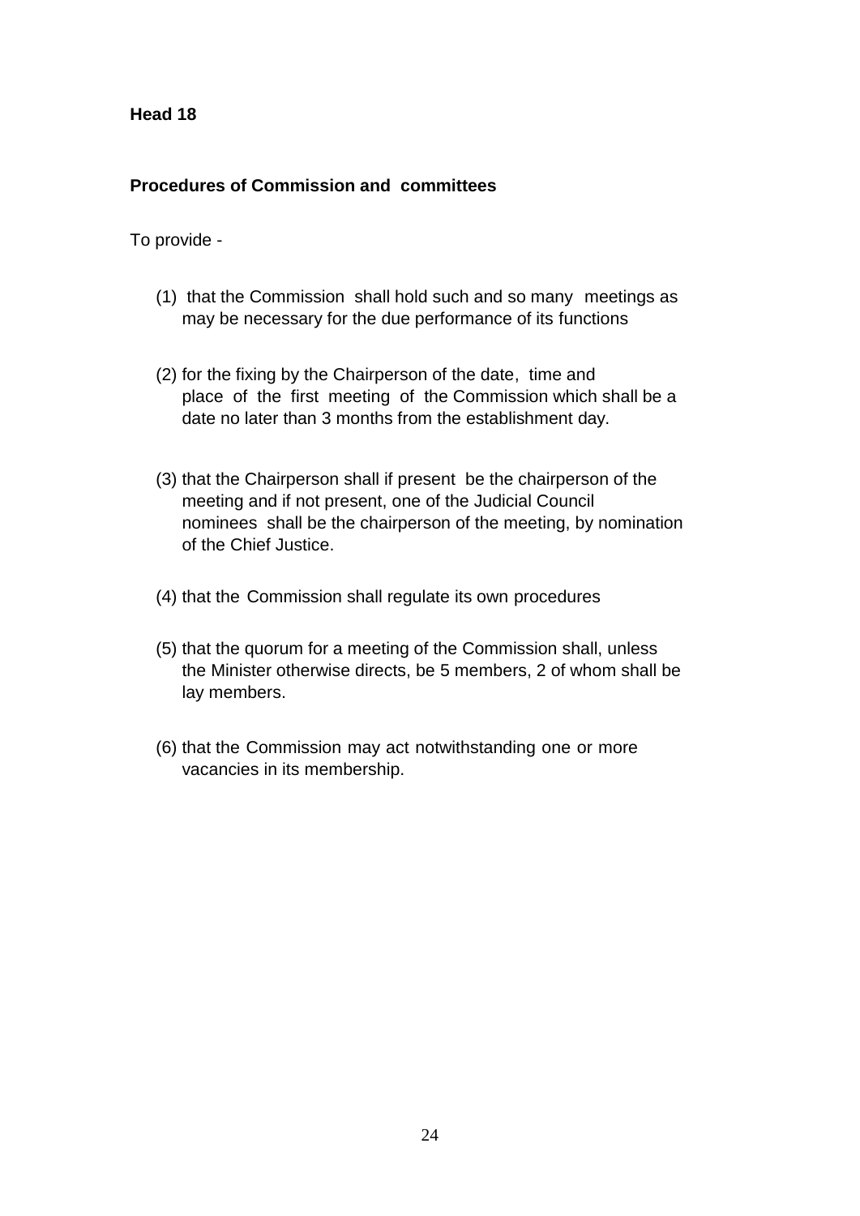**Head 18**

**Procedures of Commission and committees**

To provide -

(1) that the Commission shall hold such and so many meetings as may be necessary for the due performance of its functions

(2) for the fixing by the Chairperson of the date, time and place of the first meeting of the Commission which shall be a date no later than 3 months from the establishment day.

(3) that the Chairperson shall if present be the chairperson of the meeting and if not present, one of the Judicial Council nominees shall be the chairperson of the meeting, by nomination of the Chief Justice.

(4) that the Commission shall regulate its own procedures

(5) that the quorum for a meeting of the Commission shall, unless the Minister otherwise directs, be 5 members, 2 of whom shall be lay members.

(6) that the Commission may act notwithstanding one or more vacancies in its membership.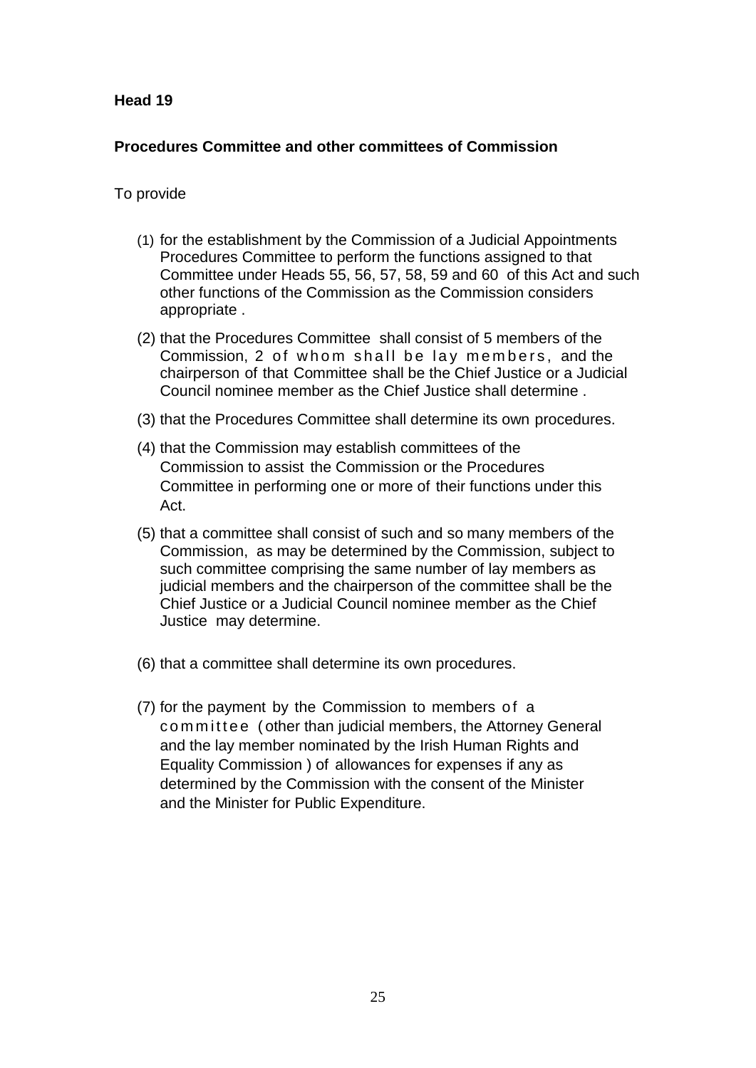**Head 19**

**Procedures Committee and other committees of Commission**

To provide

(1) for the establishment by the Commission of a Judicial Appointments Procedures Committee to perform the functions assigned to that Committee under Heads 55, 56, 57, 58, 59 and 60 of this Act and such other functions of the Commission as the Commission considers appropriate .

(2) that the Procedures Committee shall consist of 5 members of the Commission, 2 of whom shall be lay members, and the chairperson of that Committee shall be the Chief Justice or a Judicial Council nominee member as the Chief Justice shall determine .

(3) that the Procedures Committee shall determine its own procedures.

(4) that the Commission may establish committees of the Commission to assist the Commission or the Procedures Committee in performing one or more of their functions under this Act.

(5) that a committee shall consist of such and so many members of the Commission, as may be determined by the Commission, subject to such committee comprising the same number of lay members as judicial members and the chairperson of the committee shall be the Chief Justice or a Judicial Council nominee member as the Chief Justice may determine.

(6) that a committee shall determine its own procedures.

(7) for the payment by the Commission to members of a committee ( other than judicial members, the Attorney General and the lay member nominated by the Irish Human Rights and Equality Commission ) of allowances for expenses if any as determined by the Commission with the consent of the Minister and the Minister for Public Expenditure.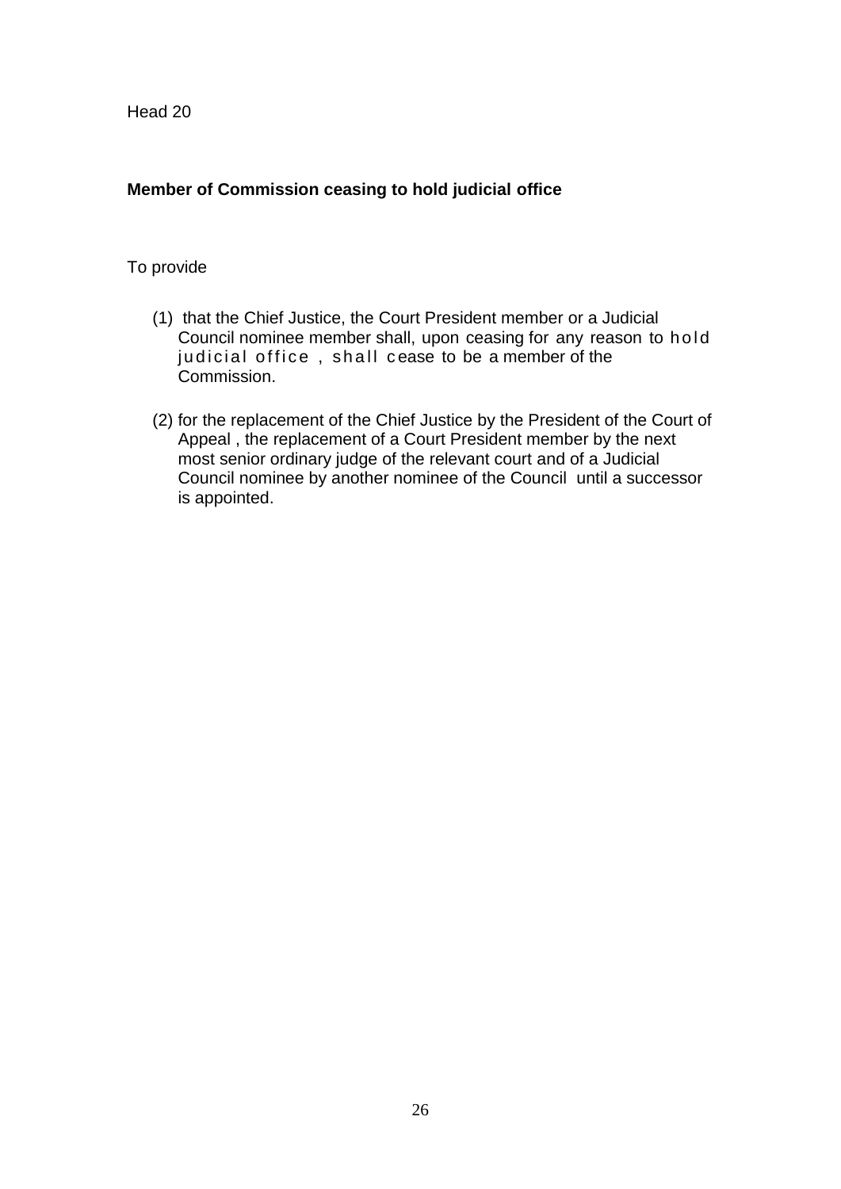Head 20

**Member of Commission ceasing to hold judicial office**

To provide

(1) that the Chief Justice, the Court President member or a Judicial Council nominee member shall, upon ceasing for any reason to hold judicial office , shall cease to be a member of the Commission.

(2) for the replacement of the Chief Justice by the President of the Court of Appeal , the replacement of a Court President member by the next most senior ordinary judge of the relevant court and of a Judicial Council nominee by another nominee of the Council until a successor is appointed.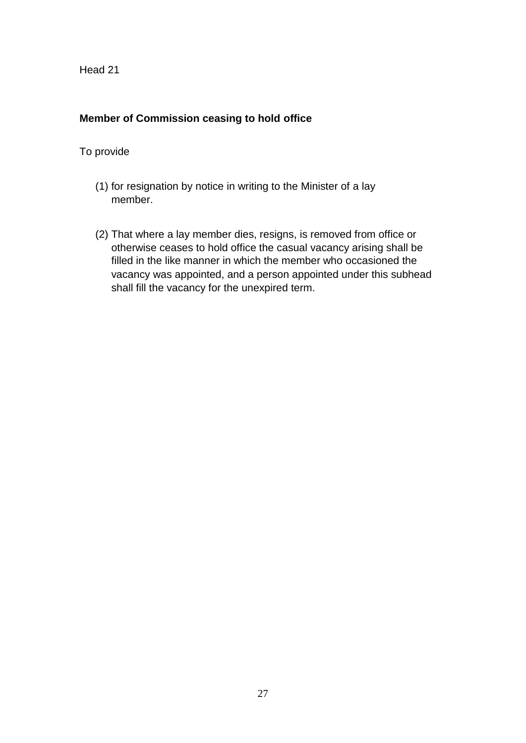Head 21

**Member of Commission ceasing to hold office**

To provide

(1) for resignation by notice in writing to the Minister of a lay member.

(2) That where a lay member dies, resigns, is removed from office or otherwise ceases to hold office the casual vacancy arising shall be filled in the like manner in which the member who occasioned the vacancy was appointed, and a person appointed under this subhead shall fill the vacancy for the unexpired term.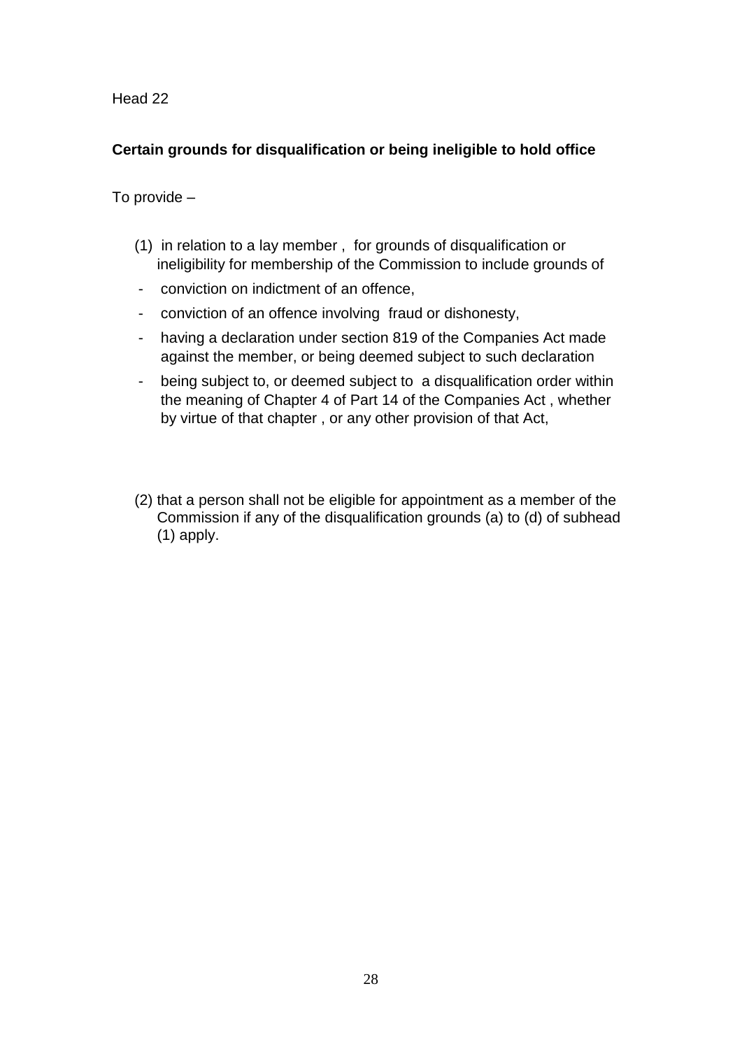Head 22

**Certain grounds for disqualification or being ineligible to hold office**

To provide –

(1) in relation to a lay member , for grounds of disqualification or ineligibility for membership of the Commission to include grounds of

- conviction on indictment of an offence,
- conviction of an offence involving fraud or dishonesty,
- having a declaration under section 819 of the Companies Act made against the member, or being deemed subject to such declaration
- being subject to, or deemed subject to a disqualification order within the meaning of Chapter 4 of Part 14 of the Companies Act , whether by virtue of that chapter , or any other provision of that Act,

(2) that a person shall not be eligible for appointment as a member of the Commission if any of the disqualification grounds (a) to (d) of subhead (1) apply.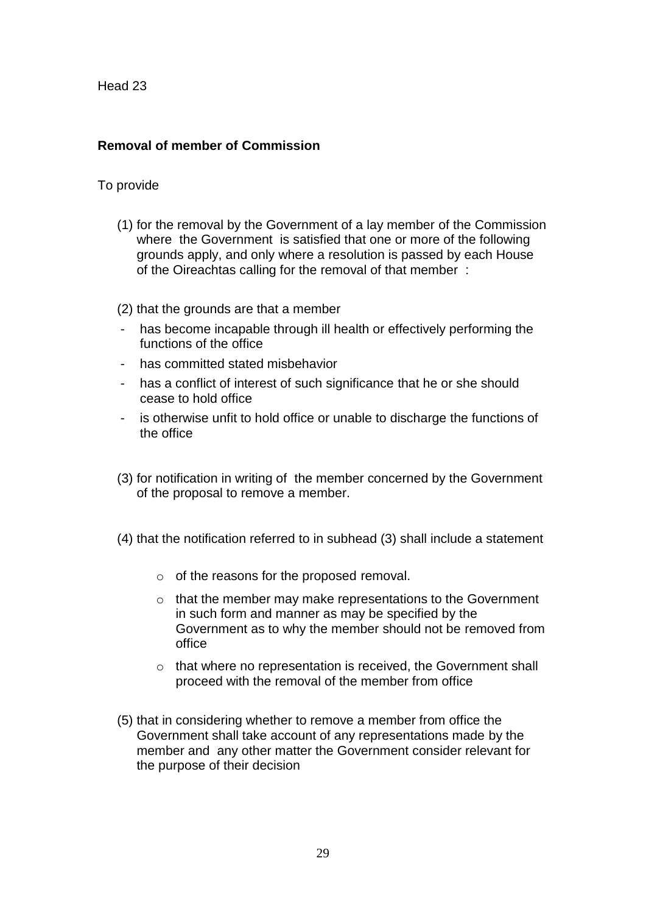Head 23

**Removal of member of Commission**

To provide

(1) for the removal by the Government of a lay member of the Commission where the Government is satisfied that one or more of the following grounds apply, and only where a resolution is passed by each House of the Oireachtas calling for the removal of that member :

(2) that the grounds are that a member

- has become incapable through ill health or effectively performing the functions of the office
- has committed stated misbehavior
- has a conflict of interest of such significance that he or she should cease to hold office
- is otherwise unfit to hold office or unable to discharge the functions of the office

(3) for notification in writing of the member concerned by the Government of the proposal to remove a member.

(4) that the notification referred to in subhead (3) shall include a statement

- of the reasons for the proposed removal.
- that the member may make representations to the Government in such form and manner as may be specified by the Government as to why the member should not be removed from office
- that where no representation is received, the Government shall proceed with the removal of the member from office

(5) that in considering whether to remove a member from office the Government shall take account of any representations made by the member and any other matter the Government consider relevant for the purpose of their decision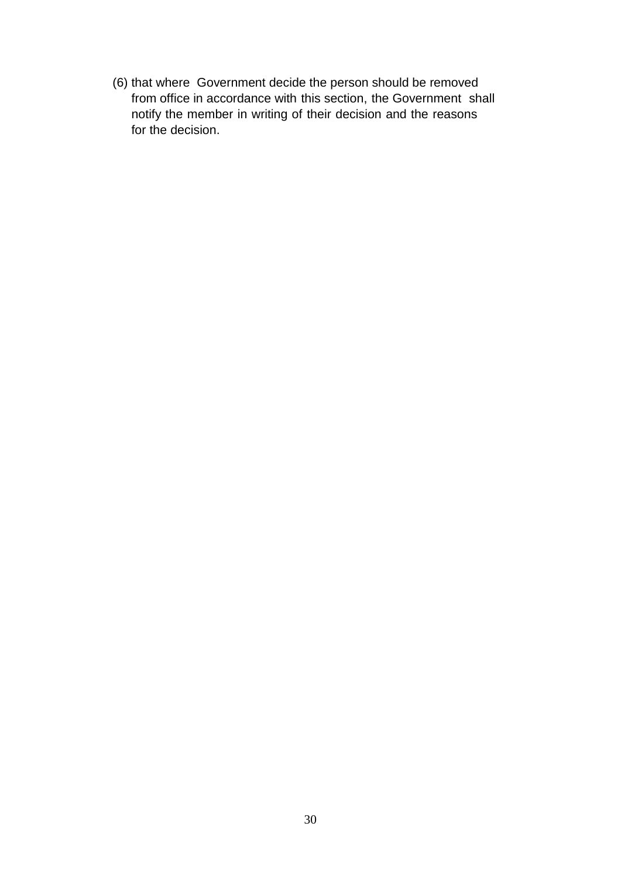(6) that where Government decide the person should be removed from office in accordance with this section, the Government shall notify the member in writing of their decision and the reasons for the decision.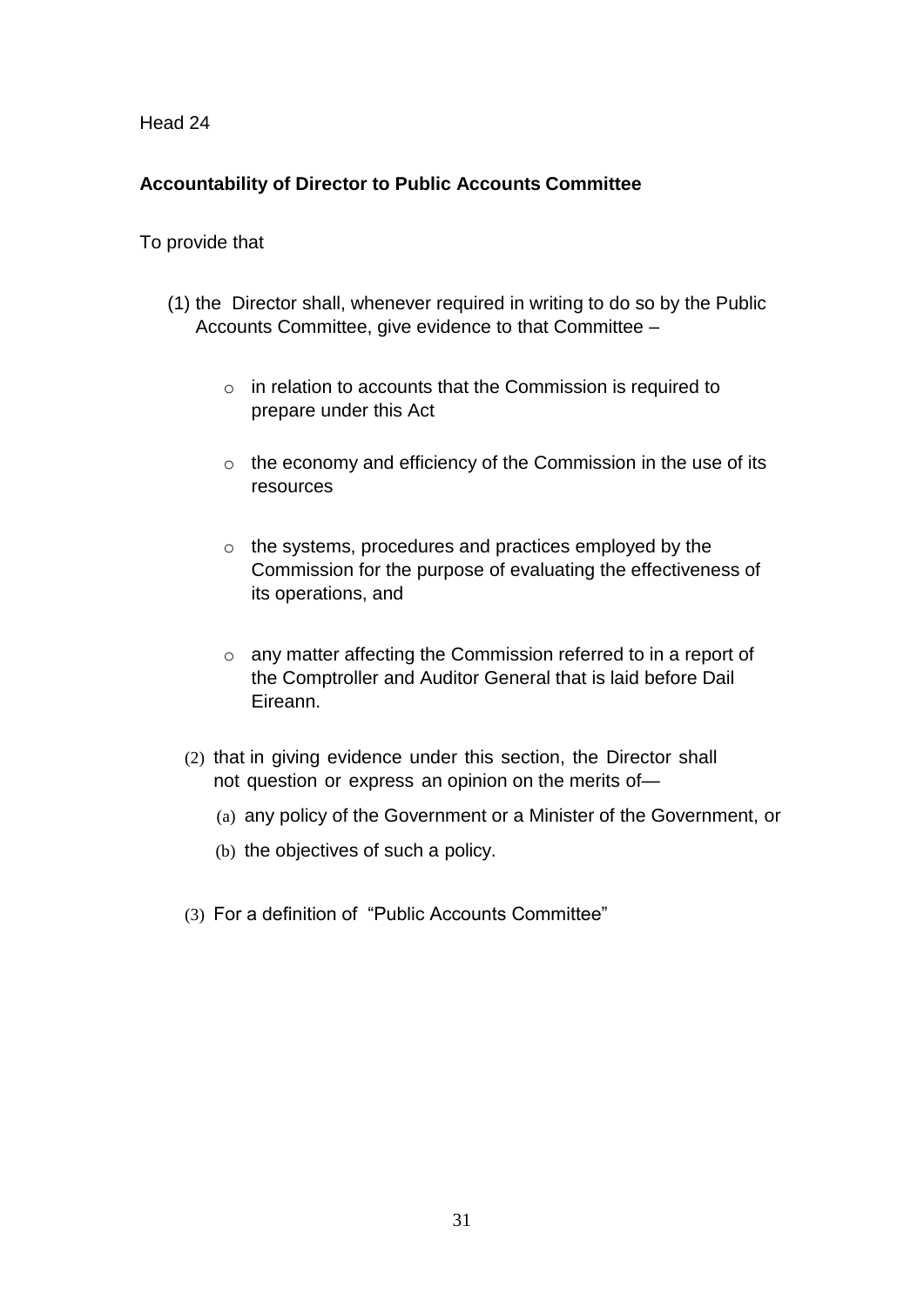Head 24

**Accountability of Director to Public Accounts Committee**

To provide that

(1) the Director shall, whenever required in writing to do so by the Public Accounts Committee, give evidence to that Committee –

- in relation to accounts that the Commission is required to prepare under this Act
- the economy and efficiency of the Commission in the use of its resources
- the systems, procedures and practices employed by the Commission for the purpose of evaluating the effectiveness of its operations, and
- any matter affecting the Commission referred to in a report of the Comptroller and Auditor General that is laid before Dail Eireann.

(2) that in giving evidence under this section, the Director shall not question or express an opinion on the merits of—

(a) any policy of the Government or a Minister of the Government, or

(b) the objectives of such a policy.

(3) For a definition of "Public Accounts Committee"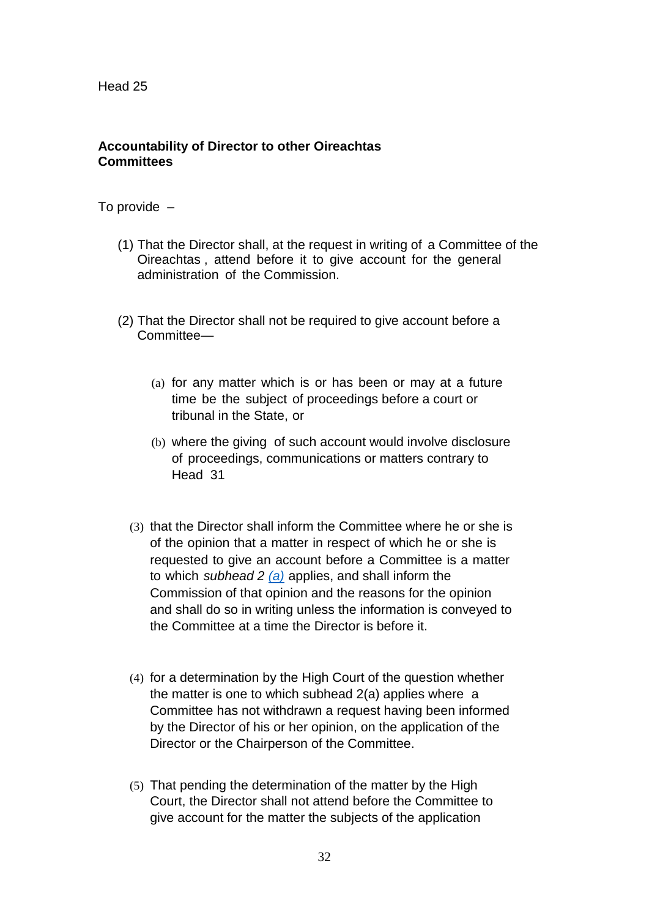Head 25

**Accountability of Director to other Oireachtas Committees**

To provide –

(1) That the Director shall, at the request in writing of a Committee of the Oireachtas , attend before it to give account for the general administration of the Commission.

(2) That the Director shall not be required to give account before a Committee—

   (a) for any matter which is or has been or may at a future time be the subject of proceedings before a court or tribunal in the State, or

   (b) where the giving of such account would involve disclosure of proceedings, communications or matters contrary to Head 31

(3) that the Director shall inform the Committee where he or she is of the opinion that a matter in respect of which he or she is requested to give an account before a Committee is a matter to which *subhead 2 (a)* applies, and shall inform the Commission of that opinion and the reasons for the opinion and shall do so in writing unless the information is conveyed to the Committee at a time the Director is before it.

(4) for a determination by the High Court of the question whether the matter is one to which subhead 2(a) applies where a Committee has not withdrawn a request having been informed by the Director of his or her opinion, on the application of the Director or the Chairperson of the Committee.

(5) That pending the determination of the matter by the High Court, the Director shall not attend before the Committee to give account for the matter the subjects of the application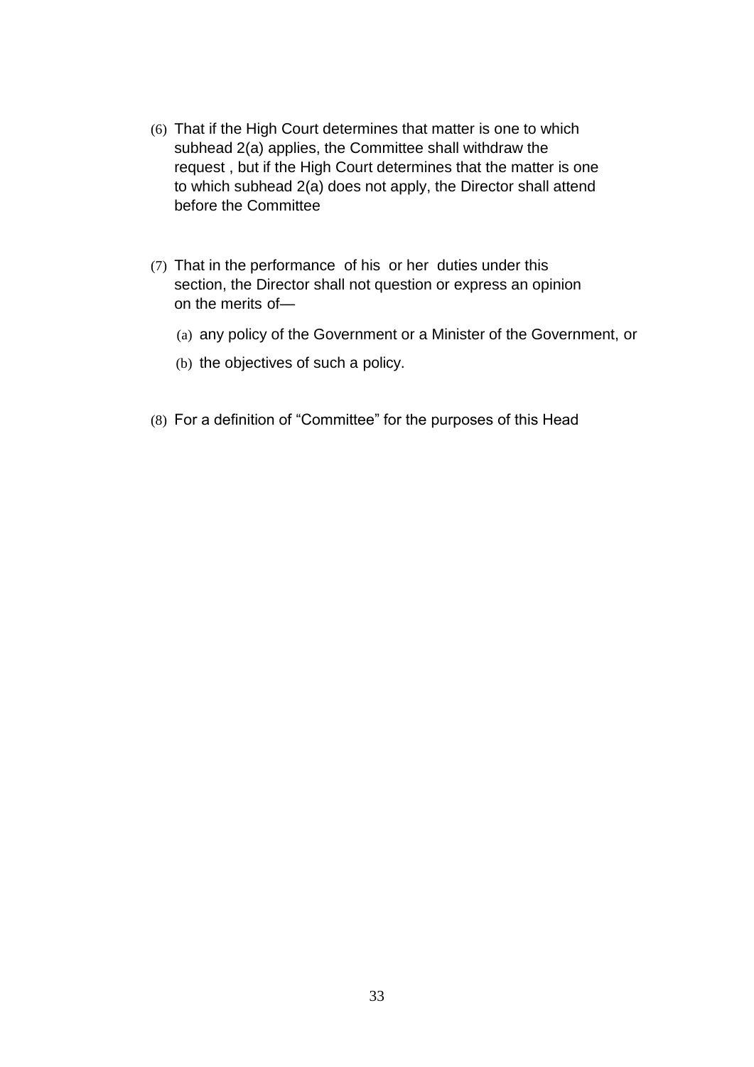(6) That if the High Court determines that matter is one to which subhead 2(a) applies, the Committee shall withdraw the request , but if the High Court determines that the matter is one to which subhead 2(a) does not apply, the Director shall attend before the Committee

(7) That in the performance of his or her duties under this section, the Director shall not question or express an opinion on the merits of—

   (a) any policy of the Government or a Minister of the Government, or

   (b) the objectives of such a policy.

(8) For a definition of “Committee” for the purposes of this Head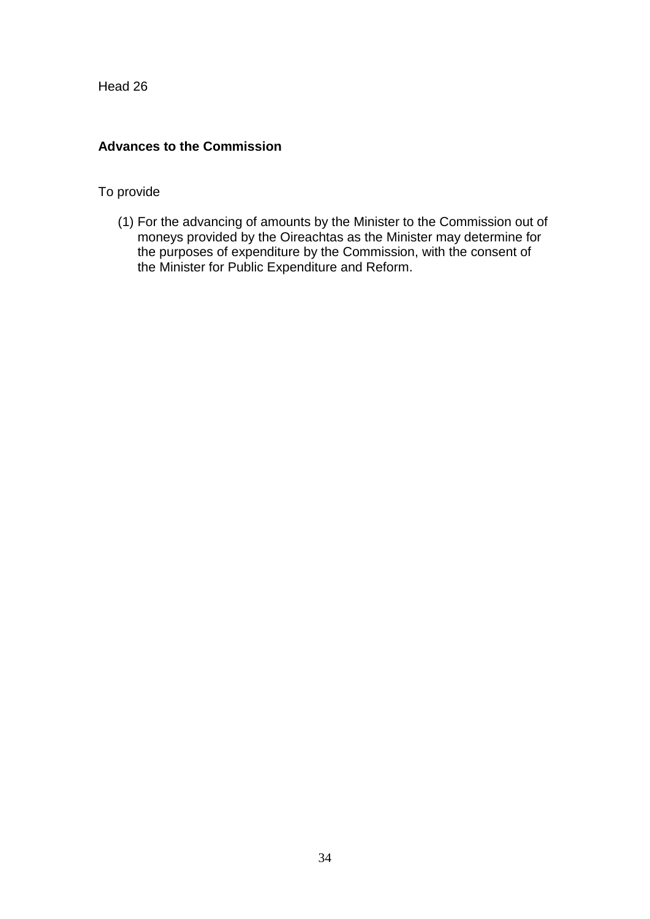Head 26

## Advances to the Commission

To provide

(1) For the advancing of amounts by the Minister to the Commission out of moneys provided by the Oireachtas as the Minister may determine for the purposes of expenditure by the Commission, with the consent of the Minister for Public Expenditure and Reform.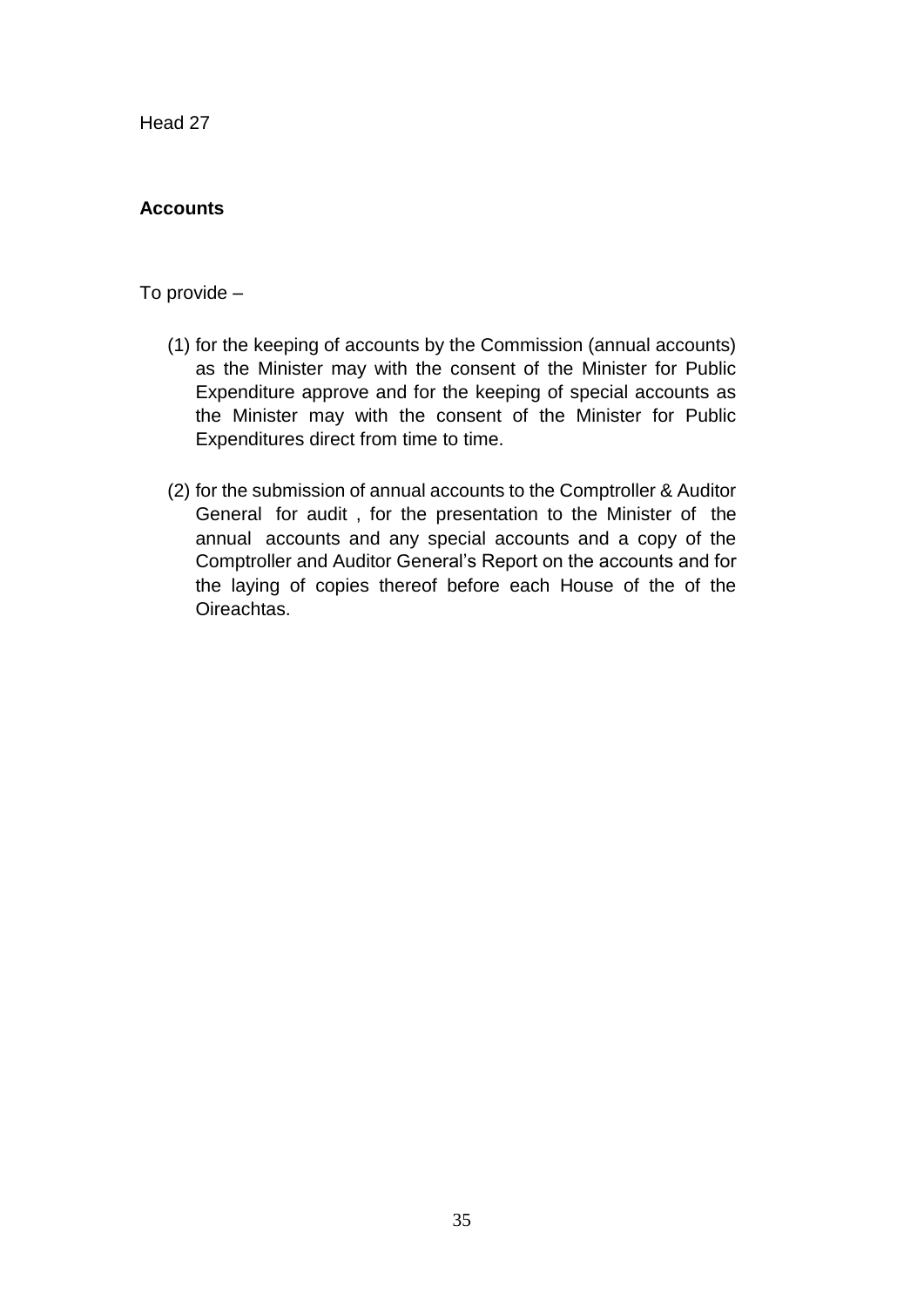Head 27

**Accounts**

To provide –

(1) for the keeping of accounts by the Commission (annual accounts) as the Minister may with the consent of the Minister for Public Expenditure approve and for the keeping of special accounts as the Minister may with the consent of the Minister for Public Expenditures direct from time to time.

(2) for the submission of annual accounts to the Comptroller & Auditor General for audit , for the presentation to the Minister of the annual accounts and any special accounts and a copy of the Comptroller and Auditor General's Report on the accounts and for the laying of copies thereof before each House of the of the Oireachtas.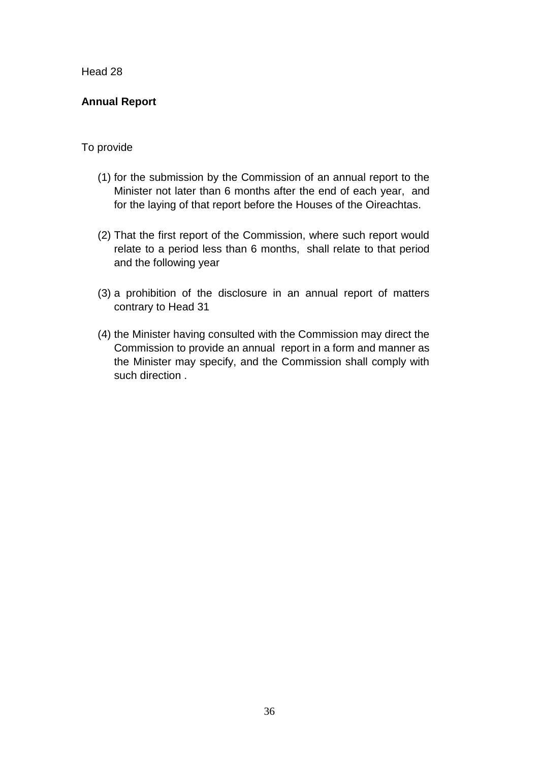Head 28

**Annual Report**

To provide

(1) for the submission by the Commission of an annual report to the Minister not later than 6 months after the end of each year, and for the laying of that report before the Houses of the Oireachtas.

(2) That the first report of the Commission, where such report would relate to a period less than 6 months, shall relate to that period and the following year

(3) a prohibition of the disclosure in an annual report of matters contrary to Head 31

(4) the Minister having consulted with the Commission may direct the Commission to provide an annual report in a form and manner as the Minister may specify, and the Commission shall comply with such direction .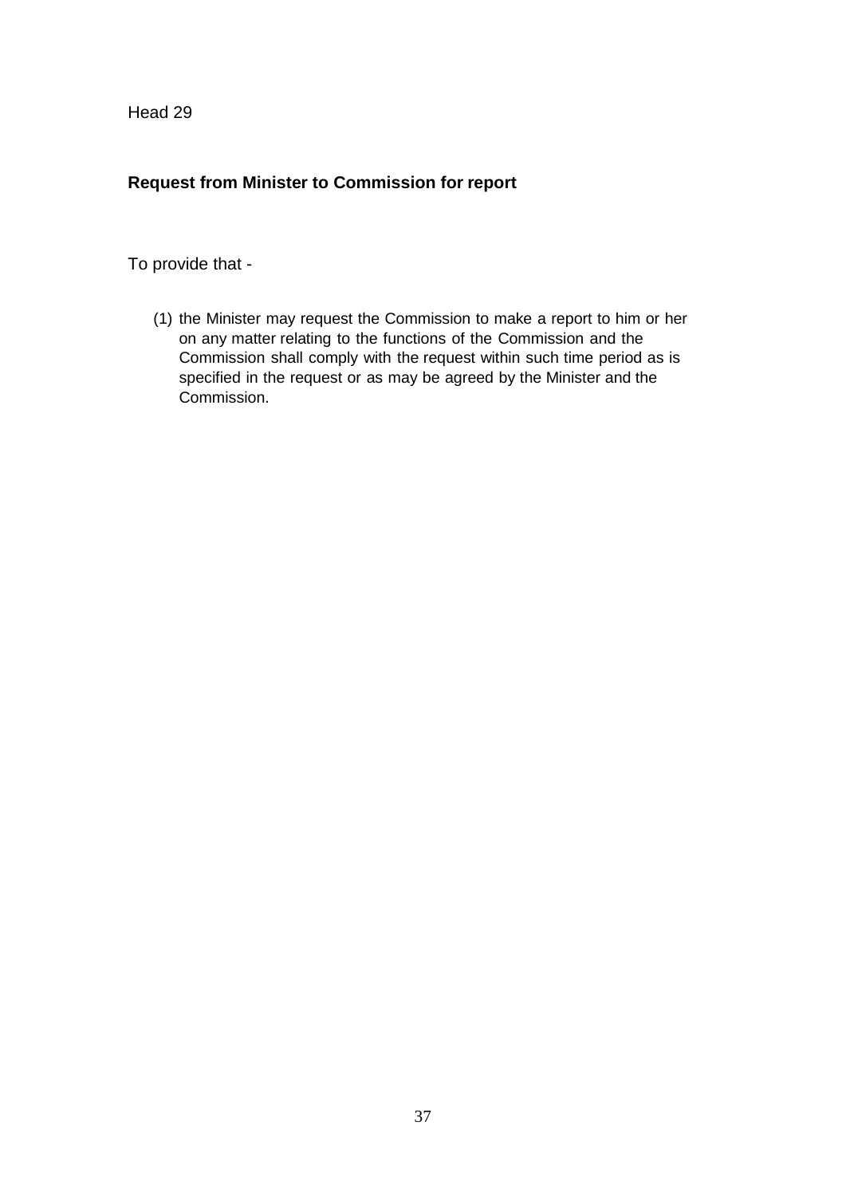Head 29

**Request from Minister to Commission for report**

To provide that -

(1) the Minister may request the Commission to make a report to him or her on any matter relating to the functions of the Commission and the Commission shall comply with the request within such time period as is specified in the request or as may be agreed by the Minister and the Commission.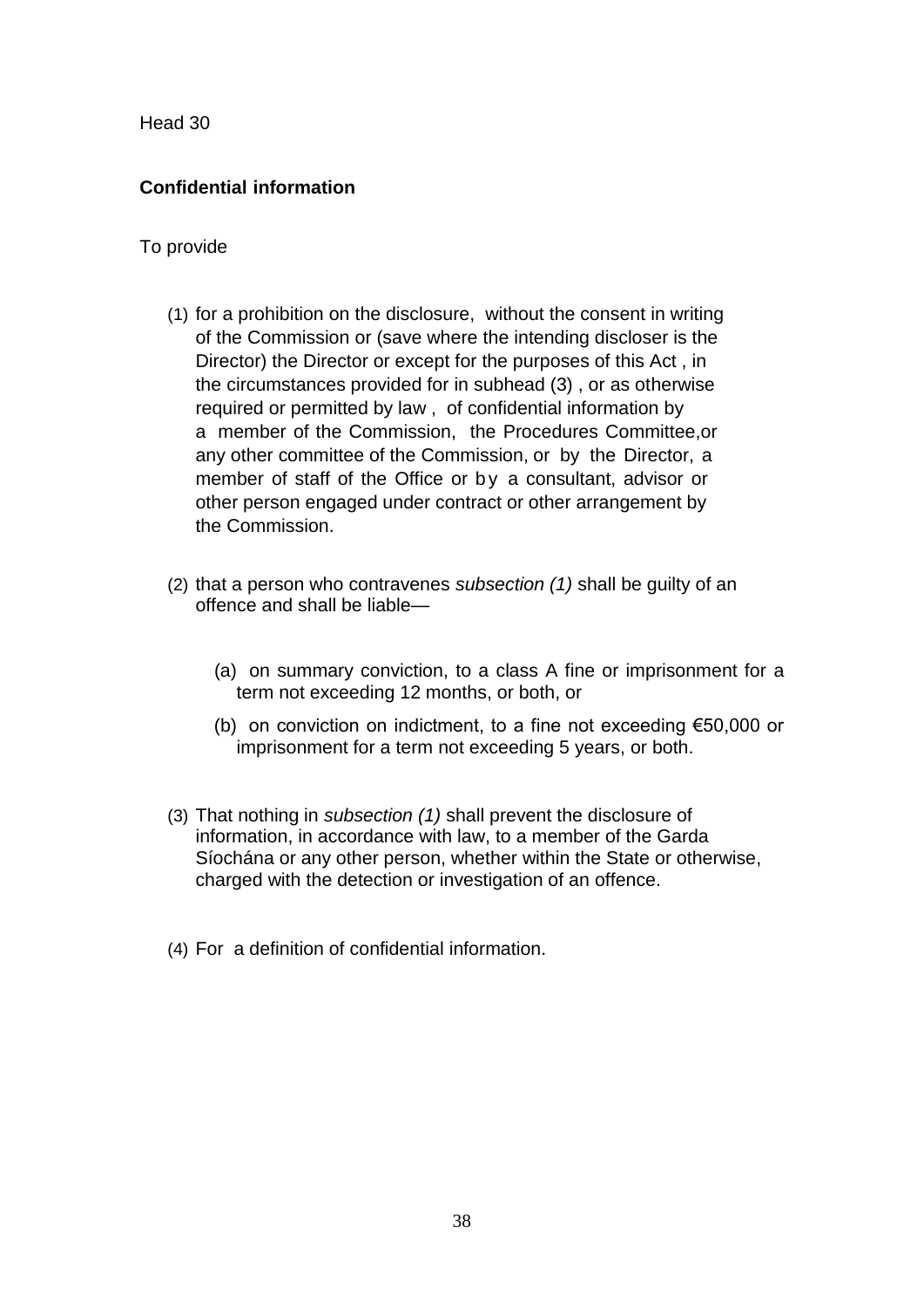Head 30

**Confidential information**

To provide

(1) for a prohibition on the disclosure, without the consent in writing of the Commission or (save where the intending discloser is the Director) the Director or except for the purposes of this Act , in the circumstances provided for in subhead (3) , or as otherwise required or permitted by law , of confidential information by a member of the Commission, the Procedures Committee,or any other committee of the Commission, or by the Director, a member of staff of the Office or by a consultant, advisor or other person engaged under contract or other arrangement by the Commission.

(2) that a person who contravenes *subsection (1)* shall be guilty of an offence and shall be liable—

  (a) on summary conviction, to a class A fine or imprisonment for a term not exceeding 12 months, or both, or

  (b) on conviction on indictment, to a fine not exceeding €50,000 or imprisonment for a term not exceeding 5 years, or both.

(3) That nothing in *subsection (1)* shall prevent the disclosure of information, in accordance with law, to a member of the Garda Síochána or any other person, whether within the State or otherwise, charged with the detection or investigation of an offence.

(4) For a definition of confidential information.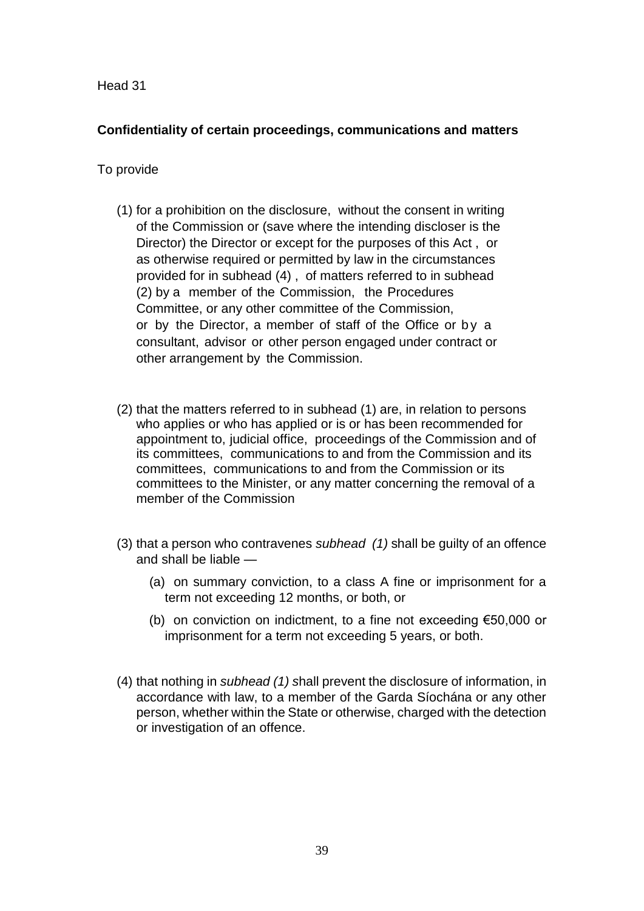Head 31

**Confidentiality of certain proceedings, communications and matters**

To provide

(1) for a prohibition on the disclosure, without the consent in writing of the Commission or (save where the intending discloser is the Director) the Director or except for the purposes of this Act , or as otherwise required or permitted by law in the circumstances provided for in subhead (4) , of matters referred to in subhead (2) by a member of the Commission, the Procedures Committee, or any other committee of the Commission, or by the Director, a member of staff of the Office or by a consultant, advisor or other person engaged under contract or other arrangement by the Commission.

(2) that the matters referred to in subhead (1) are, in relation to persons who applies or who has applied or is or has been recommended for appointment to, judicial office, proceedings of the Commission and of its committees, communications to and from the Commission and its committees, communications to and from the Commission or its committees to the Minister, or any matter concerning the removal of a member of the Commission

(3) that a person who contravenes *subhead (1)* shall be guilty of an offence and shall be liable —

  (a) on summary conviction, to a class A fine or imprisonment for a term not exceeding 12 months, or both, or

  (b) on conviction on indictment, to a fine not exceeding €50,000 or imprisonment for a term not exceeding 5 years, or both.

(4) that nothing in *subhead (1)* shall prevent the disclosure of information, in accordance with law, to a member of the Garda Síochána or any other person, whether within the State or otherwise, charged with the detection or investigation of an offence.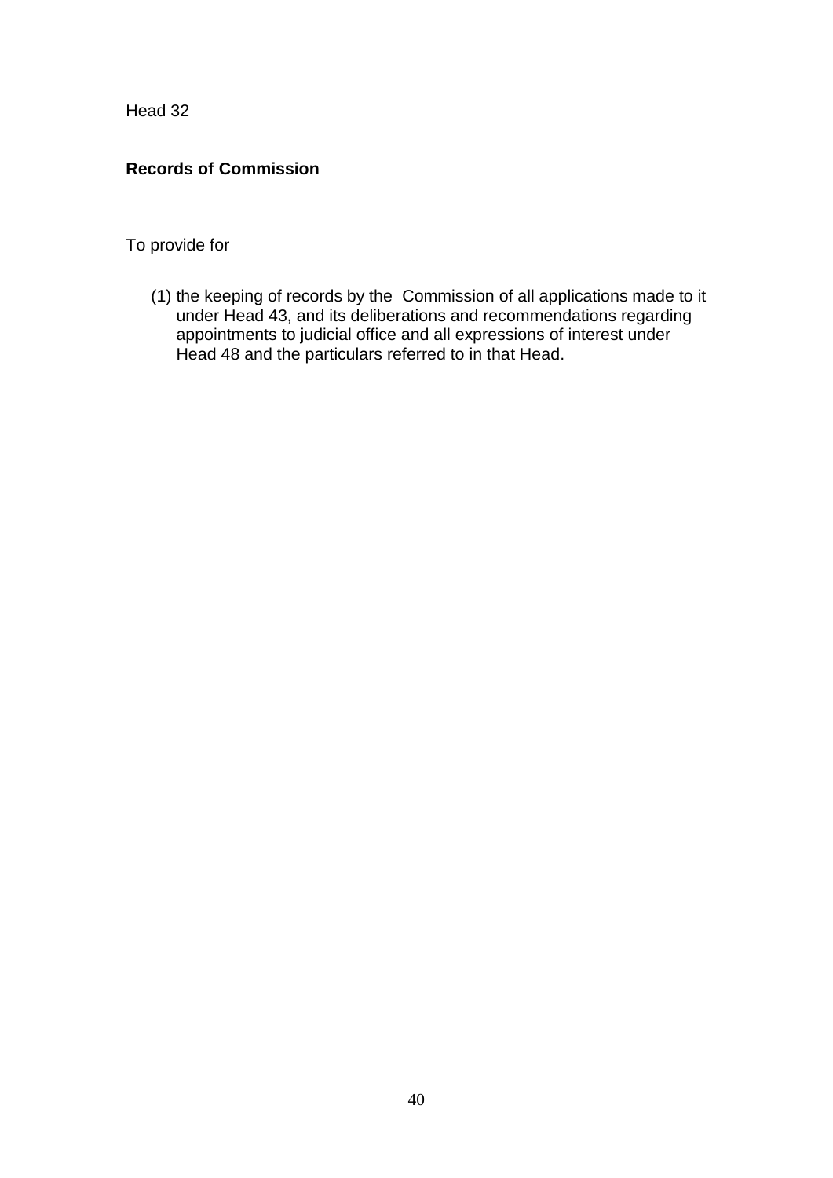Head 32

**Records of Commission**

To provide for

(1) the keeping of records by the Commission of all applications made to it under Head 43, and its deliberations and recommendations regarding appointments to judicial office and all expressions of interest under Head 48 and the particulars referred to in that Head.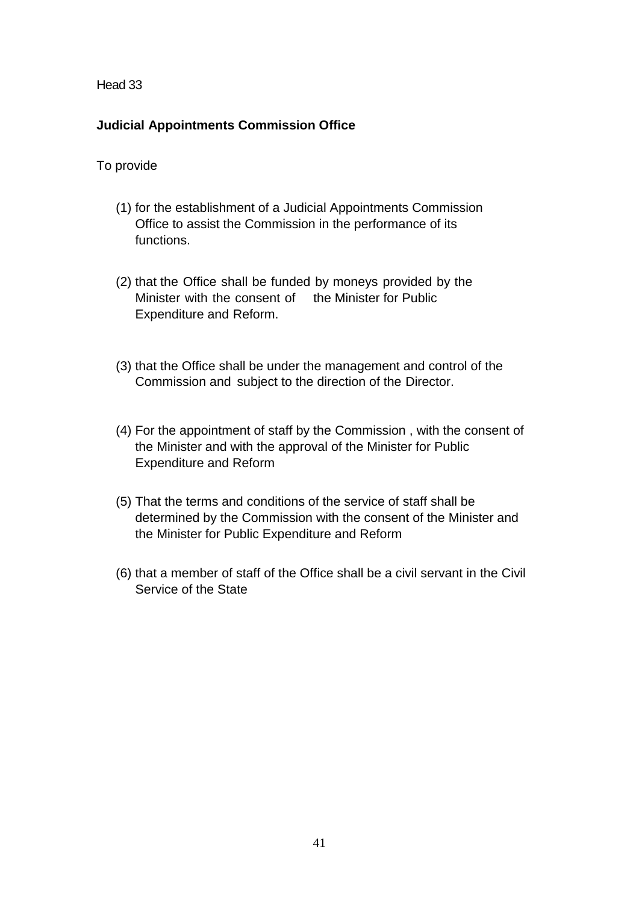Head 33

**Judicial Appointments Commission Office**

To provide

(1) for the establishment of a Judicial Appointments Commission Office to assist the Commission in the performance of its functions.

(2) that the Office shall be funded by moneys provided by the Minister with the consent of the Minister for Public Expenditure and Reform.

(3) that the Office shall be under the management and control of the Commission and subject to the direction of the Director.

(4) For the appointment of staff by the Commission , with the consent of the Minister and with the approval of the Minister for Public Expenditure and Reform

(5) That the terms and conditions of the service of staff shall be determined by the Commission with the consent of the Minister and the Minister for Public Expenditure and Reform

(6) that a member of staff of the Office shall be a civil servant in the Civil Service of the State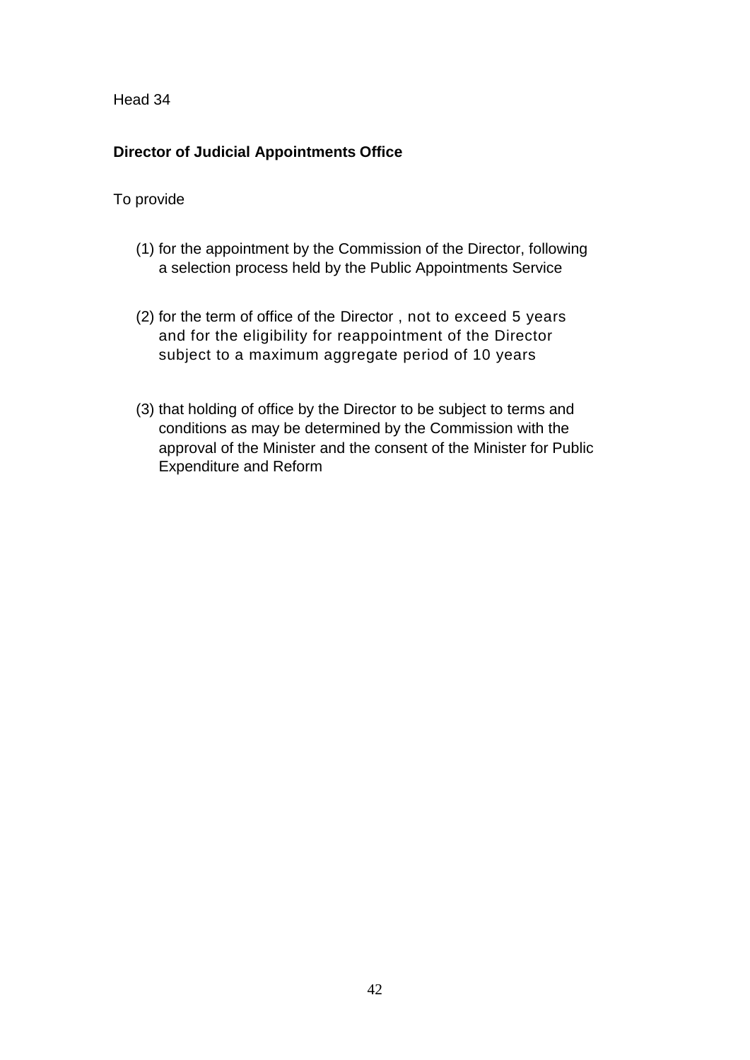Head 34

**Director of Judicial Appointments Office**

To provide

(1) for the appointment by the Commission of the Director, following a selection process held by the Public Appointments Service

(2) for the term of office of the Director , not to exceed 5 years and for the eligibility for reappointment of the Director subject to a maximum aggregate period of 10 years

(3) that holding of office by the Director to be subject to terms and conditions as may be determined by the Commission with the approval of the Minister and the consent of the Minister for Public Expenditure and Reform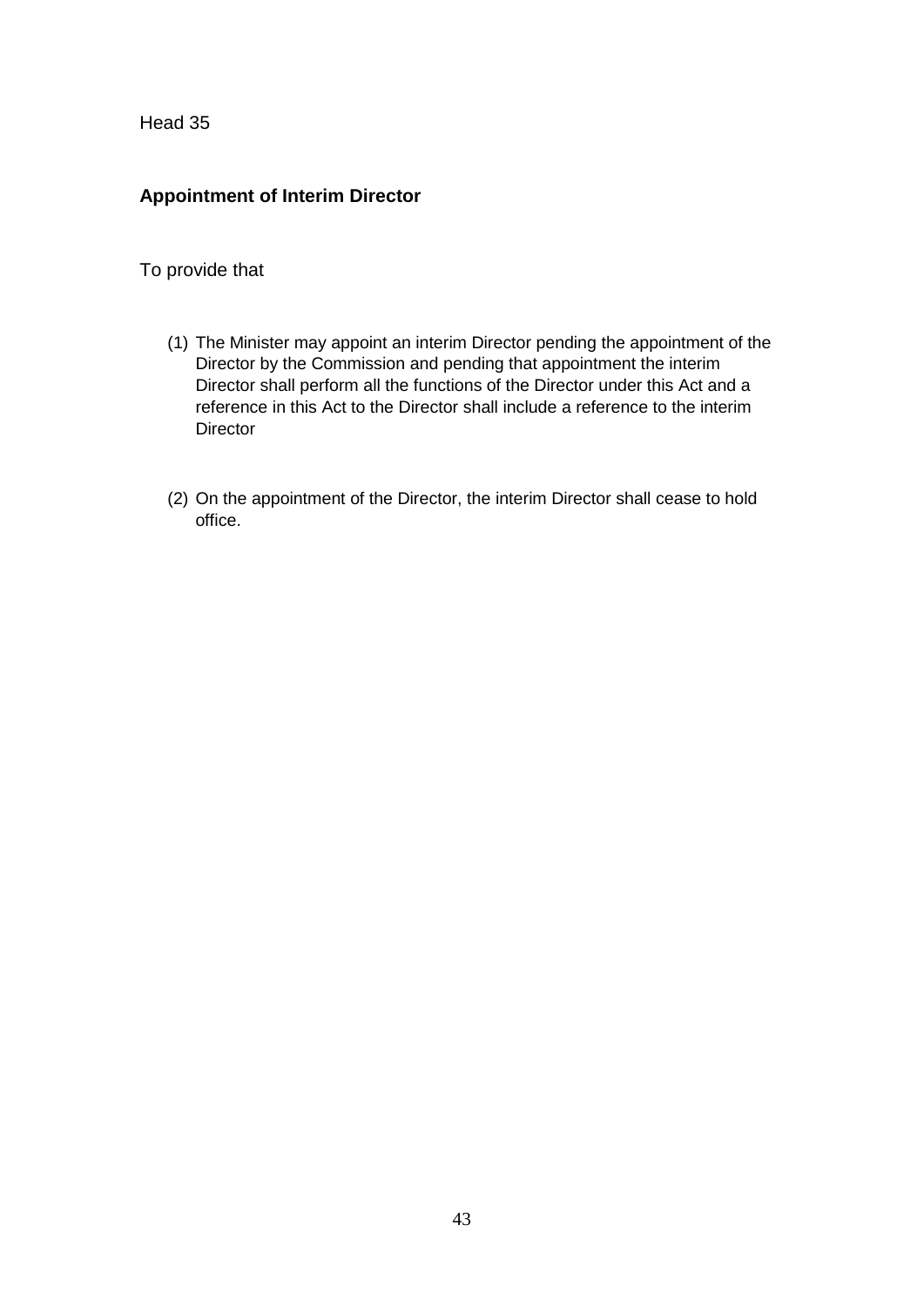Head 35

**Appointment of Interim Director**

To provide that

(1) The Minister may appoint an interim Director pending the appointment of the Director by the Commission and pending that appointment the interim Director shall perform all the functions of the Director under this Act and a reference in this Act to the Director shall include a reference to the interim Director

(2) On the appointment of the Director, the interim Director shall cease to hold office.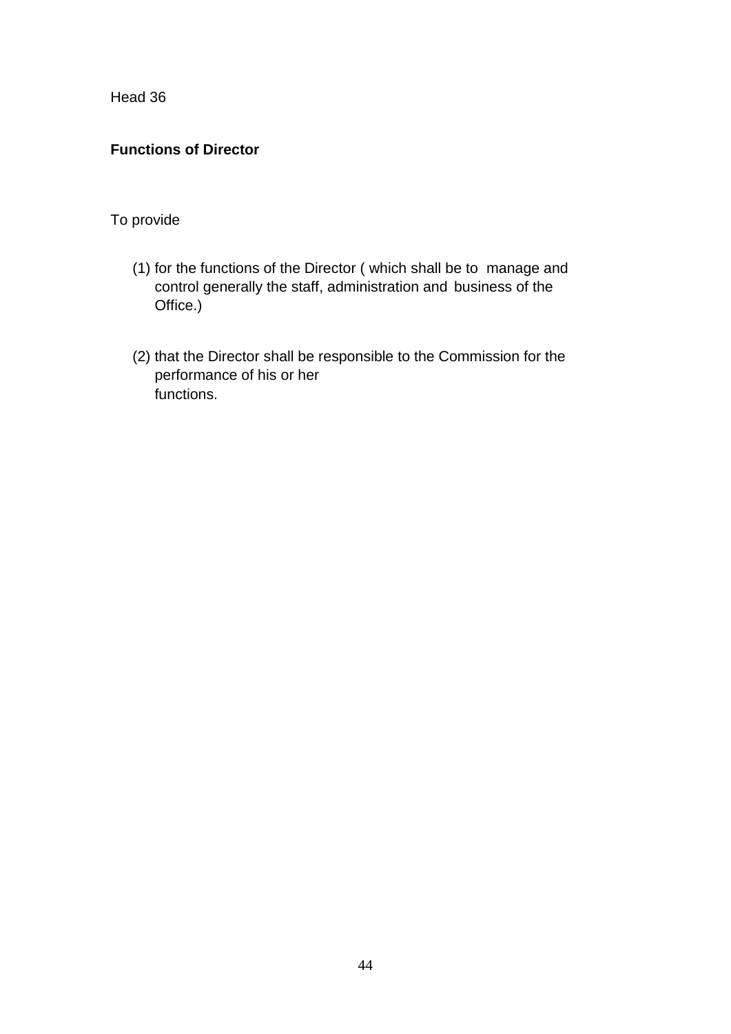Head 36

**Functions of Director**

To provide

(1) for the functions of the Director ( which shall be to manage and control generally the staff, administration and business of the Office.)

(2) that the Director shall be responsible to the Commission for the performance of his or her functions.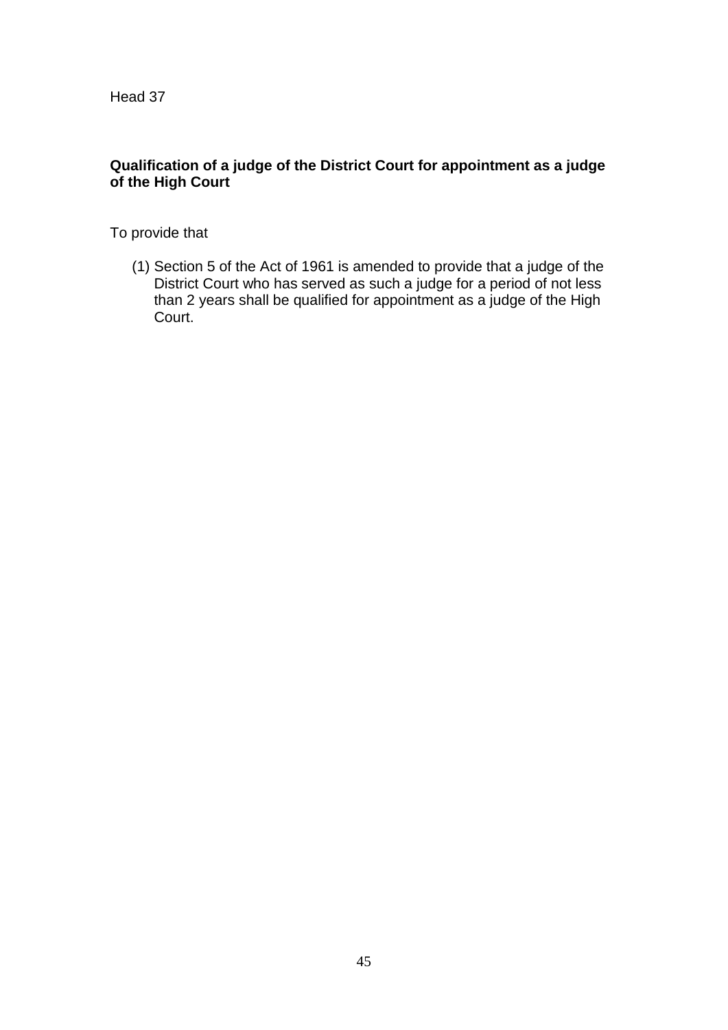Head 37

**Qualification of a judge of the District Court for appointment as a judge of the High Court**

To provide that

(1) Section 5 of the Act of 1961 is amended to provide that a judge of the District Court who has served as such a judge for a period of not less than 2 years shall be qualified for appointment as a judge of the High Court.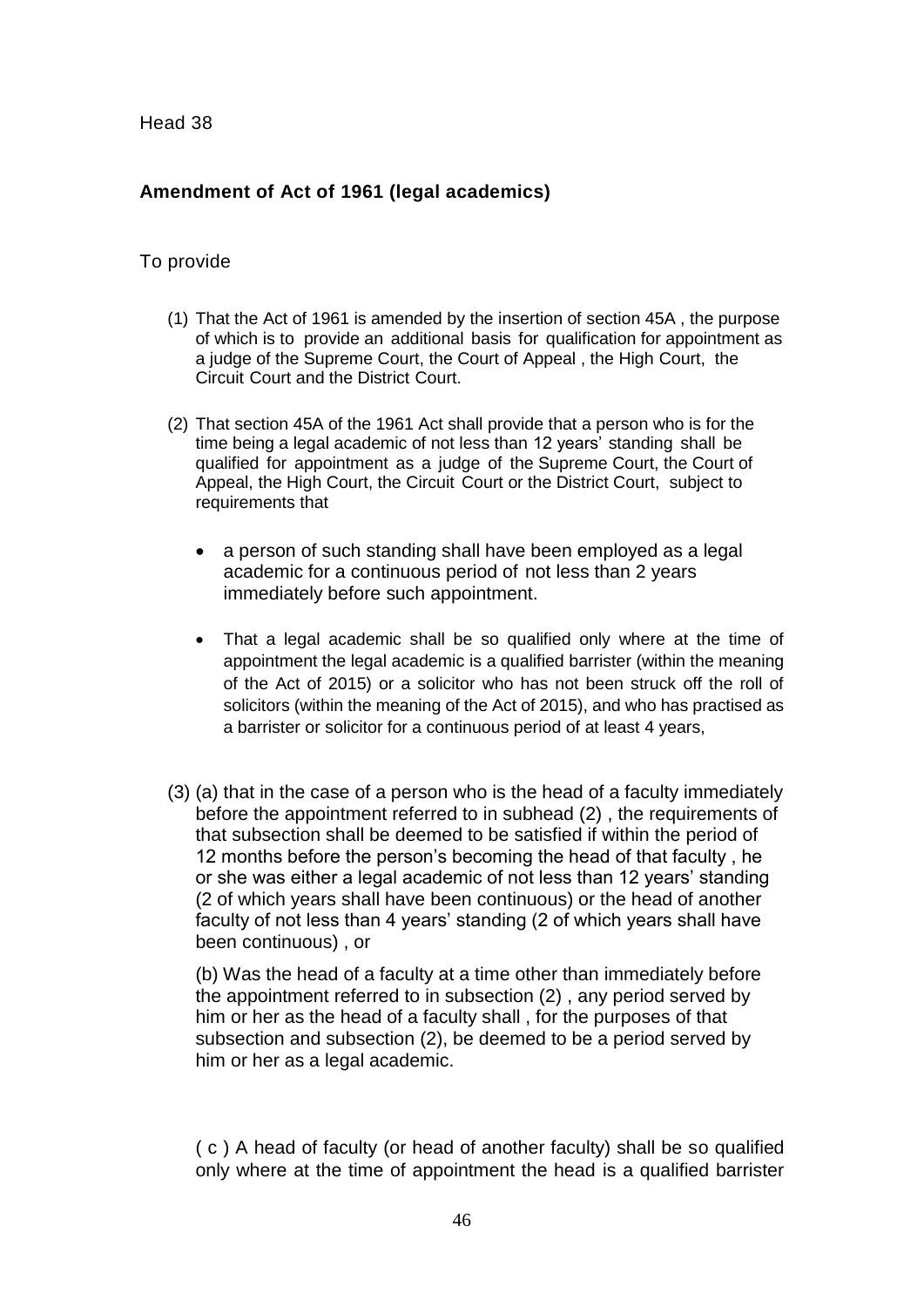Head 38

**Amendment of Act of 1961 (legal academics)**

To provide

(1) That the Act of 1961 is amended by the insertion of section 45A , the purpose of which is to provide an additional basis for qualification for appointment as a judge of the Supreme Court, the Court of Appeal , the High Court, the Circuit Court and the District Court.

(2) That section 45A of the 1961 Act shall provide that a person who is for the time being a legal academic of not less than 12 years' standing shall be qualified for appointment as a judge of the Supreme Court, the Court of Appeal, the High Court, the Circuit Court or the District Court, subject to requirements that

- a person of such standing shall have been employed as a legal academic for a continuous period of not less than 2 years immediately before such appointment.
- That a legal academic shall be so qualified only where at the time of appointment the legal academic is a qualified barrister (within the meaning of the Act of 2015) or a solicitor who has not been struck off the roll of solicitors (within the meaning of the Act of 2015), and who has practised as a barrister or solicitor for a continuous period of at least 4 years,

(3) (a) that in the case of a person who is the head of a faculty immediately before the appointment referred to in subhead (2) , the requirements of that subsection shall be deemed to be satisfied if within the period of 12 months before the person's becoming the head of that faculty , he or she was either a legal academic of not less than 12 years' standing (2 of which years shall have been continuous) or the head of another faculty of not less than 4 years' standing (2 of which years shall have been continuous) , or

(b) Was the head of a faculty at a time other than immediately before the appointment referred to in subsection (2) , any period served by him or her as the head of a faculty shall , for the purposes of that subsection and subsection (2), be deemed to be a period served by him or her as a legal academic.

( c ) A head of faculty (or head of another faculty) shall be so qualified only where at the time of appointment the head is a qualified barrister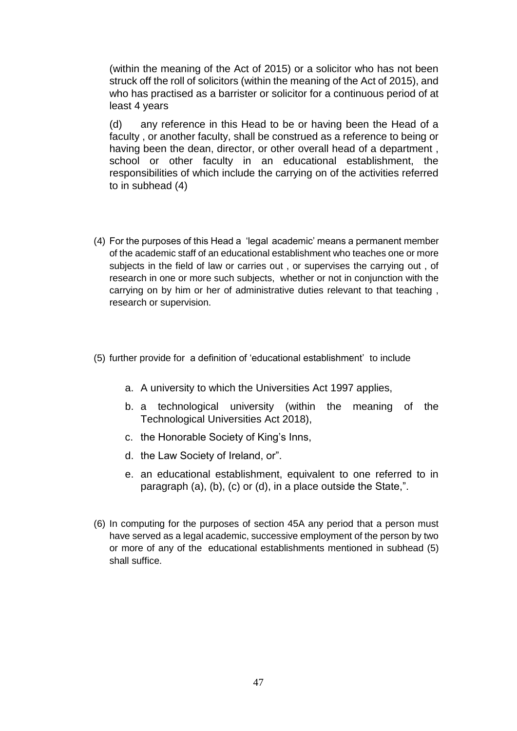(within the meaning of the Act of 2015) or a solicitor who has not been struck off the roll of solicitors (within the meaning of the Act of 2015), and who has practised as a barrister or solicitor for a continuous period of at least 4 years

(d) any reference in this Head to be or having been the Head of a faculty , or another faculty, shall be construed as a reference to being or having been the dean, director, or other overall head of a department , school or other faculty in an educational establishment, the responsibilities of which include the carrying on of the activities referred to in subhead (4)

(4) For the purposes of this Head a 'legal academic' means a permanent member of the academic staff of an educational establishment who teaches one or more subjects in the field of law or carries out , or supervises the carrying out , of research in one or more such subjects, whether or not in conjunction with the carrying on by him or her of administrative duties relevant to that teaching , research or supervision.

(5) further provide for a definition of 'educational establishment' to include

a. A university to which the Universities Act 1997 applies,

b. a technological university (within the meaning of the Technological Universities Act 2018),

c. the Honorable Society of King's Inns,

d. the Law Society of Ireland, or".

e. an educational establishment, equivalent to one referred to in paragraph (a), (b), (c) or (d), in a place outside the State,".

(6) In computing for the purposes of section 45A any period that a person must have served as a legal academic, successive employment of the person by two or more of any of the educational establishments mentioned in subhead (5) shall suffice.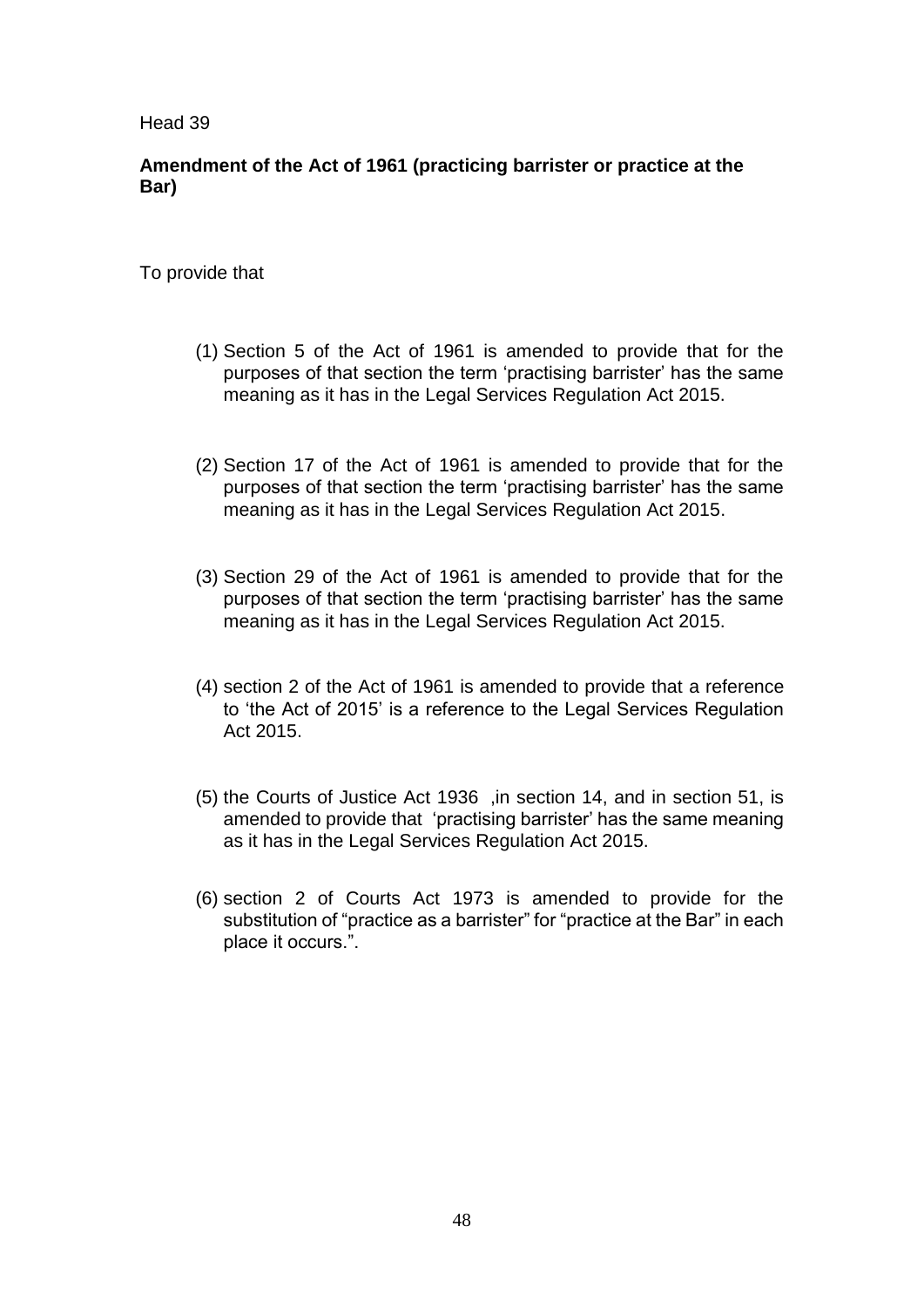Head 39

**Amendment of the Act of 1961 (practicing barrister or practice at the Bar)**

To provide that

(1) Section 5 of the Act of 1961 is amended to provide that for the purposes of that section the term 'practising barrister' has the same meaning as it has in the Legal Services Regulation Act 2015.

(2) Section 17 of the Act of 1961 is amended to provide that for the purposes of that section the term 'practising barrister' has the same meaning as it has in the Legal Services Regulation Act 2015.

(3) Section 29 of the Act of 1961 is amended to provide that for the purposes of that section the term 'practising barrister' has the same meaning as it has in the Legal Services Regulation Act 2015.

(4) section 2 of the Act of 1961 is amended to provide that a reference to 'the Act of 2015' is a reference to the Legal Services Regulation Act 2015.

(5) the Courts of Justice Act 1936 ,in section 14, and in section 51, is amended to provide that 'practising barrister' has the same meaning as it has in the Legal Services Regulation Act 2015.

(6) section 2 of Courts Act 1973 is amended to provide for the substitution of "practice as a barrister" for "practice at the Bar" in each place it occurs.".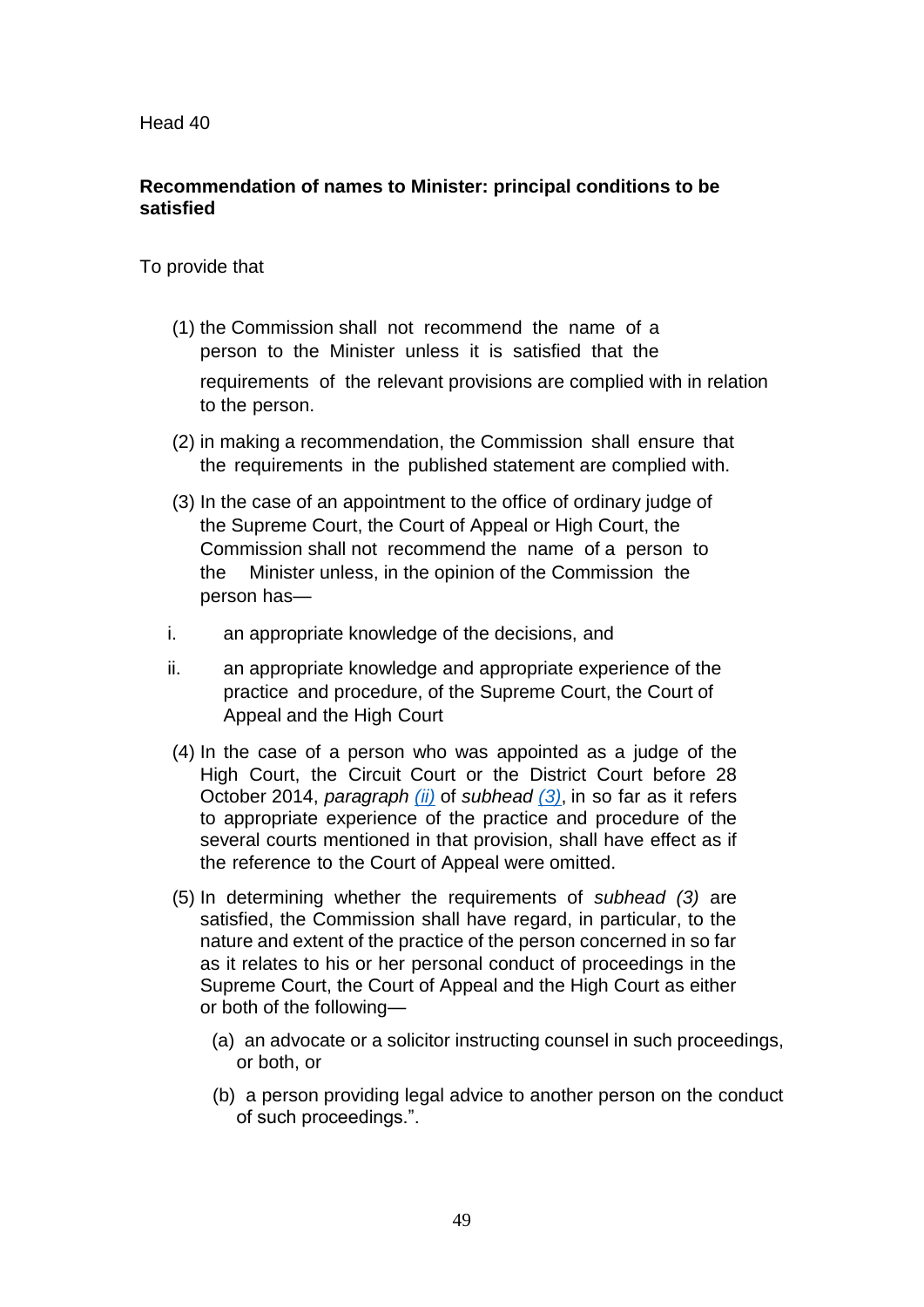Head 40

**Recommendation of names to Minister: principal conditions to be satisfied**

To provide that

(1) the Commission shall not recommend the name of a person to the Minister unless it is satisfied that the requirements of the relevant provisions are complied with in relation to the person.

(2) in making a recommendation, the Commission shall ensure that the requirements in the published statement are complied with.

(3) In the case of an appointment to the office of ordinary judge of the Supreme Court, the Court of Appeal or High Court, the Commission shall not recommend the name of a person to the Minister unless, in the opinion of the Commission the person has—

i. an appropriate knowledge of the decisions, and

ii. an appropriate knowledge and appropriate experience of the practice and procedure, of the Supreme Court, the Court of Appeal and the High Court

(4) In the case of a person who was appointed as a judge of the High Court, the Circuit Court or the District Court before 28 October 2014, *paragraph* (ii) of *subhead* (3), in so far as it refers to appropriate experience of the practice and procedure of the several courts mentioned in that provision, shall have effect as if the reference to the Court of Appeal were omitted.

(5) In determining whether the requirements of *subhead (3)* are satisfied, the Commission shall have regard, in particular, to the nature and extent of the practice of the person concerned in so far as it relates to his or her personal conduct of proceedings in the Supreme Court, the Court of Appeal and the High Court as either or both of the following—

(a) an advocate or a solicitor instructing counsel in such proceedings, or both, or

(b) a person providing legal advice to another person on the conduct of such proceedings.".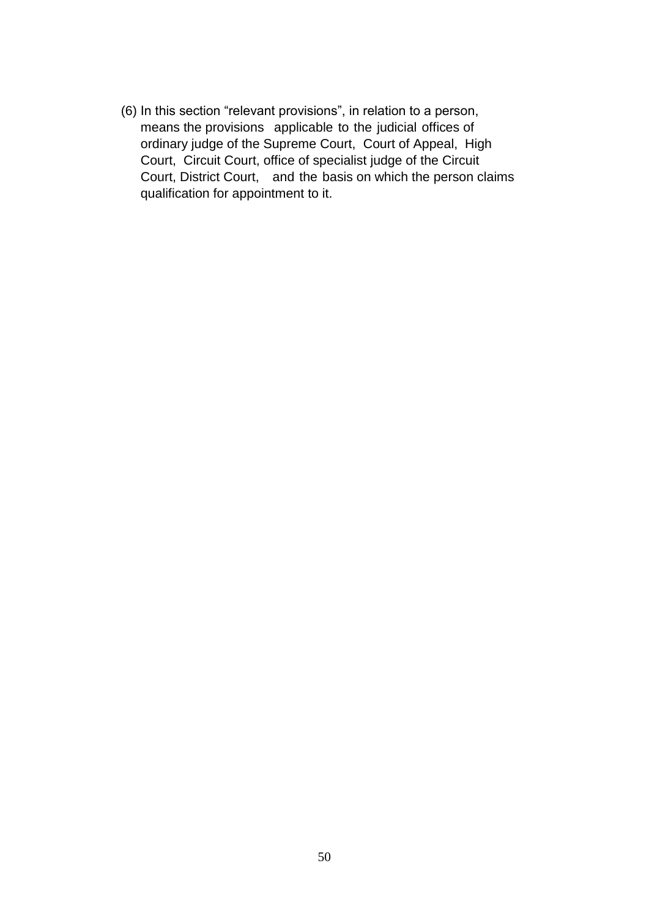(6) In this section "relevant provisions", in relation to a person, means the provisions applicable to the judicial offices of ordinary judge of the Supreme Court, Court of Appeal, High Court, Circuit Court, office of specialist judge of the Circuit Court, District Court, and the basis on which the person claims qualification for appointment to it.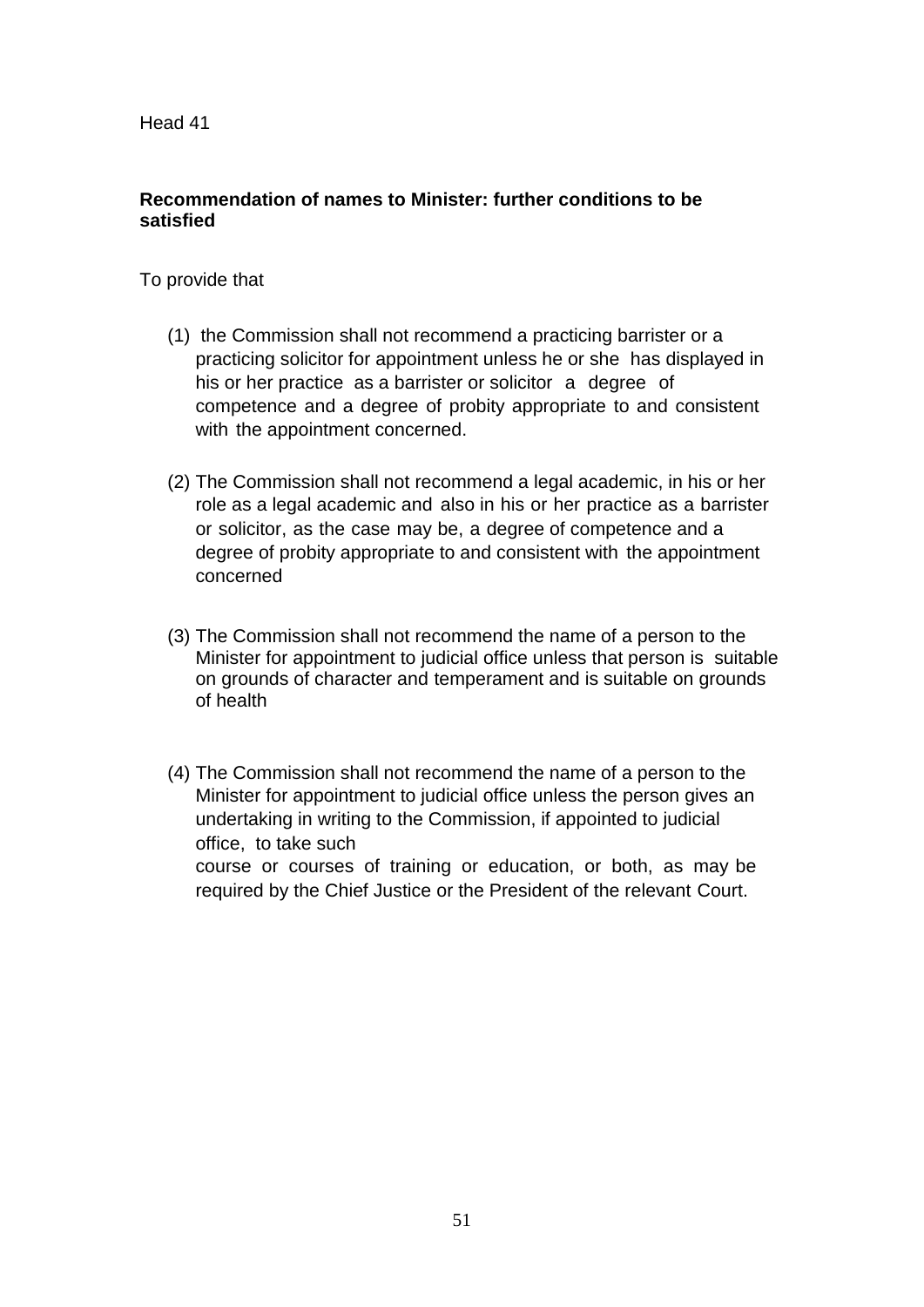Head 41

**Recommendation of names to Minister: further conditions to be satisfied**

To provide that

(1) the Commission shall not recommend a practicing barrister or a practicing solicitor for appointment unless he or she has displayed in his or her practice as a barrister or solicitor a degree of competence and a degree of probity appropriate to and consistent with the appointment concerned.

(2) The Commission shall not recommend a legal academic, in his or her role as a legal academic and also in his or her practice as a barrister or solicitor, as the case may be, a degree of competence and a degree of probity appropriate to and consistent with the appointment concerned

(3) The Commission shall not recommend the name of a person to the Minister for appointment to judicial office unless that person is suitable on grounds of character and temperament and is suitable on grounds of health

(4) The Commission shall not recommend the name of a person to the Minister for appointment to judicial office unless the person gives an undertaking in writing to the Commission, if appointed to judicial office, to take such course or courses of training or education, or both, as may be required by the Chief Justice or the President of the relevant Court.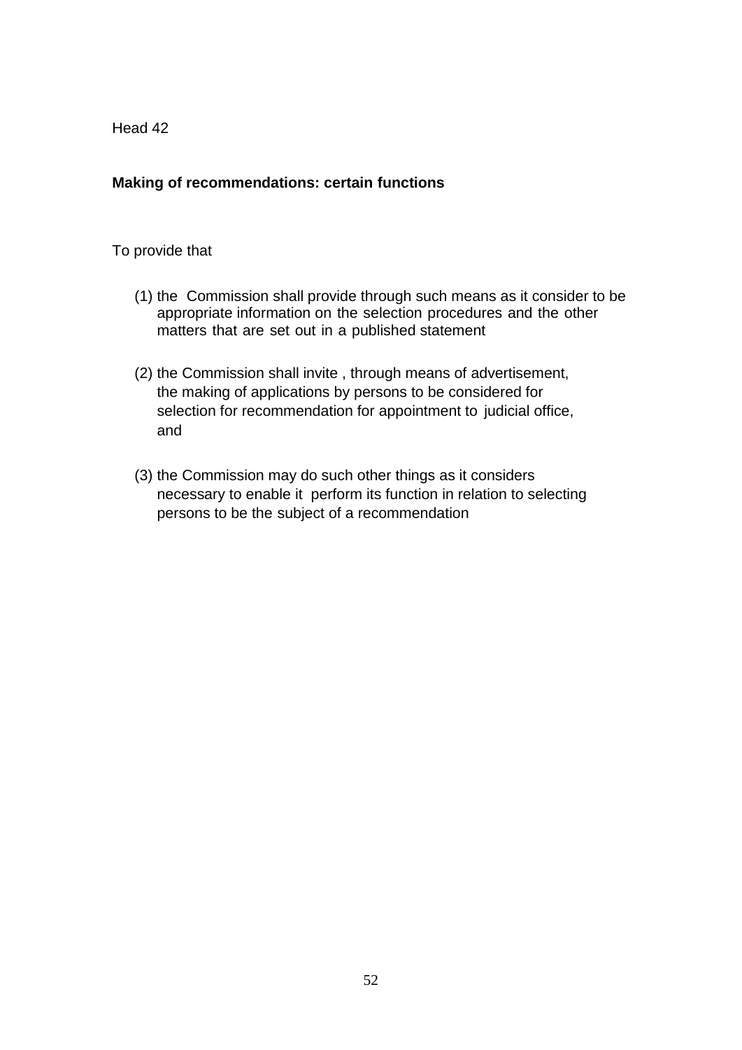Head 42

**Making of recommendations: certain functions**

To provide that

(1) the Commission shall provide through such means as it consider to be appropriate information on the selection procedures and the other matters that are set out in a published statement

(2) the Commission shall invite , through means of advertisement, the making of applications by persons to be considered for selection for recommendation for appointment to judicial office, and

(3) the Commission may do such other things as it considers necessary to enable it perform its function in relation to selecting persons to be the subject of a recommendation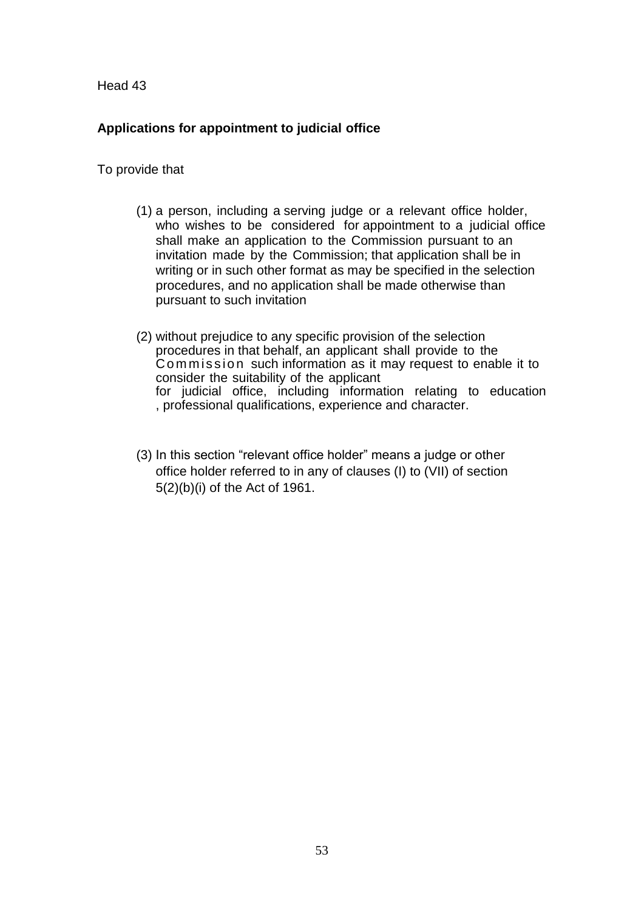Head 43

**Applications for appointment to judicial office**

To provide that

(1) a person, including a serving judge or a relevant office holder, who wishes to be considered for appointment to a judicial office shall make an application to the Commission pursuant to an invitation made by the Commission; that application shall be in writing or in such other format as may be specified in the selection procedures, and no application shall be made otherwise than pursuant to such invitation

(2) without prejudice to any specific provision of the selection procedures in that behalf, an applicant shall provide to the Commission such information as it may request to enable it to consider the suitability of the applicant for judicial office, including information relating to education , professional qualifications, experience and character.

(3) In this section "relevant office holder" means a judge or other office holder referred to in any of clauses (I) to (VII) of section 5(2)(b)(i) of the Act of 1961.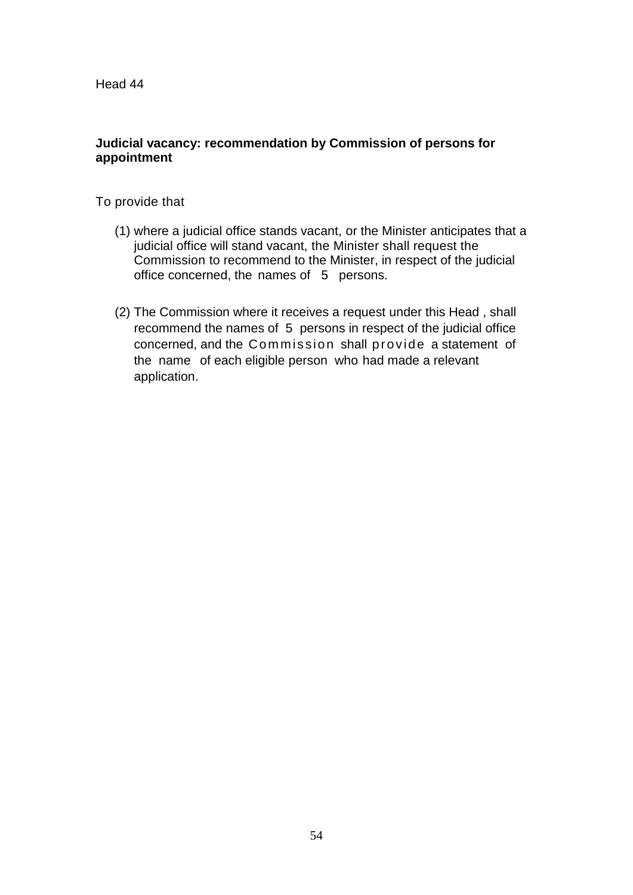Head 44

**Judicial vacancy: recommendation by Commission of persons for appointment**

To provide that

(1) where a judicial office stands vacant, or the Minister anticipates that a judicial office will stand vacant, the Minister shall request the Commission to recommend to the Minister, in respect of the judicial office concerned, the names of 5 persons.

(2) The Commission where it receives a request under this Head , shall recommend the names of 5 persons in respect of the judicial office concerned, and the Commission shall provide a statement of the name of each eligible person who had made a relevant application.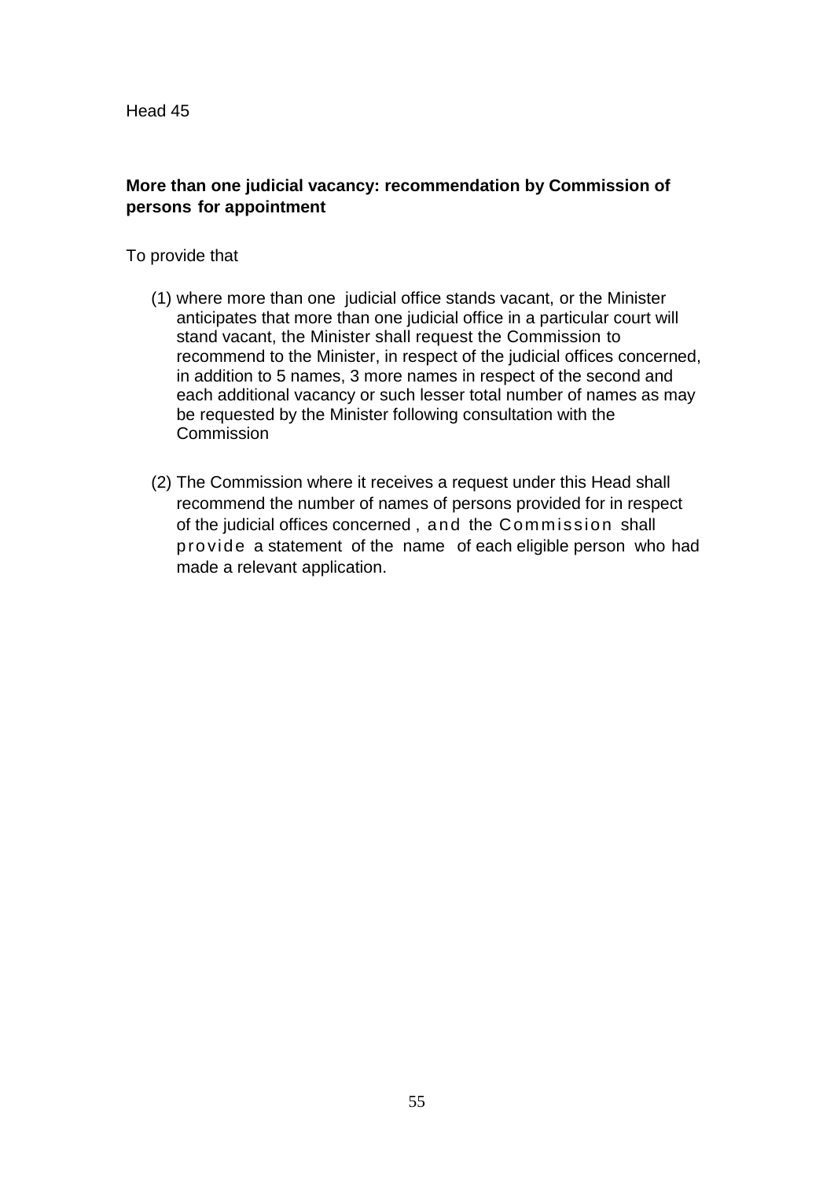Head 45

**More than one judicial vacancy: recommendation by Commission of persons for appointment**

To provide that

(1) where more than one judicial office stands vacant, or the Minister anticipates that more than one judicial office in a particular court will stand vacant, the Minister shall request the Commission to recommend to the Minister, in respect of the judicial offices concerned, in addition to 5 names, 3 more names in respect of the second and each additional vacancy or such lesser total number of names as may be requested by the Minister following consultation with the Commission

(2) The Commission where it receives a request under this Head shall recommend the number of names of persons provided for in respect of the judicial offices concerned , and the Commission shall provide a statement of the name of each eligible person who had made a relevant application.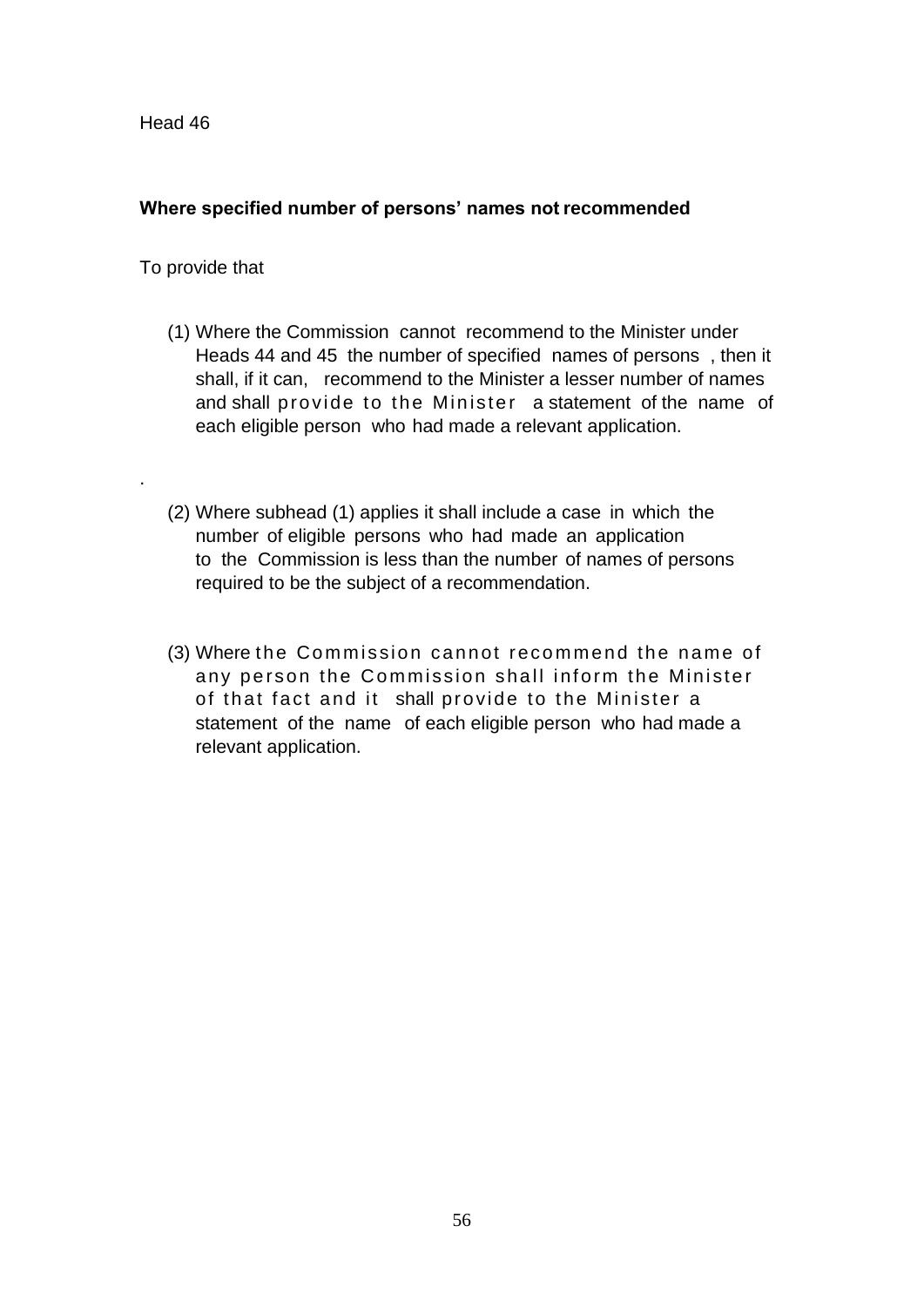Head 46

**Where specified number of persons' names not recommended**

To provide that

(1) Where the Commission cannot recommend to the Minister under Heads 44 and 45 the number of specified names of persons , then it shall, if it can, recommend to the Minister a lesser number of names and shall provide to the Minister a statement of the name of each eligible person who had made a relevant application.

.

(2) Where subhead (1) applies it shall include a case in which the number of eligible persons who had made an application to the Commission is less than the number of names of persons required to be the subject of a recommendation.

(3) Where the Commission cannot recommend the name of any person the Commission shall inform the Minister of that fact and it shall provide to the Minister a statement of the name of each eligible person who had made a relevant application.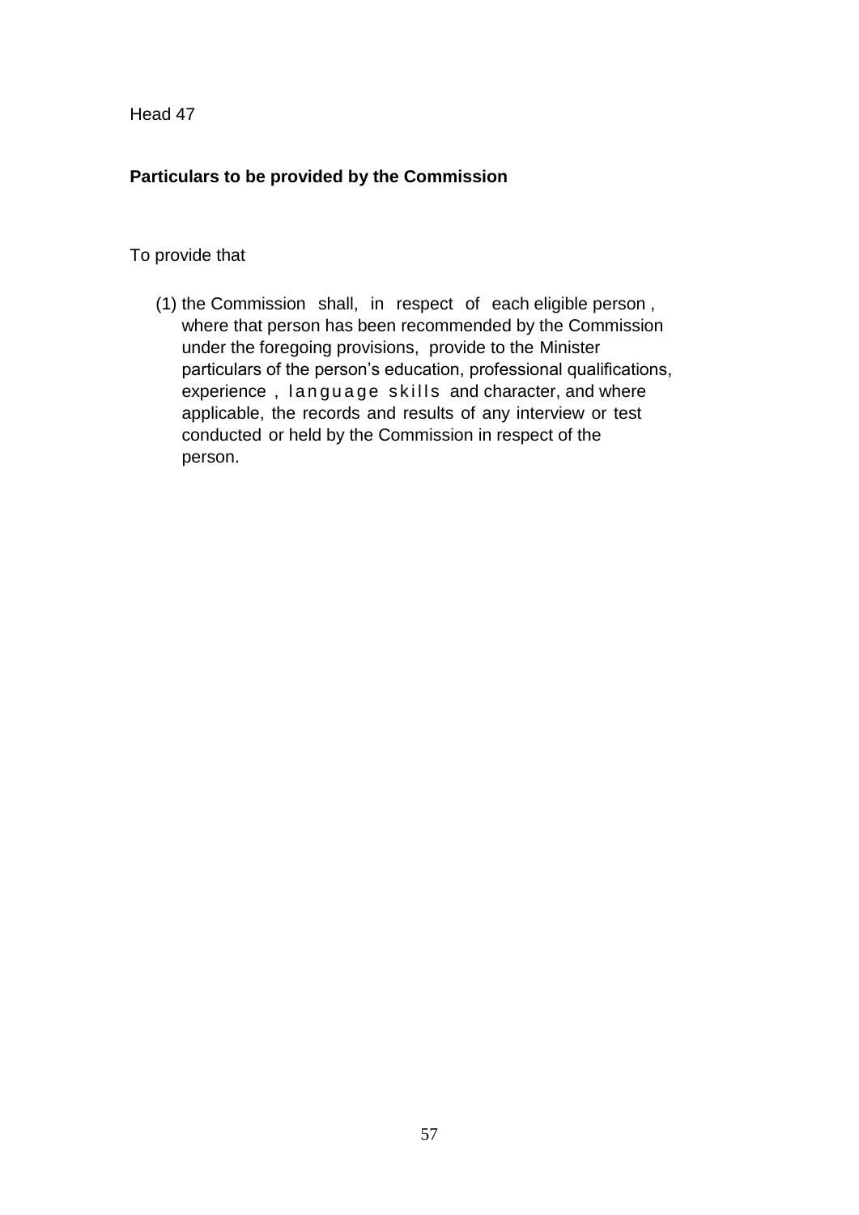Head 47

**Particulars to be provided by the Commission**

To provide that

(1) the Commission shall, in respect of each eligible person, where that person has been recommended by the Commission under the foregoing provisions, provide to the Minister particulars of the person's education, professional qualifications, experience, language skills and character, and where applicable, the records and results of any interview or test conducted or held by the Commission in respect of the person.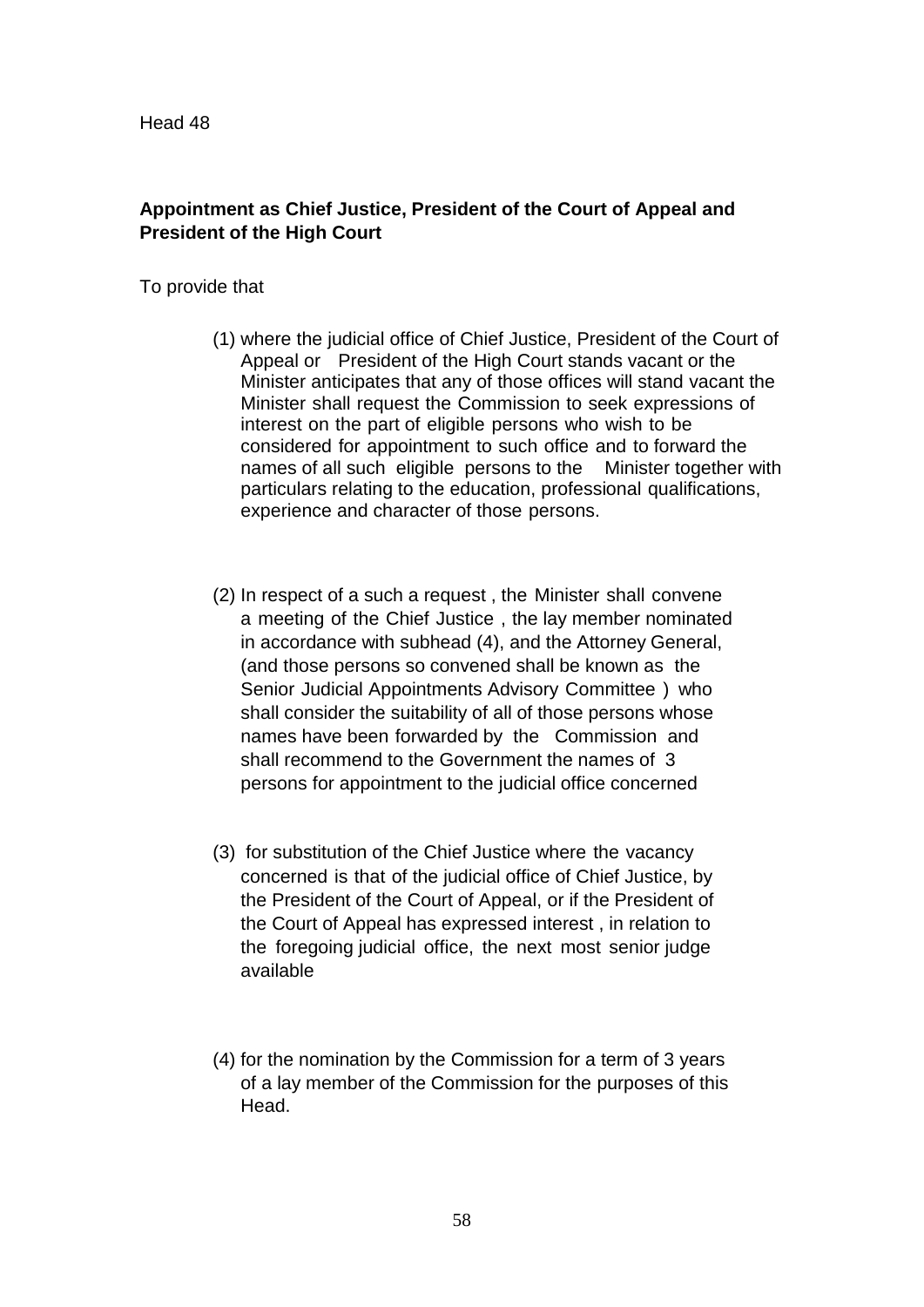Head 48

**Appointment as Chief Justice, President of the Court of Appeal and President of the High Court**

To provide that

(1) where the judicial office of Chief Justice, President of the Court of Appeal or President of the High Court stands vacant or the Minister anticipates that any of those offices will stand vacant the Minister shall request the Commission to seek expressions of interest on the part of eligible persons who wish to be considered for appointment to such office and to forward the names of all such eligible persons to the Minister together with particulars relating to the education, professional qualifications, experience and character of those persons.

(2) In respect of a such a request , the Minister shall convene a meeting of the Chief Justice , the lay member nominated in accordance with subhead (4), and the Attorney General, (and those persons so convened shall be known as the Senior Judicial Appointments Advisory Committee ) who shall consider the suitability of all of those persons whose names have been forwarded by the Commission and shall recommend to the Government the names of 3 persons for appointment to the judicial office concerned

(3) for substitution of the Chief Justice where the vacancy concerned is that of the judicial office of Chief Justice, by the President of the Court of Appeal, or if the President of the Court of Appeal has expressed interest , in relation to the foregoing judicial office, the next most senior judge available

(4) for the nomination by the Commission for a term of 3 years of a lay member of the Commission for the purposes of this Head.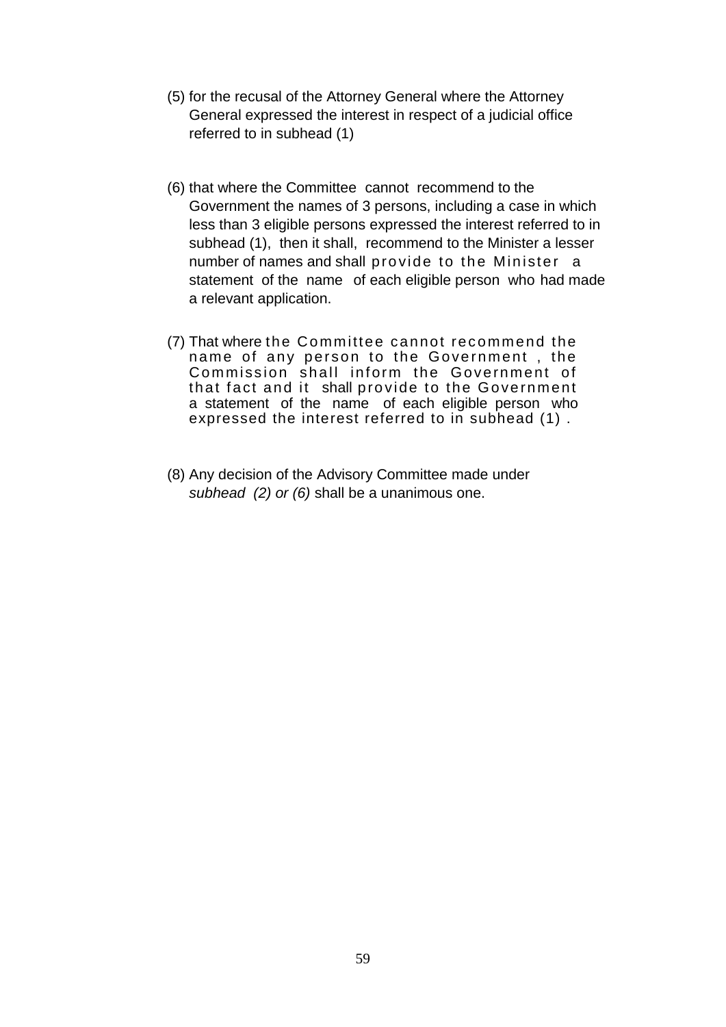(5) for the recusal of the Attorney General where the Attorney General expressed the interest in respect of a judicial office referred to in subhead (1)

(6) that where the Committee cannot recommend to the Government the names of 3 persons, including a case in which less than 3 eligible persons expressed the interest referred to in subhead (1), then it shall, recommend to the Minister a lesser number of names and shall provide to the Minister a statement of the name of each eligible person who had made a relevant application.

(7) That where the Committee cannot recommend the name of any person to the Government , the Commission shall inform the Government of that fact and it shall provide to the Government a statement of the name of each eligible person who expressed the interest referred to in subhead (1) .

(8) Any decision of the Advisory Committee made under *subhead (2) or (6)* shall be a unanimous one.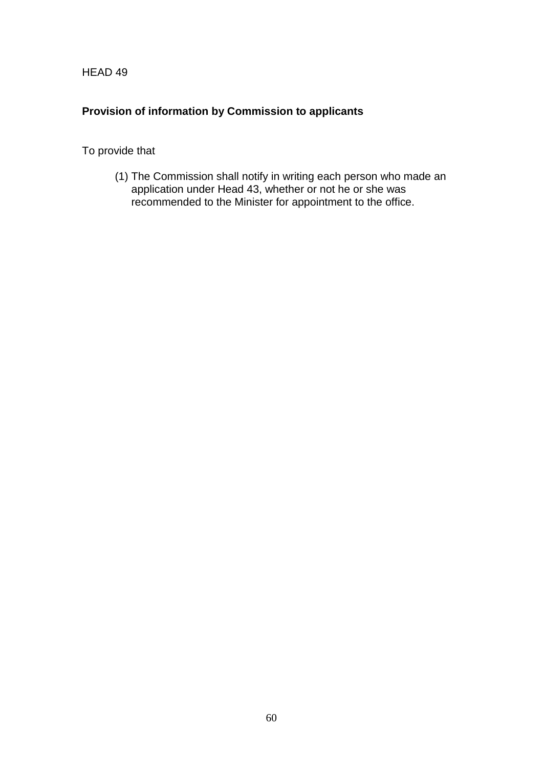HEAD 49

**Provision of information by Commission to applicants**

To provide that

(1) The Commission shall notify in writing each person who made an application under Head 43, whether or not he or she was recommended to the Minister for appointment to the office.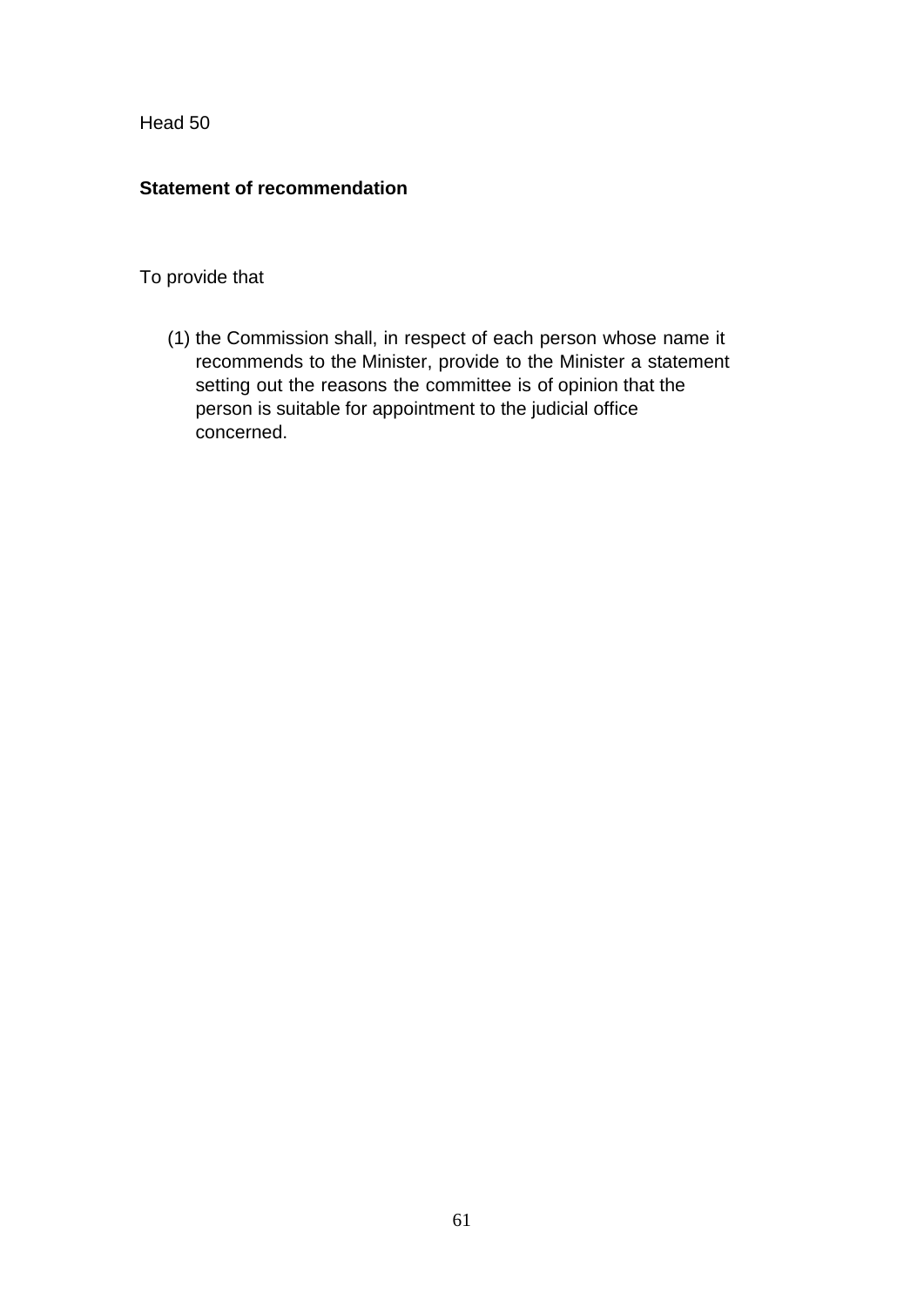Head 50

**Statement of recommendation**

To provide that

(1) the Commission shall, in respect of each person whose name it recommends to the Minister, provide to the Minister a statement setting out the reasons the committee is of opinion that the person is suitable for appointment to the judicial office concerned.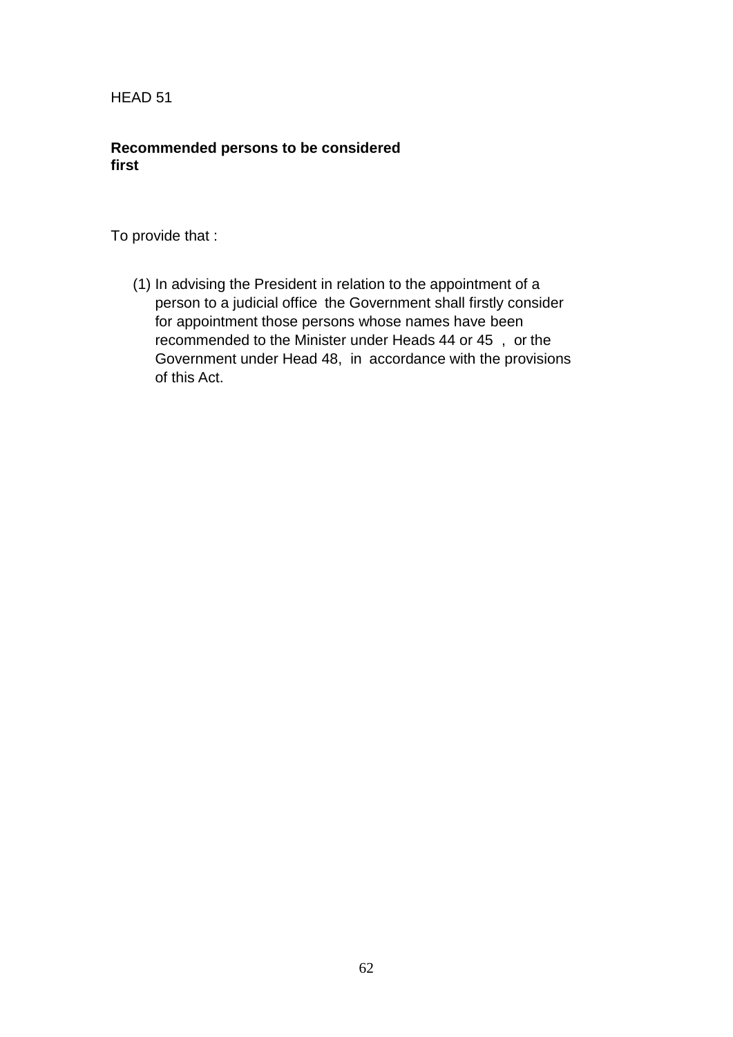HEAD 51

**Recommended persons to be considered first**

To provide that :

(1) In advising the President in relation to the appointment of a person to a judicial office the Government shall firstly consider for appointment those persons whose names have been recommended to the Minister under Heads 44 or 45 , or the Government under Head 48, in accordance with the provisions of this Act.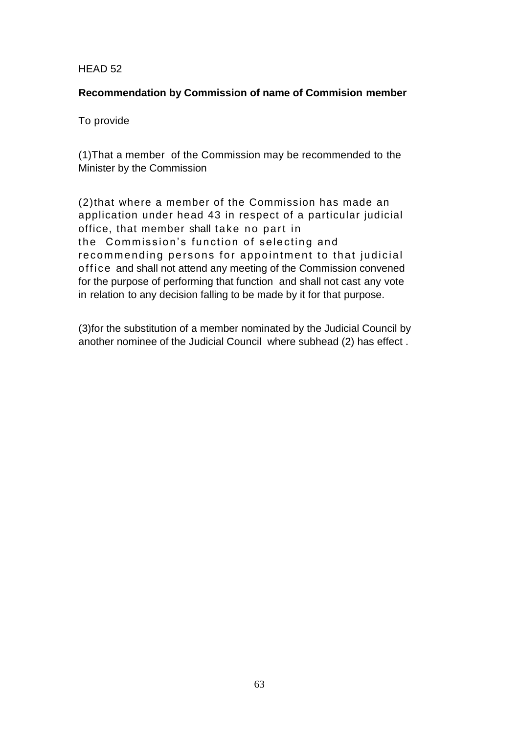HEAD 52

**Recommendation by Commission of name of Commision member**

To provide

(1)That a member of the Commission may be recommended to the Minister by the Commission

(2)that where a member of the Commission has made an application under head 43 in respect of a particular judicial office, that member shall take no part in the Commission's function of selecting and recommending persons for appointment to that judicial office and shall not attend any meeting of the Commission convened for the purpose of performing that function and shall not cast any vote in relation to any decision falling to be made by it for that purpose.

(3)for the substitution of a member nominated by the Judicial Council by another nominee of the Judicial Council where subhead (2) has effect .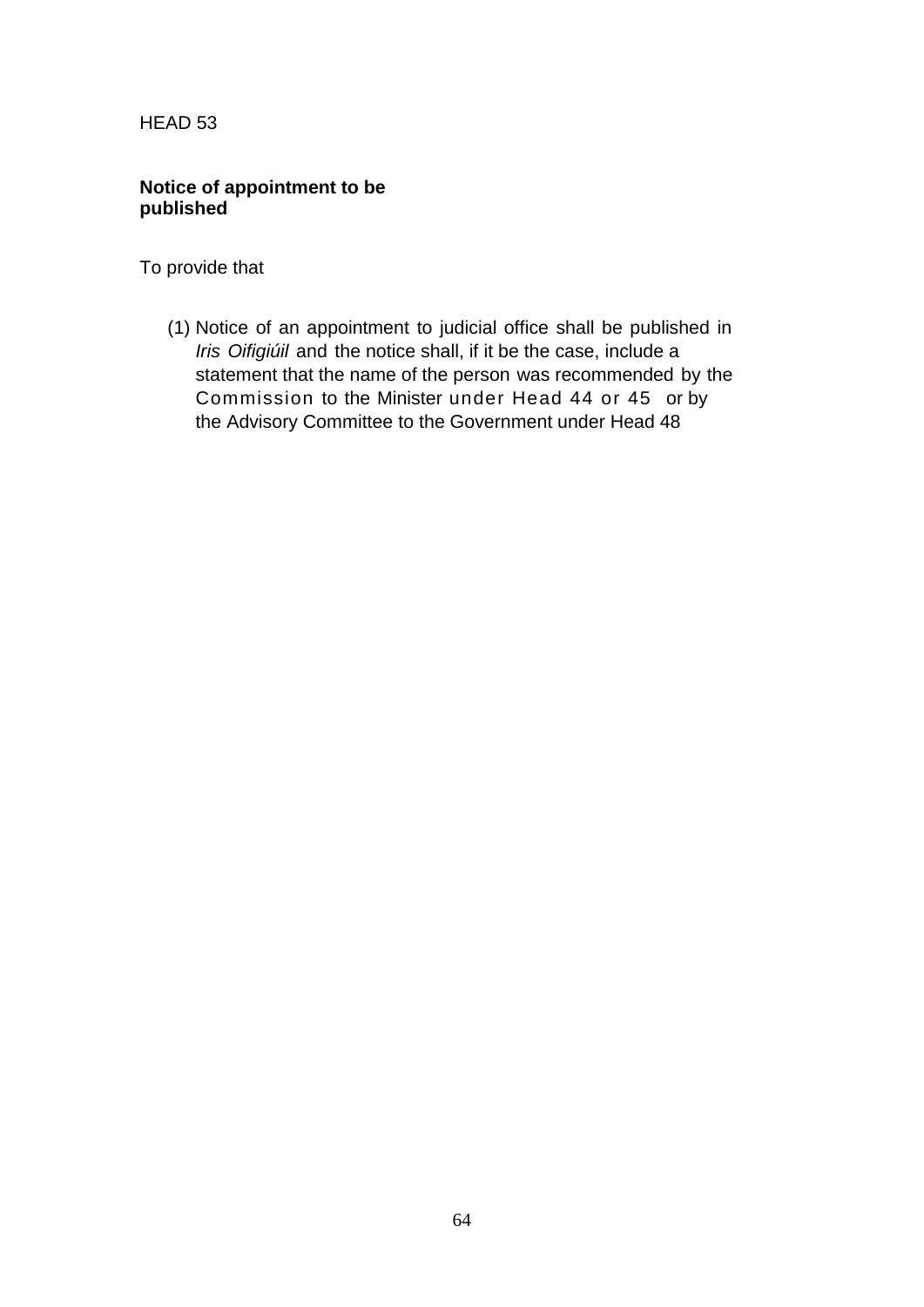HEAD 53

**Notice of appointment to be published**

To provide that

(1) Notice of an appointment to judicial office shall be published in *Iris Oifigiúil* and the notice shall, if it be the case, include a statement that the name of the person was recommended by the Commission to the Minister under Head 44 or 45 or by the Advisory Committee to the Government under Head 48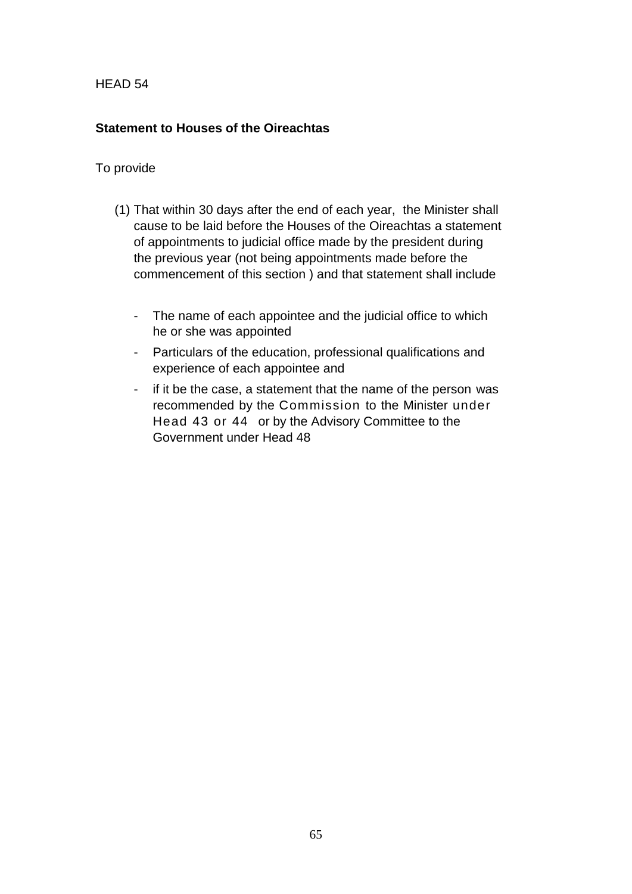HEAD 54

**Statement to Houses of the Oireachtas**

To provide

(1) That within 30 days after the end of each year, the Minister shall cause to be laid before the Houses of the Oireachtas a statement of appointments to judicial office made by the president during the previous year (not being appointments made before the commencement of this section ) and that statement shall include

- The name of each appointee and the judicial office to which he or she was appointed
- Particulars of the education, professional qualifications and experience of each appointee and
- if it be the case, a statement that the name of the person was recommended by the Commission to the Minister under Head 43 or 44 or by the Advisory Committee to the Government under Head 48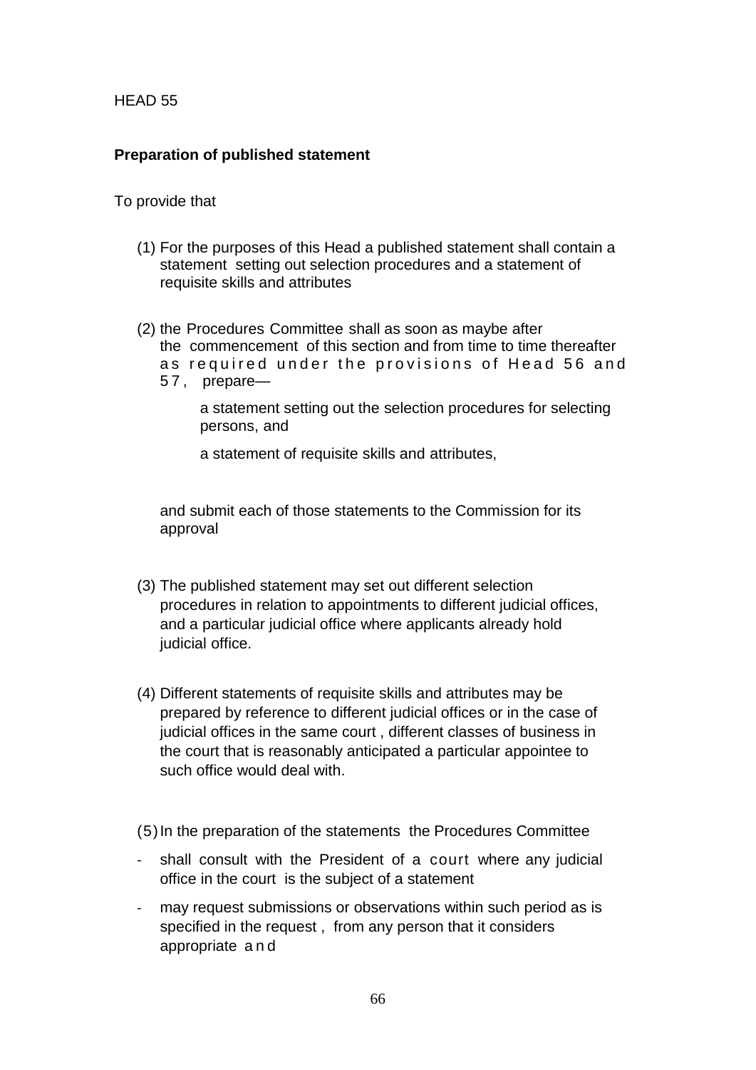HEAD 55

**Preparation of published statement**

To provide that

(1) For the purposes of this Head a published statement shall contain a statement setting out selection procedures and a statement of requisite skills and attributes

(2) the Procedures Committee shall as soon as maybe after the commencement of this section and from time to time thereafter as required under the provisions of Head 56 and 57, prepare—

a statement setting out the selection procedures for selecting persons, and

a statement of requisite skills and attributes,

and submit each of those statements to the Commission for its approval

(3) The published statement may set out different selection procedures in relation to appointments to different judicial offices, and a particular judicial office where applicants already hold judicial office.

(4) Different statements of requisite skills and attributes may be prepared by reference to different judicial offices or in the case of judicial offices in the same court , different classes of business in the court that is reasonably anticipated a particular appointee to such office would deal with.

(5) In the preparation of the statements the Procedures Committee

- shall consult with the President of a court where any judicial office in the court is the subject of a statement
- may request submissions or observations within such period as is specified in the request , from any person that it considers appropriate and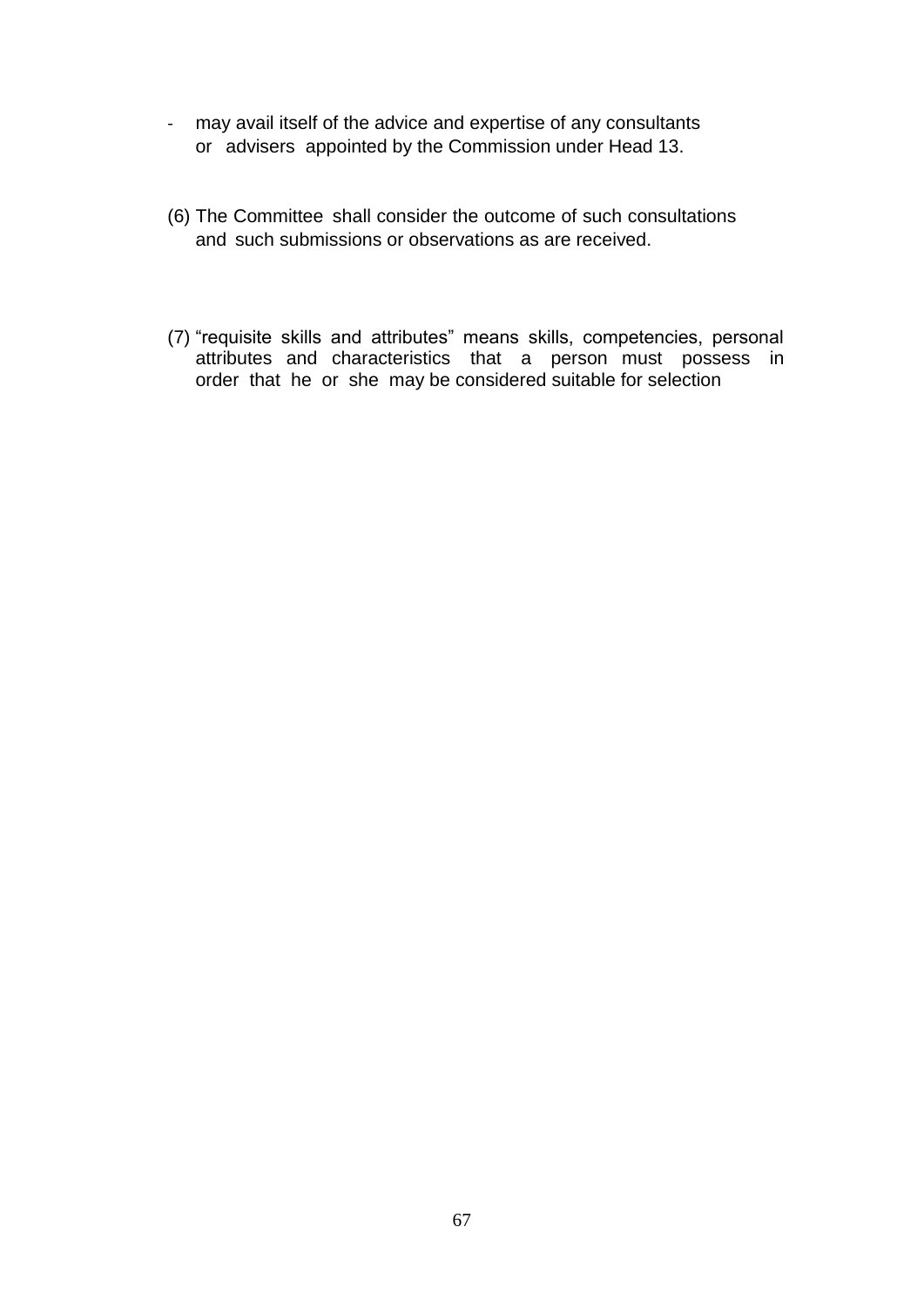- may avail itself of the advice and expertise of any consultants or advisers appointed by the Commission under Head 13.

(6) The Committee shall consider the outcome of such consultations and such submissions or observations as are received.

(7) “requisite skills and attributes” means skills, competencies, personal attributes and characteristics that a person must possess in order that he or she may be considered suitable for selection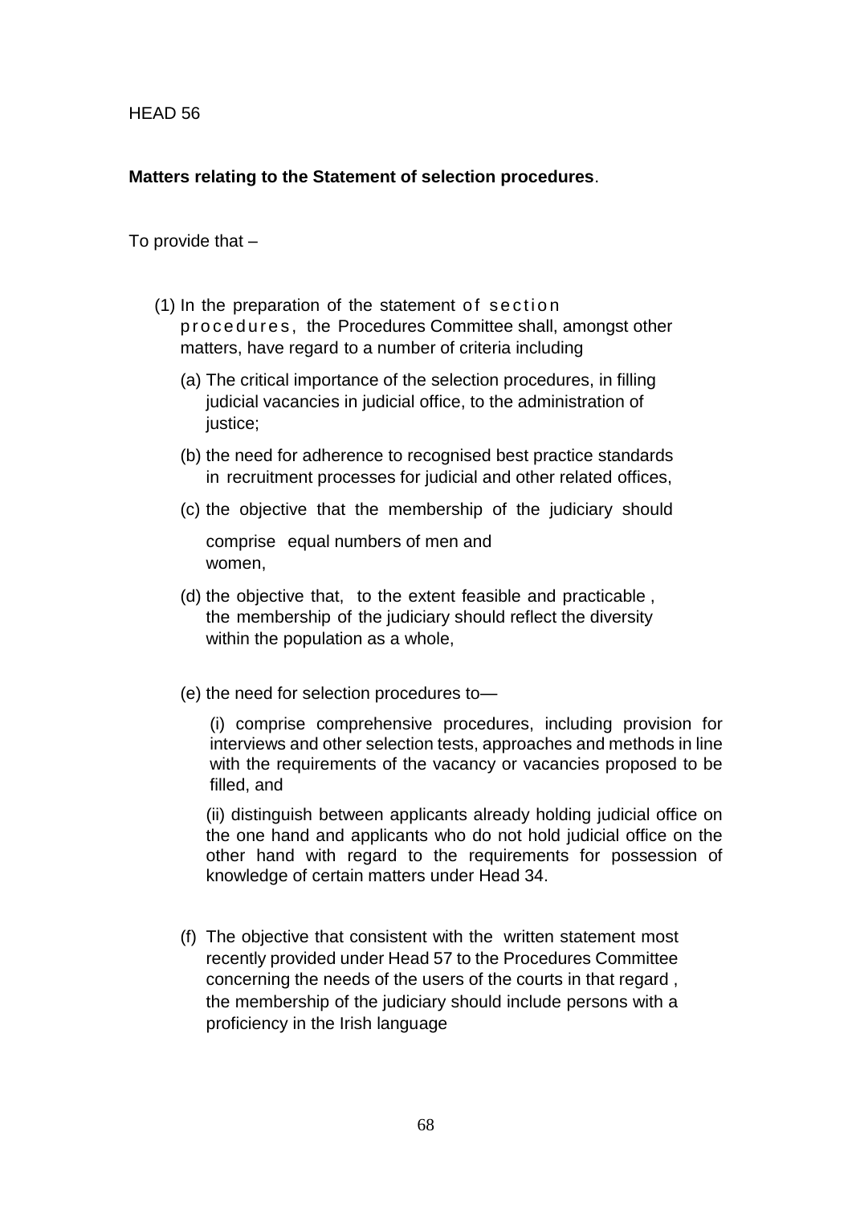HEAD 56

**Matters relating to the Statement of selection procedures**.

To provide that –

(1) In the preparation of the statement of section procedures, the Procedures Committee shall, amongst other matters, have regard to a number of criteria including

(a) The critical importance of the selection procedures, in filling judicial vacancies in judicial office, to the administration of justice;

(b) the need for adherence to recognised best practice standards in recruitment processes for judicial and other related offices,

(c) the objective that the membership of the judiciary should comprise equal numbers of men and women,

(d) the objective that, to the extent feasible and practicable , the membership of the judiciary should reflect the diversity within the population as a whole,

(e) the need for selection procedures to—

(i) comprise comprehensive procedures, including provision for interviews and other selection tests, approaches and methods in line with the requirements of the vacancy or vacancies proposed to be filled, and

(ii) distinguish between applicants already holding judicial office on the one hand and applicants who do not hold judicial office on the other hand with regard to the requirements for possession of knowledge of certain matters under Head 34.

(f) The objective that consistent with the written statement most recently provided under Head 57 to the Procedures Committee concerning the needs of the users of the courts in that regard , the membership of the judiciary should include persons with a proficiency in the Irish language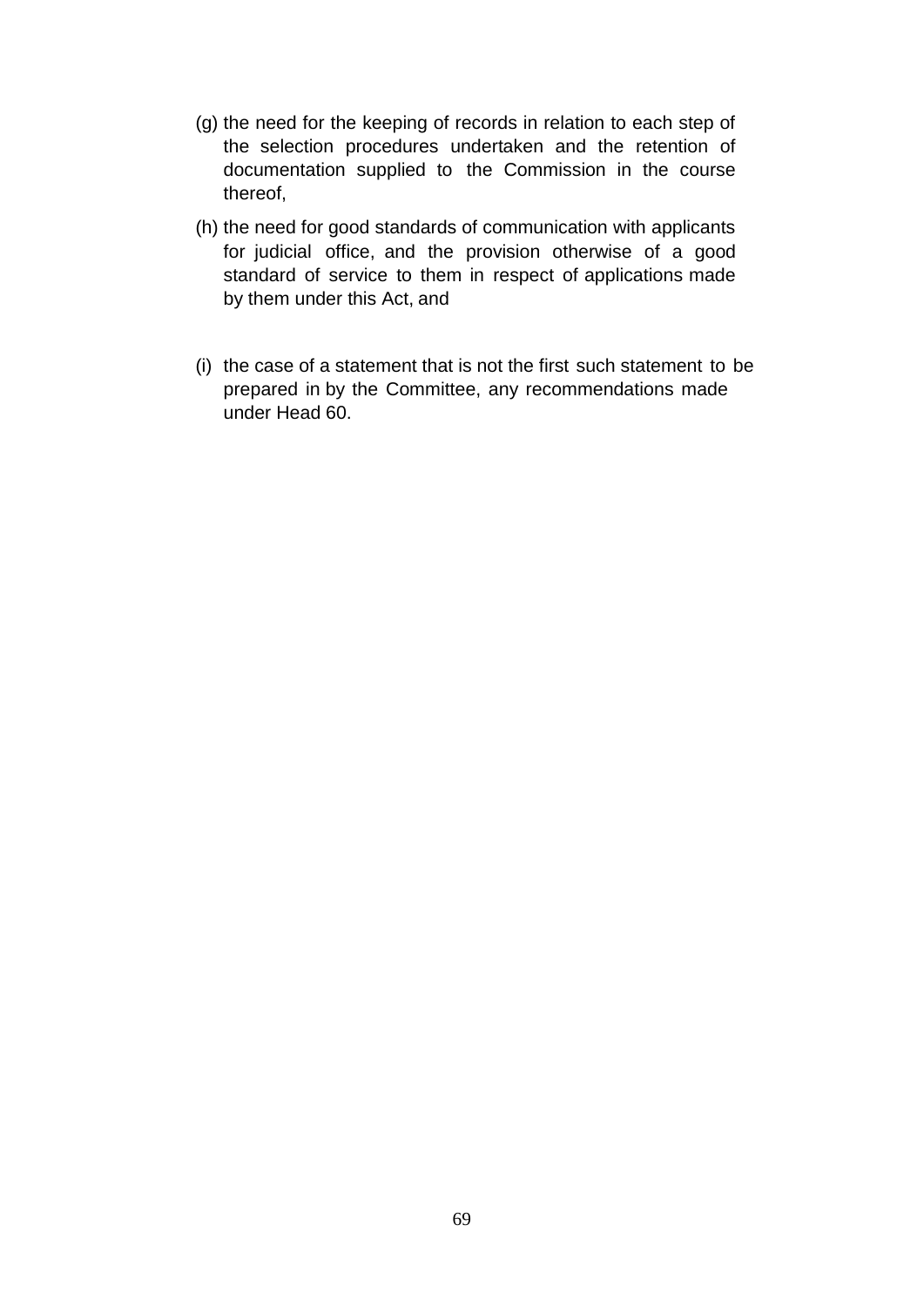(g) the need for the keeping of records in relation to each step of the selection procedures undertaken and the retention of documentation supplied to the Commission in the course thereof,

(h) the need for good standards of communication with applicants for judicial office, and the provision otherwise of a good standard of service to them in respect of applications made by them under this Act, and

(i) the case of a statement that is not the first such statement to be prepared in by the Committee, any recommendations made under Head 60.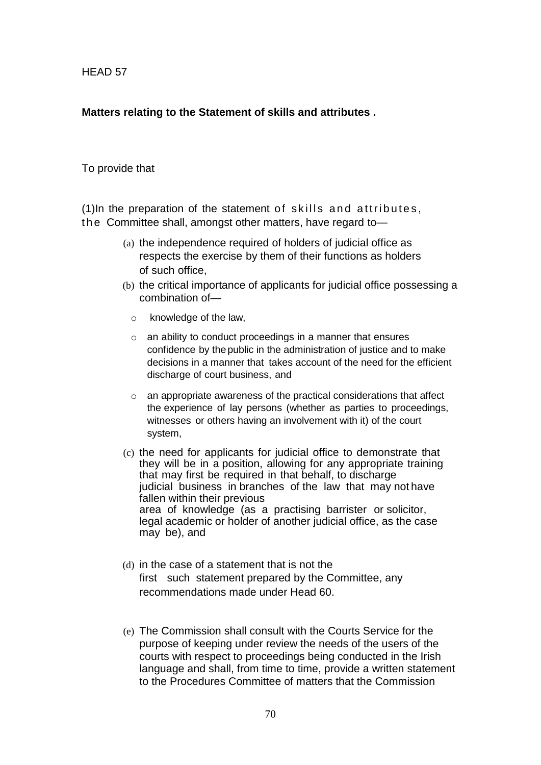HEAD 57

**Matters relating to the Statement of skills and attributes .**

To provide that

(1)In the preparation of the statement of skills and attributes, the Committee shall, amongst other matters, have regard to—

(a) the independence required of holders of judicial office as respects the exercise by them of their functions as holders of such office,

(b) the critical importance of applicants for judicial office possessing a combination of—

- knowledge of the law,
- an ability to conduct proceedings in a manner that ensures confidence by the public in the administration of justice and to make decisions in a manner that takes account of the need for the efficient discharge of court business, and
- an appropriate awareness of the practical considerations that affect the experience of lay persons (whether as parties to proceedings, witnesses or others having an involvement with it) of the court system,

(c) the need for applicants for judicial office to demonstrate that they will be in a position, allowing for any appropriate training that may first be required in that behalf, to discharge judicial business in branches of the law that may not have fallen within their previous area of knowledge (as a practising barrister or solicitor, legal academic or holder of another judicial office, as the case may be), and

(d) in the case of a statement that is not the first such statement prepared by the Committee, any recommendations made under Head 60.

(e) The Commission shall consult with the Courts Service for the purpose of keeping under review the needs of the users of the courts with respect to proceedings being conducted in the Irish language and shall, from time to time, provide a written statement to the Procedures Committee of matters that the Commission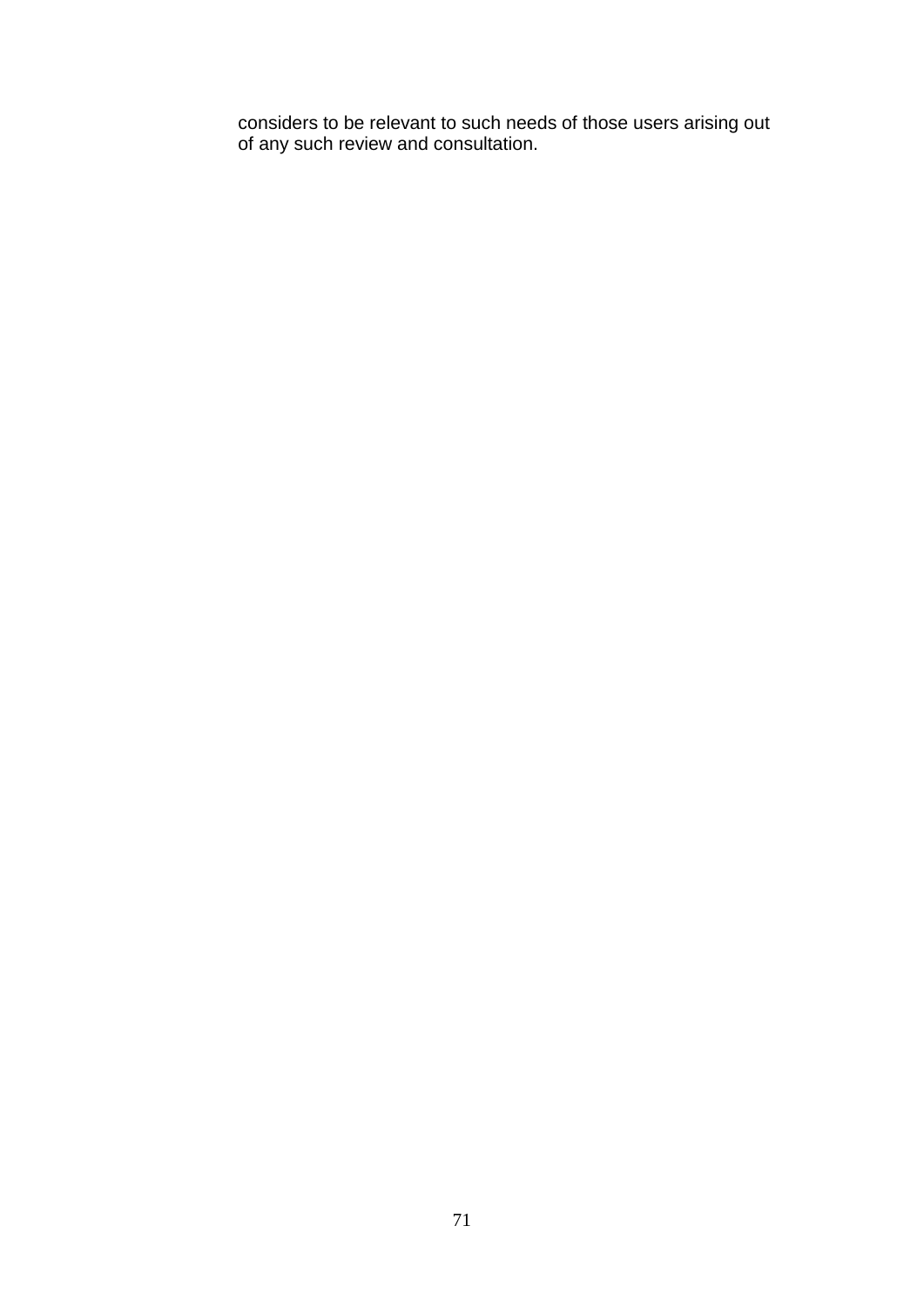considers to be relevant to such needs of those users arising out of any such review and consultation.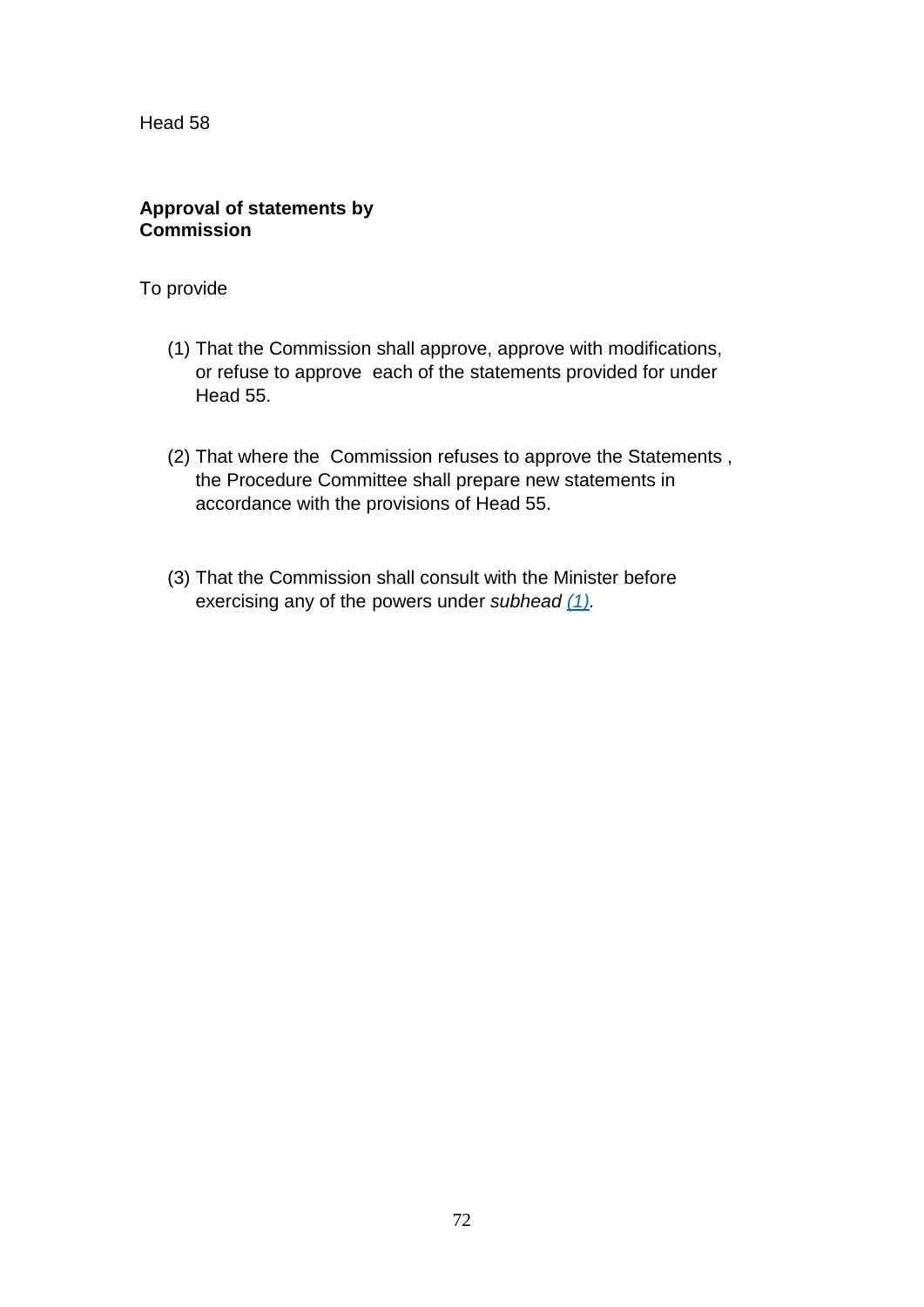Head 58

**Approval of statements by Commission**

To provide

(1) That the Commission shall approve, approve with modifications, or refuse to approve each of the statements provided for under Head 55.

(2) That where the Commission refuses to approve the Statements , the Procedure Committee shall prepare new statements in accordance with the provisions of Head 55.

(3) That the Commission shall consult with the Minister before exercising any of the powers under *subhead (1)*.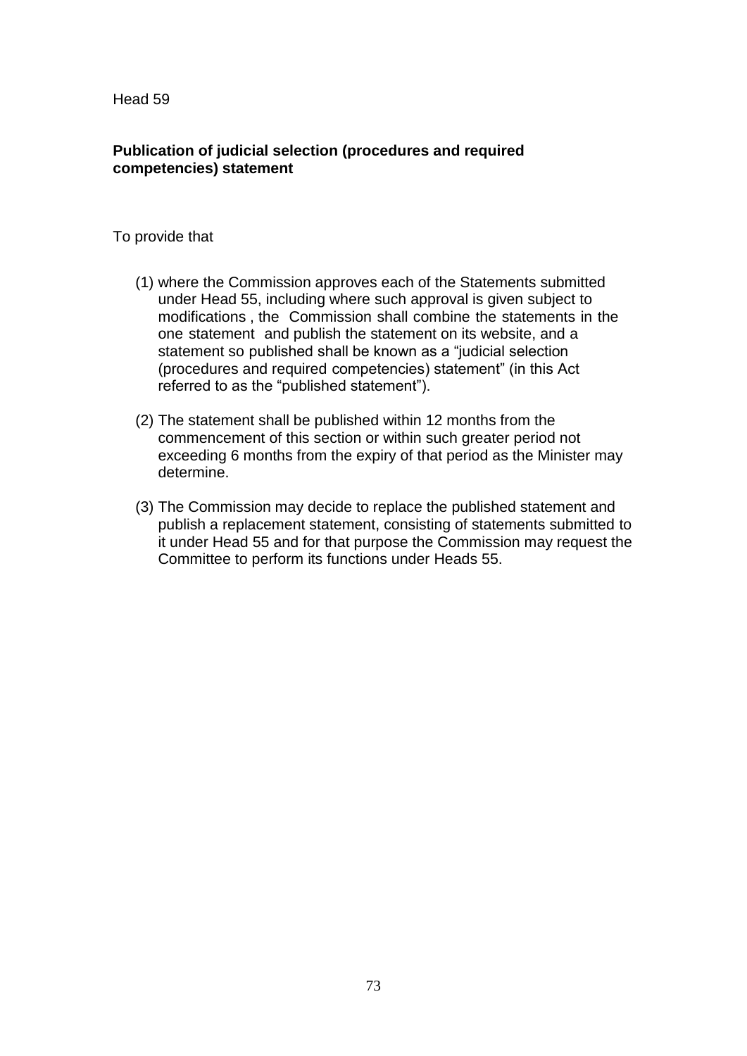Head 59

**Publication of judicial selection (procedures and required competencies) statement**

To provide that

(1) where the Commission approves each of the Statements submitted under Head 55, including where such approval is given subject to modifications , the Commission shall combine the statements in the one statement and publish the statement on its website, and a statement so published shall be known as a "judicial selection (procedures and required competencies) statement" (in this Act referred to as the "published statement").

(2) The statement shall be published within 12 months from the commencement of this section or within such greater period not exceeding 6 months from the expiry of that period as the Minister may determine.

(3) The Commission may decide to replace the published statement and publish a replacement statement, consisting of statements submitted to it under Head 55 and for that purpose the Commission may request the Committee to perform its functions under Heads 55.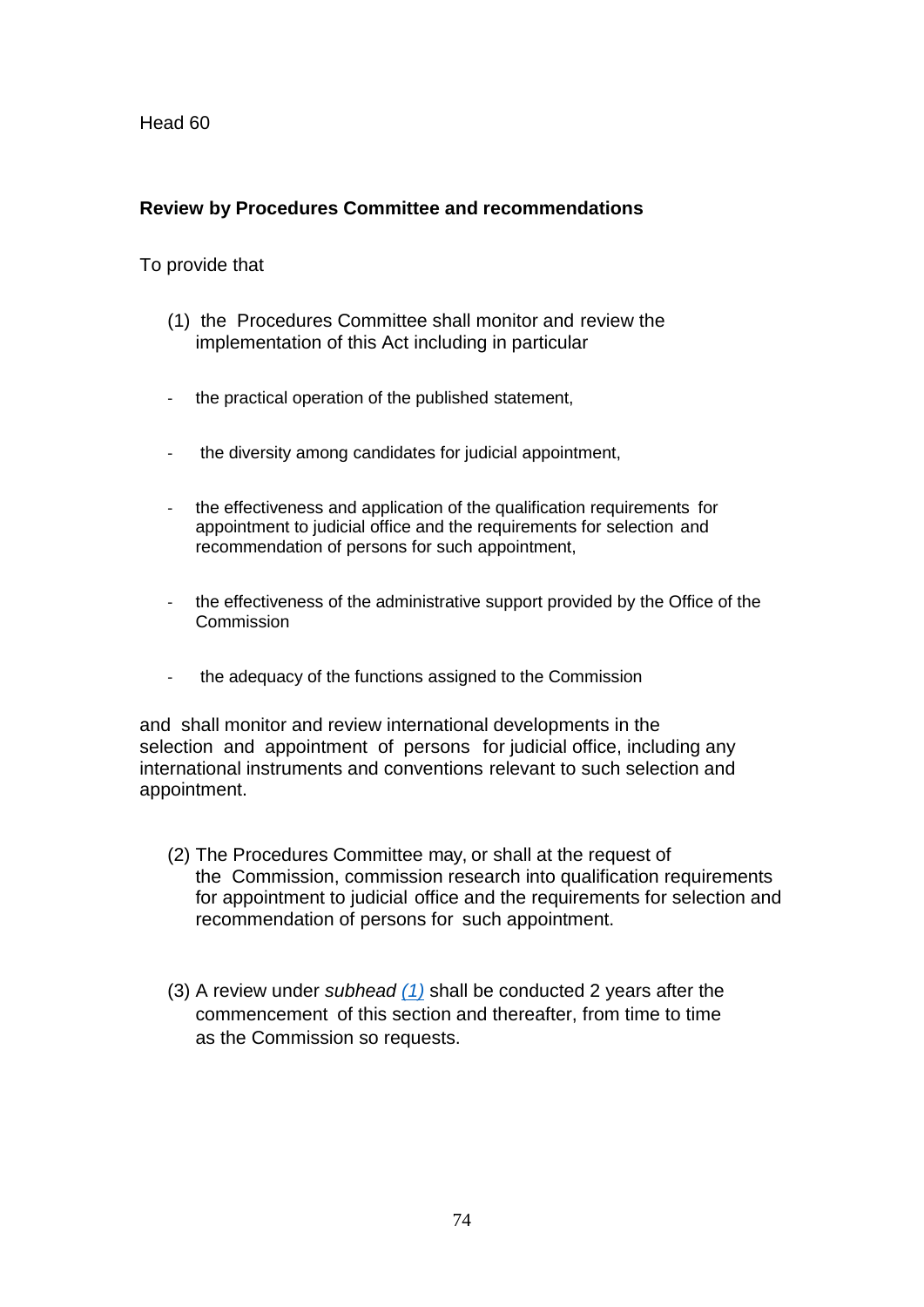Head 60

**Review by Procedures Committee and recommendations**

To provide that

(1) the Procedures Committee shall monitor and review the implementation of this Act including in particular

- the practical operation of the published statement,
- the diversity among candidates for judicial appointment,
- the effectiveness and application of the qualification requirements for appointment to judicial office and the requirements for selection and recommendation of persons for such appointment,
- the effectiveness of the administrative support provided by the Office of the Commission
- the adequacy of the functions assigned to the Commission

and shall monitor and review international developments in the selection and appointment of persons for judicial office, including any international instruments and conventions relevant to such selection and appointment.

(2) The Procedures Committee may, or shall at the request of the Commission, commission research into qualification requirements for appointment to judicial office and the requirements for selection and recommendation of persons for such appointment.

(3) A review under *subhead (1)* shall be conducted 2 years after the commencement of this section and thereafter, from time to time as the Commission so requests.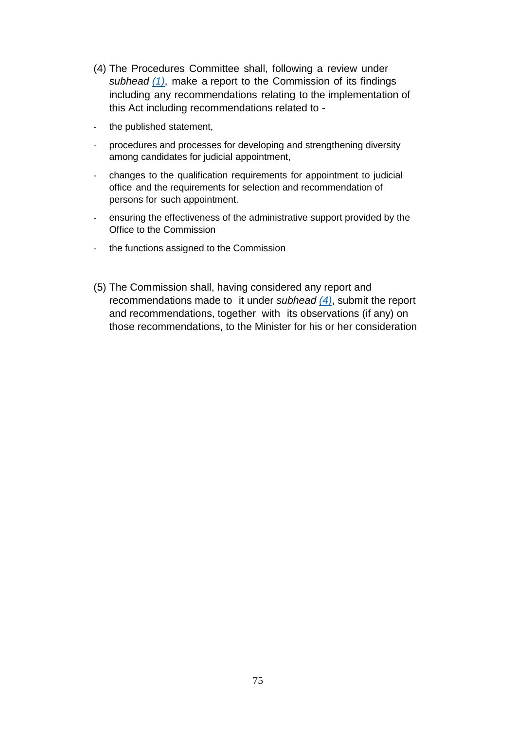(4) The Procedures Committee shall, following a review under *subhead (1)*, make a report to the Commission of its findings including any recommendations relating to the implementation of this Act including recommendations related to -

- the published statement,
- procedures and processes for developing and strengthening diversity among candidates for judicial appointment,
- changes to the qualification requirements for appointment to judicial office and the requirements for selection and recommendation of persons for such appointment.
- ensuring the effectiveness of the administrative support provided by the Office to the Commission
- the functions assigned to the Commission

(5) The Commission shall, having considered any report and recommendations made to it under *subhead (4)*, submit the report and recommendations, together with its observations (if any) on those recommendations, to the Minister for his or her consideration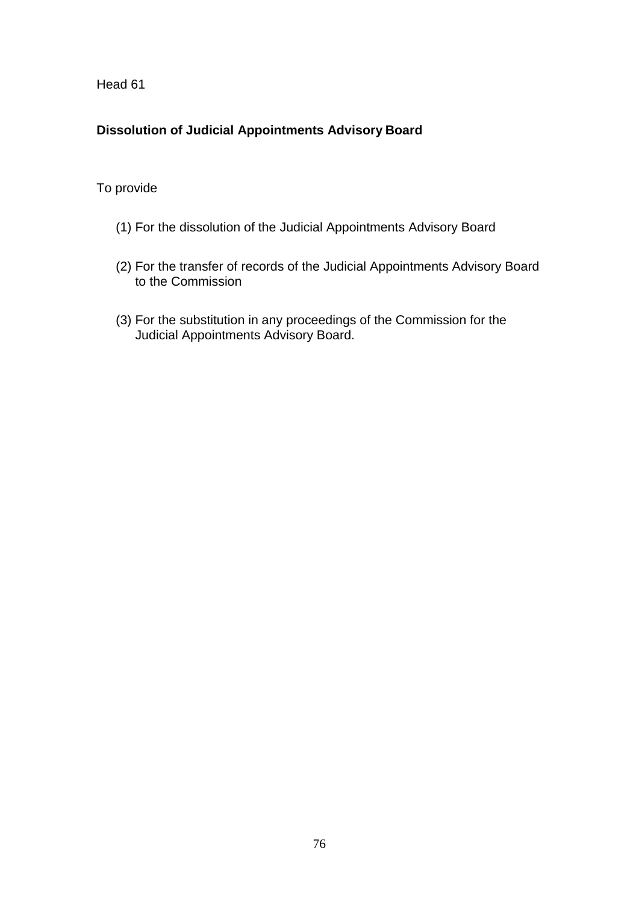Head 61

**Dissolution of Judicial Appointments Advisory Board**

To provide

(1) For the dissolution of the Judicial Appointments Advisory Board

(2) For the transfer of records of the Judicial Appointments Advisory Board to the Commission

(3) For the substitution in any proceedings of the Commission for the Judicial Appointments Advisory Board.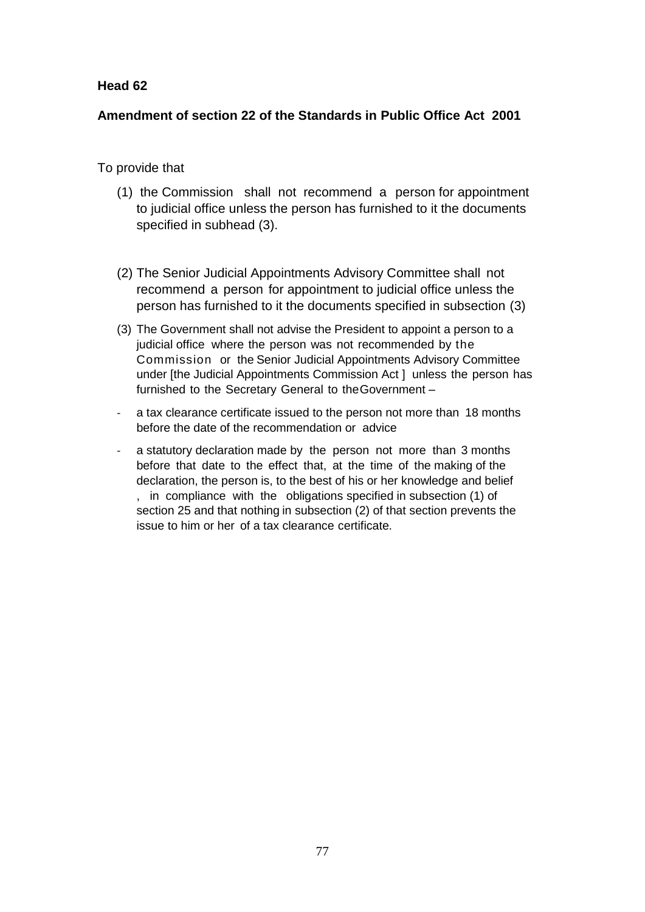**Head 62**

**Amendment of section 22 of the Standards in Public Office Act 2001**

To provide that

(1) the Commission shall not recommend a person for appointment to judicial office unless the person has furnished to it the documents specified in subhead (3).

(2) The Senior Judicial Appointments Advisory Committee shall not recommend a person for appointment to judicial office unless the person has furnished to it the documents specified in subsection (3)

(3) The Government shall not advise the President to appoint a person to a judicial office where the person was not recommended by the Commission or the Senior Judicial Appointments Advisory Committee under [the Judicial Appointments Commission Act ] unless the person has furnished to the Secretary General to theGovernment –

- a tax clearance certificate issued to the person not more than 18 months before the date of the recommendation or advice
- a statutory declaration made by the person not more than 3 months before that date to the effect that, at the time of the making of the declaration, the person is, to the best of his or her knowledge and belief , in compliance with the obligations specified in subsection (1) of section 25 and that nothing in subsection (2) of that section prevents the issue to him or her of a tax clearance certificate.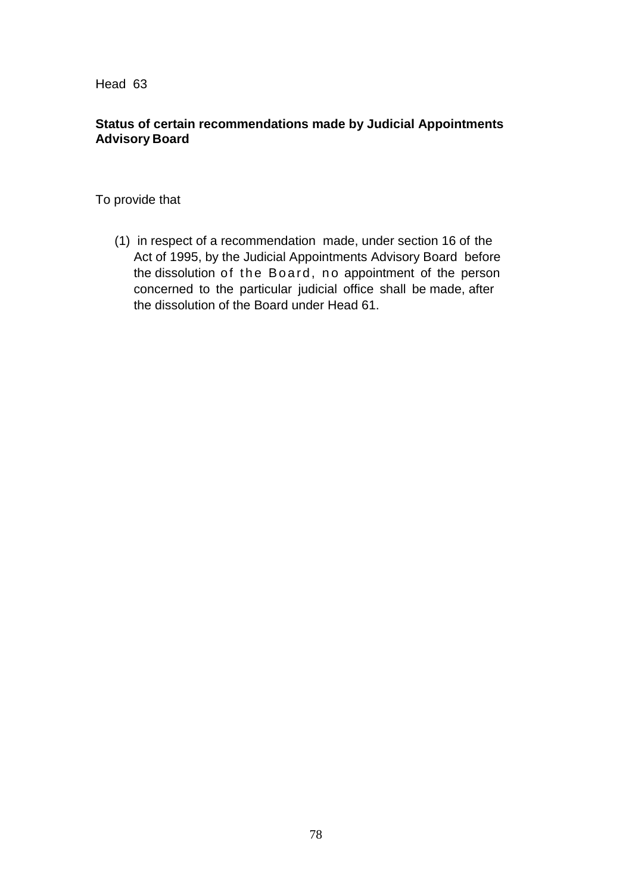Head 63

**Status of certain recommendations made by Judicial Appointments Advisory Board**

To provide that

(1) in respect of a recommendation made, under section 16 of the Act of 1995, by the Judicial Appointments Advisory Board before the dissolution of the Board, no appointment of the person concerned to the particular judicial office shall be made, after the dissolution of the Board under Head 61.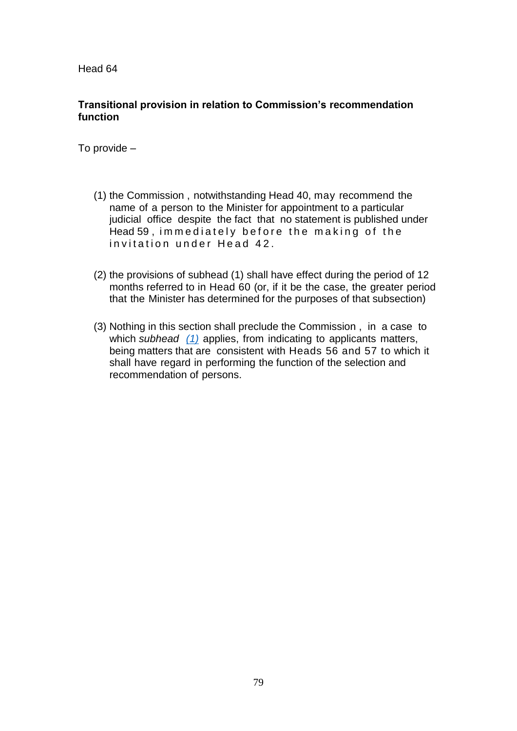Head 64

**Transitional provision in relation to Commission's recommendation function**

To provide –

(1) the Commission , notwithstanding Head 40, may recommend the name of a person to the Minister for appointment to a particular judicial office despite the fact that no statement is published under Head 59 , immediately before the making of the invitation under Head 42.

(2) the provisions of subhead (1) shall have effect during the period of 12 months referred to in Head 60 (or, if it be the case, the greater period that the Minister has determined for the purposes of that subsection)

(3) Nothing in this section shall preclude the Commission , in a case to which *subhead (1)* applies, from indicating to applicants matters, being matters that are consistent with Heads 56 and 57 to which it shall have regard in performing the function of the selection and recommendation of persons.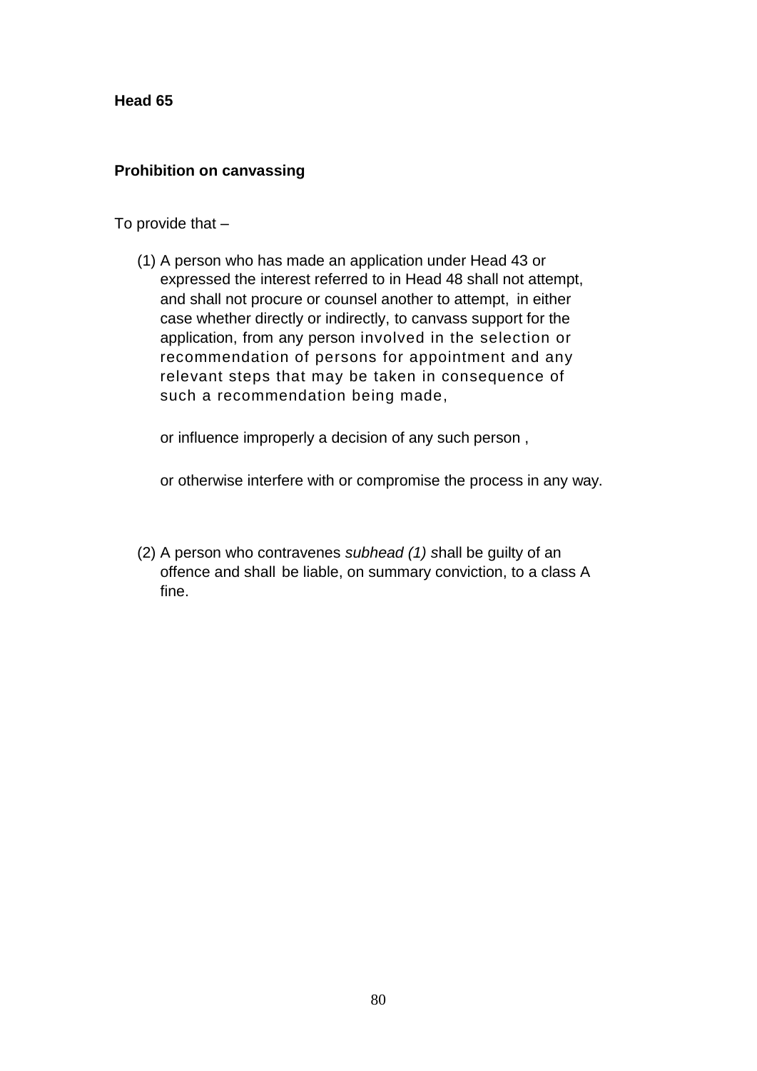**Head 65**

**Prohibition on canvassing**

To provide that –

(1) A person who has made an application under Head 43 or expressed the interest referred to in Head 48 shall not attempt, and shall not procure or counsel another to attempt, in either case whether directly or indirectly, to canvass support for the application, from any person involved in the selection or recommendation of persons for appointment and any relevant steps that may be taken in consequence of such a recommendation being made,

or influence improperly a decision of any such person ,

or otherwise interfere with or compromise the process in any way.

(2) A person who contravenes *subhead (1)* shall be guilty of an offence and shall be liable, on summary conviction, to a class A fine.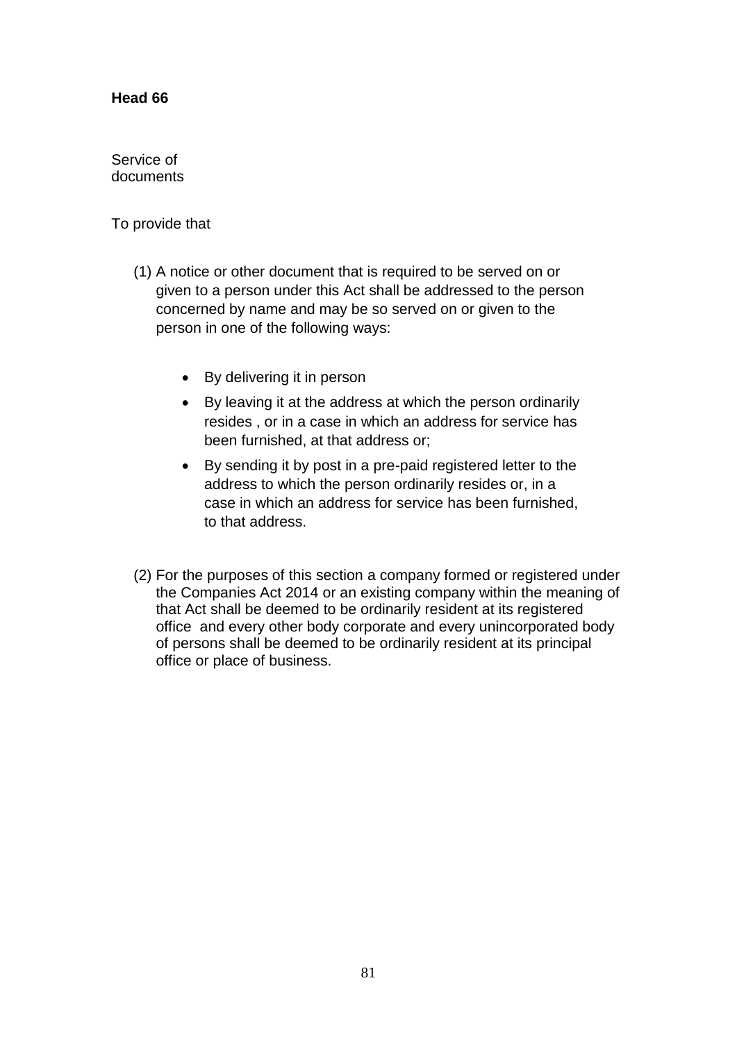**Head 66**

Service of documents

To provide that

(1) A notice or other document that is required to be served on or given to a person under this Act shall be addressed to the person concerned by name and may be so served on or given to the person in one of the following ways:

- By delivering it in person
- By leaving it at the address at which the person ordinarily resides , or in a case in which an address for service has been furnished, at that address or;
- By sending it by post in a pre-paid registered letter to the address to which the person ordinarily resides or, in a case in which an address for service has been furnished, to that address.

(2) For the purposes of this section a company formed or registered under the Companies Act 2014 or an existing company within the meaning of that Act shall be deemed to be ordinarily resident at its registered office and every other body corporate and every unincorporated body of persons shall be deemed to be ordinarily resident at its principal office or place of business.